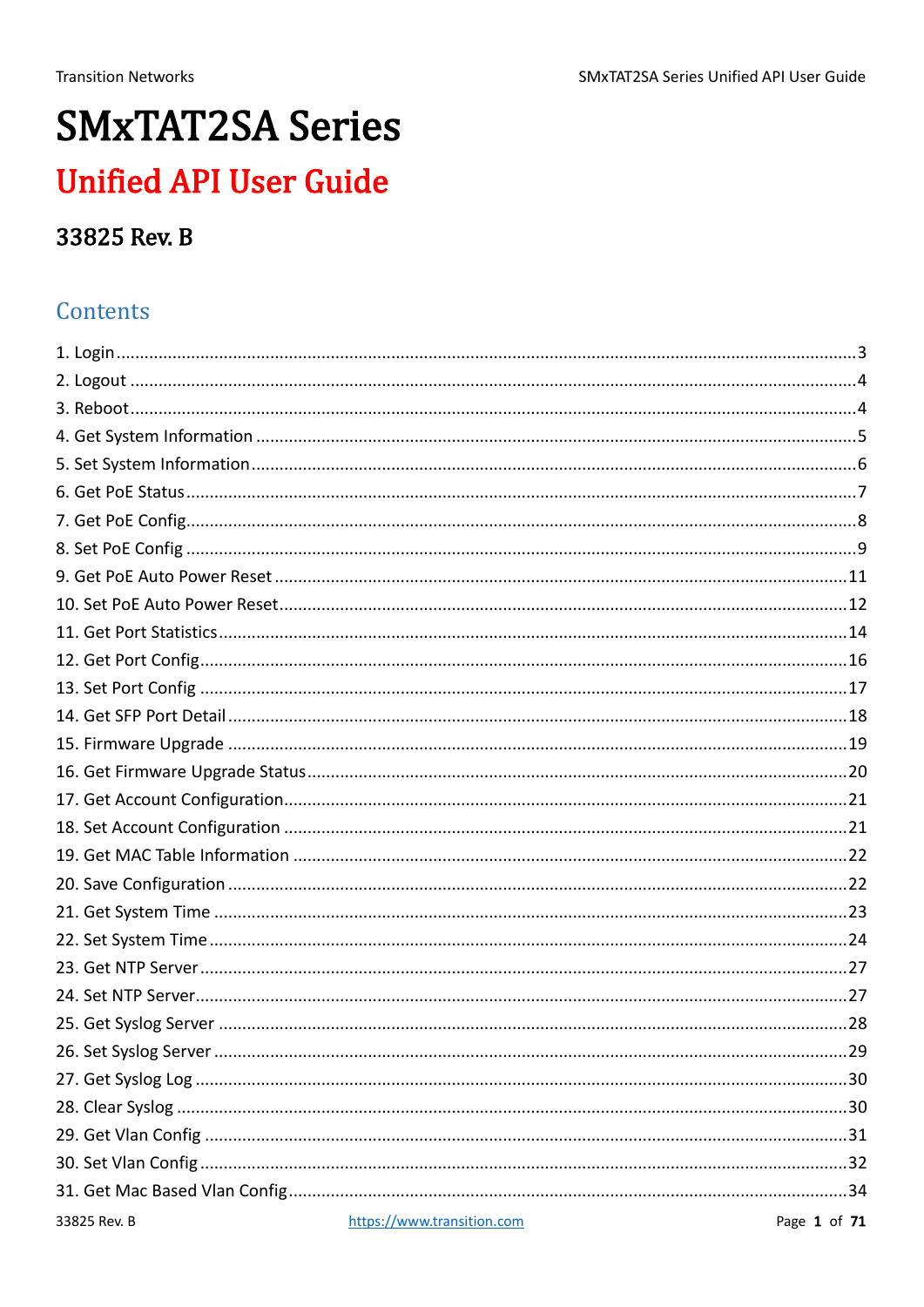# SMxTAT2SA Series

## Unified API User Guide

### 33825 Rev. B

## Contents

1. Login ........................................................................................................ 3
2. Logout ...................................................................................................... 4
3. Reboot ...................................................................................................... 4
4. Get System Information ............................................................................ 5
5. Set System Information ............................................................................. 6
6. Get PoE Status .......................................................................................... 7
7. Get PoE Config .......................................................................................... 8
8. Set PoE Config ........................................................................................... 9
9. Get PoE Auto Power Reset ...................................................................... 11
10. Set PoE Auto Power Reset ..................................................................... 12
11. Get Port Statistics .................................................................................. 14
12. Get Port Config ...................................................................................... 16
13. Set Port Config ...................................................................................... 17
14. Get SFP Port Detail ................................................................................ 18
15. Firmware Upgrade ................................................................................. 19
16. Get Firmware Upgrade Status ................................................................ 20
17. Get Account Configuration ..................................................................... 21
18. Set Account Configuration ..................................................................... 21
19. Get MAC Table Information .................................................................... 22
20. Save Configuration ................................................................................. 22
21. Get System Time ................................................................................... 23
22. Set System Time .................................................................................... 24
23. Get NTP Server ...................................................................................... 27
24. Set NTP Server ....................................................................................... 27
25. Get Syslog Server ................................................................................... 28
26. Set Syslog Server .................................................................................... 29
27. Get Syslog Log ....................................................................................... 30
28. Clear Syslog ........................................................................................... 30
29. Get Vlan Config ..................................................................................... 31
30. Set Vlan Config ...................................................................................... 32
31. Get Mac Based Vlan Config .................................................................... 34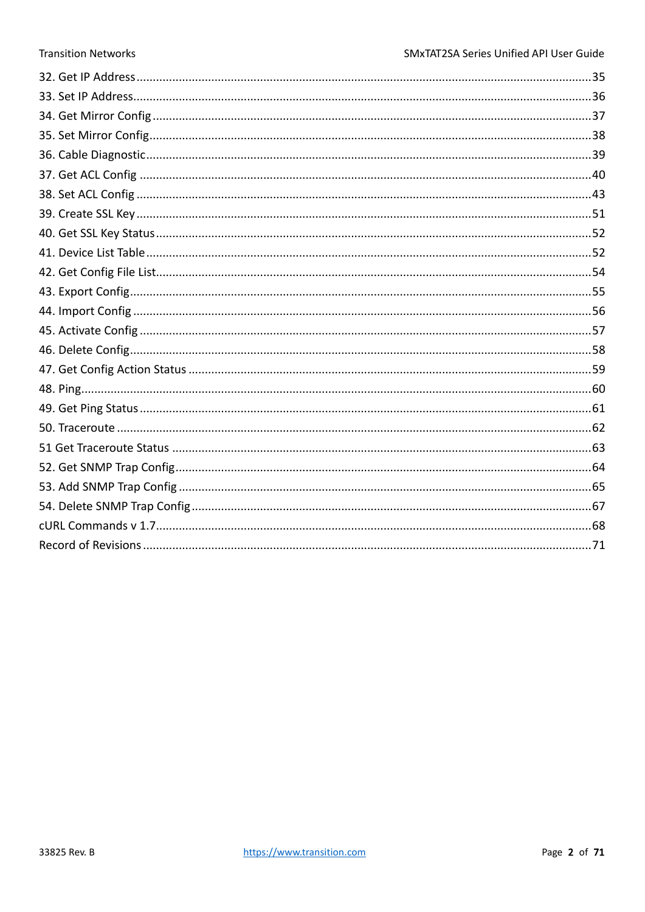32. Get IP Address ........................................................................................................35
33. Set IP Address.........................................................................................................36
34. Get Mirror Config .....................................................................................................37
35. Set Mirror Config......................................................................................................38
36. Cable Diagnostic......................................................................................................39
37. Get ACL Config ........................................................................................................40
38. Set ACL Config ........................................................................................................43
39. Create SSL Key ........................................................................................................51
40. Get SSL Key Status...................................................................................................52
41. Device List Table......................................................................................................52
42. Get Config File List...................................................................................................54
43. Export Config............................................................................................................55
44. Import Config ...........................................................................................................56
45. Activate Config ........................................................................................................57
46. Delete Config............................................................................................................58
47. Get Config Action Status ..........................................................................................59
48. Ping...........................................................................................................................60
49. Get Ping Status ........................................................................................................61
50. Traceroute ................................................................................................................62
51 Get Traceroute Status ...............................................................................................63
52. Get SNMP Trap Config.............................................................................................64
53. Add SNMP Trap Config ............................................................................................65
54. Delete SNMP Trap Config.........................................................................................67
cURL Commands v 1.7...................................................................................................68
Record of Revisions .......................................................................................................71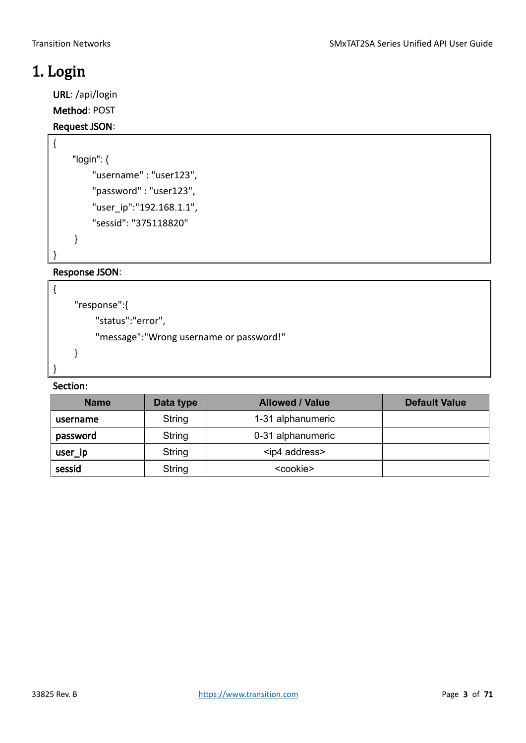# 1. Login

**URL**: /api/login

**Method**: POST

**Request JSON**:

```
{
    "login": {
        "username" : "user123",
        "password" : "user123",
        "user_ip":"192.168.1.1",
        "sessid": "375118820"
    }
}
```

**Response JSON**:

```
{
    "response":{
        "status":"error",
        "message":"Wrong username or password!"
    }
}
```

**Section:**

| Name | Data type | Allowed / Value | Default Value |
|---|---|---|---|
| **username** | String | 1-31 alphanumeric | |
| **password** | String | 0-31 alphanumeric | |
| **user_ip** | String | <ip4 address> | |
| **sessid** | String | <cookie> | |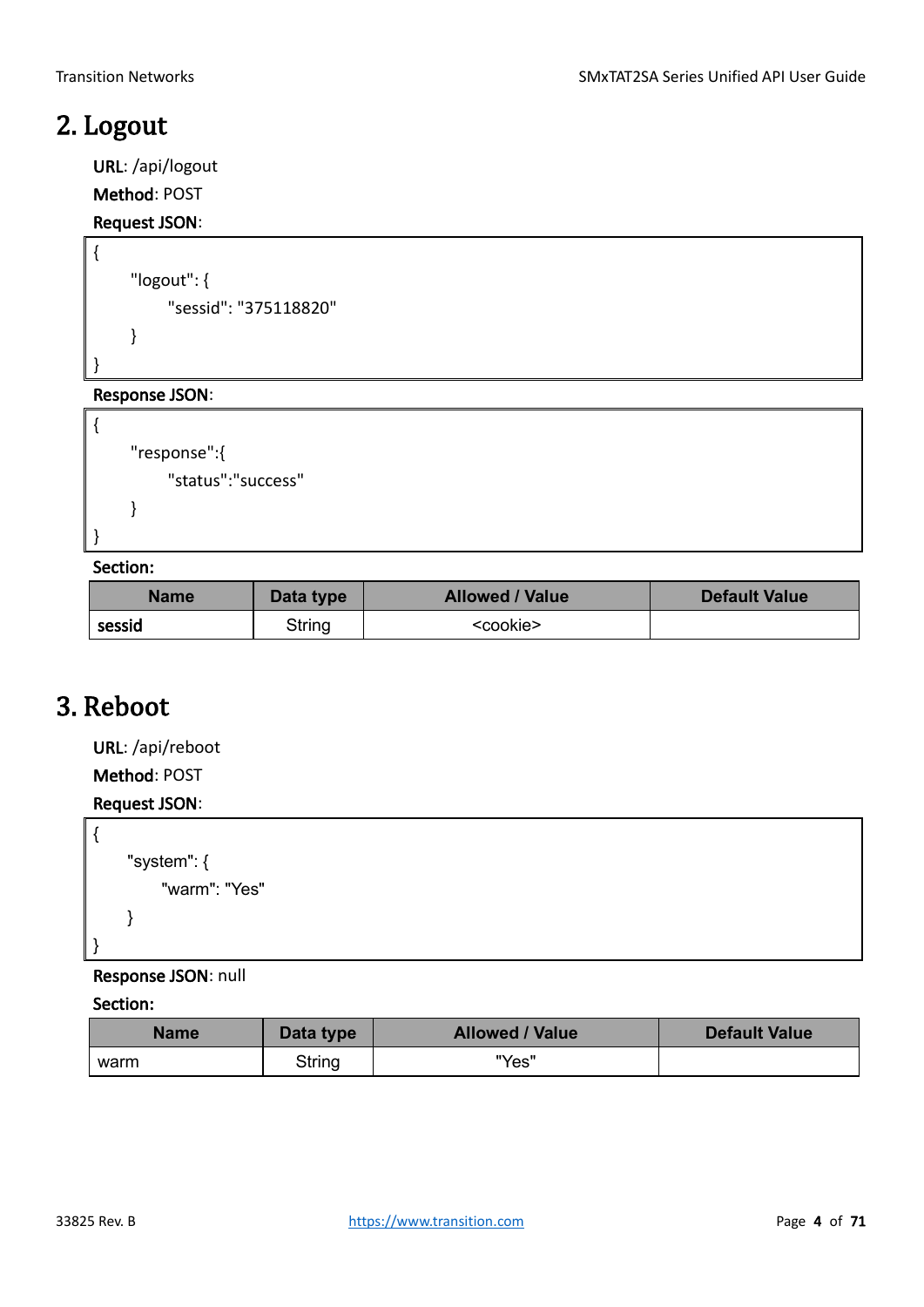# 2. Logout

**URL**: /api/logout

**Method**: POST

**Request JSON**:

```
{
    "logout": {
        "sessid": "375118820"
    }
}
```

**Response JSON**:

```
{
    "response":{
        "status":"success"
    }
}
```

**Section:**

| Name | Data type | Allowed / Value | Default Value |
|---|---|---|---|
| **sessid** | String | <cookie> | |

# 3. Reboot

**URL**: /api/reboot

**Method**: POST

**Request JSON**:

```
{
    "system": {
        "warm": "Yes"
    }
}
```

**Response JSON**: null

**Section:**

| Name | Data type | Allowed / Value | Default Value |
|---|---|---|---|
| warm | String | "Yes" | |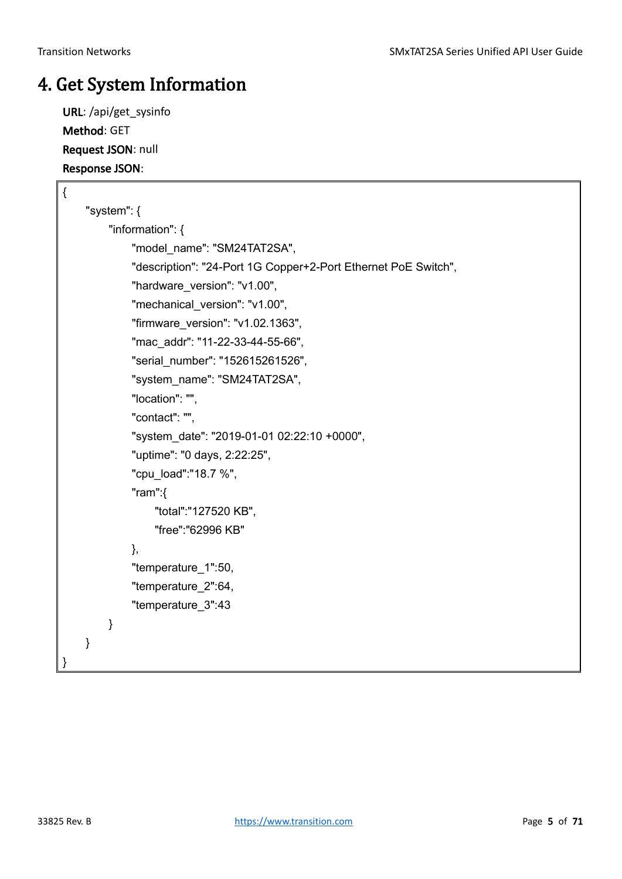# 4. Get System Information

**URL**: /api/get_sysinfo

**Method**: GET

**Request JSON**: null

**Response JSON**:

```
{
    "system": {
        "information": {
            "model_name": "SM24TAT2SA",
            "description": "24-Port 1G Copper+2-Port Ethernet PoE Switch",
            "hardware_version": "v1.00",
            "mechanical_version": "v1.00",
            "firmware_version": "v1.02.1363",
            "mac_addr": "11-22-33-44-55-66",
            "serial_number": "152615261526",
            "system_name": "SM24TAT2SA",
            "location": "",
            "contact": "",
            "system_date": "2019-01-01 02:22:10 +0000",
            "uptime": "0 days, 2:22:25",
            "cpu_load":"18.7 %",
            "ram":{
                "total":"127520 KB",
                "free":"62996 KB"
            },
            "temperature_1":50,
            "temperature_2":64,
            "temperature_3":43
        }
    }
}
```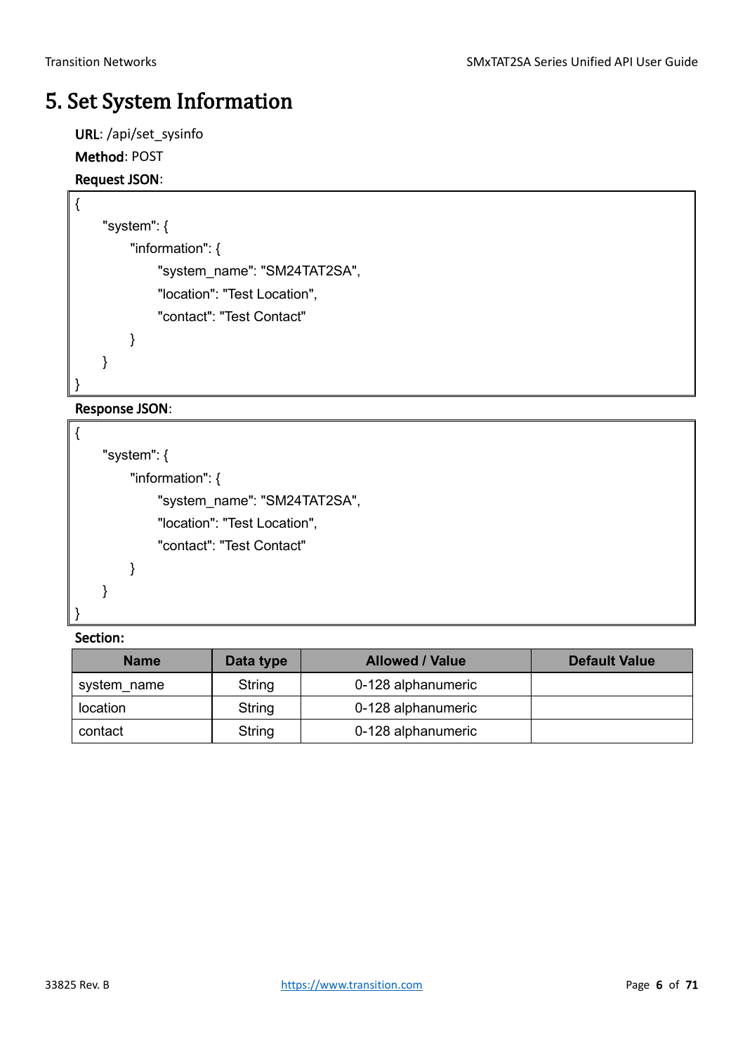# 5. Set System Information

**URL**: /api/set_sysinfo

**Method**: POST

**Request JSON**:

```
{
    "system": {
        "information": {
            "system_name": "SM24TAT2SA",
            "location": "Test Location",
            "contact": "Test Contact"
        }
    }
}
```

**Response JSON**:

```
{
    "system": {
        "information": {
            "system_name": "SM24TAT2SA",
            "location": "Test Location",
            "contact": "Test Contact"
        }
    }
}
```

**Section:**

| Name | Data type | Allowed / Value | Default Value |
|---|---|---|---|
| system_name | String | 0-128 alphanumeric | |
| location | String | 0-128 alphanumeric | |
| contact | String | 0-128 alphanumeric | |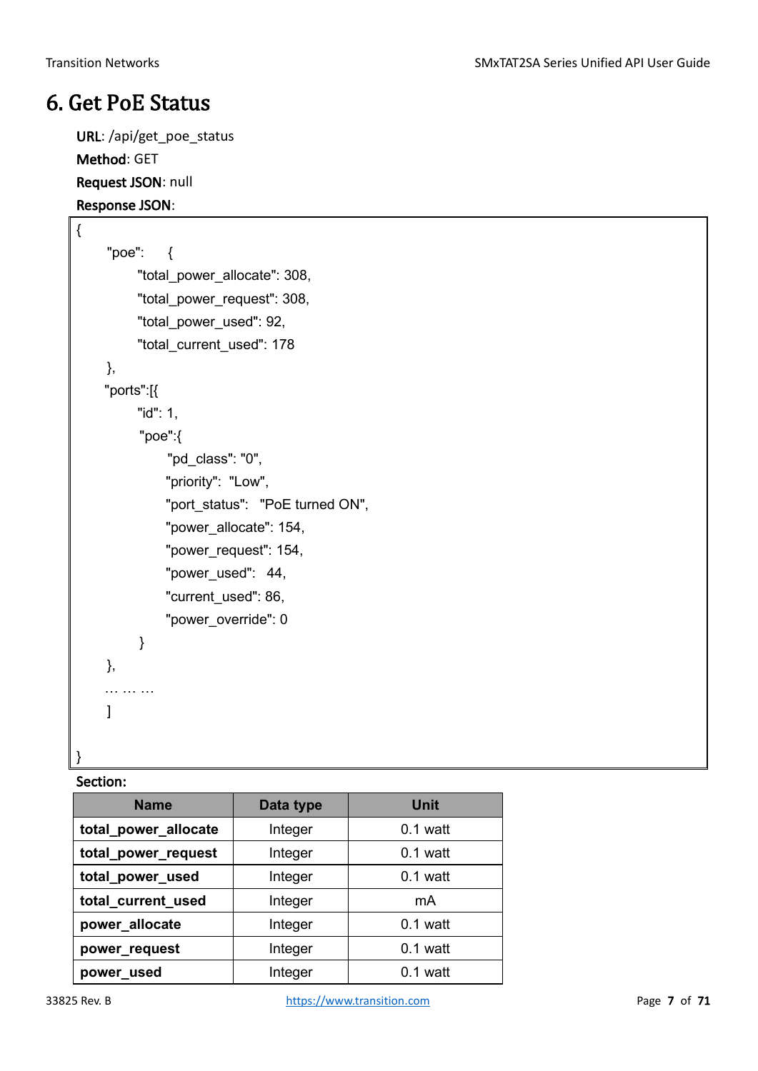# 6. Get PoE Status

**URL**: /api/get_poe_status

**Method**: GET

**Request JSON**: null

**Response JSON**:

```
{
    "poe":    {
        "total_power_allocate": 308,
        "total_power_request": 308,
        "total_power_used": 92,
        "total_current_used": 178
    },
    "ports":[{
        "id": 1,
        "poe":{
            "pd_class": "0",
            "priority":  "Low",
            "port_status":   "PoE turned ON",
            "power_allocate": 154,
            "power_request": 154,
            "power_used":   44,
            "current_used": 86,
            "power_override": 0
        }
    },
    … … …
    ]

}
```

**Section:**

| Name | Data type | Unit |
|---|---|---|
| **total_power_allocate** | Integer | 0.1 watt |
| **total_power_request** | Integer | 0.1 watt |
| **total_power_used** | Integer | 0.1 watt |
| **total_current_used** | Integer | mA |
| **power_allocate** | Integer | 0.1 watt |
| **power_request** | Integer | 0.1 watt |
| **power_used** | Integer | 0.1 watt |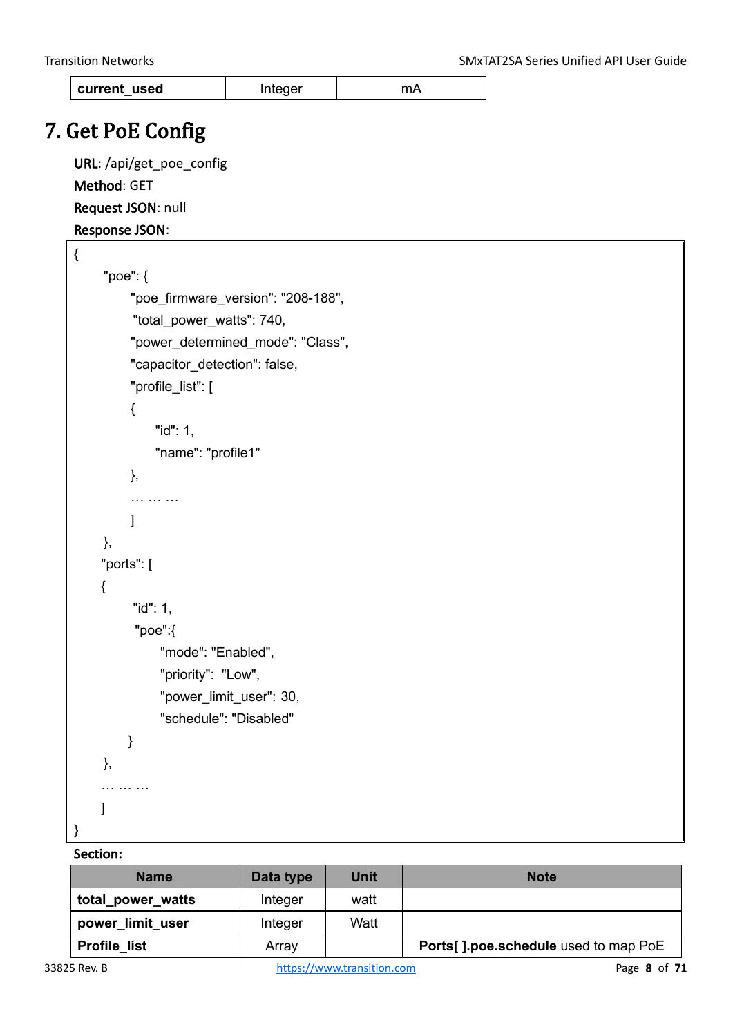| current_used | Integer | mA |
|---|---|---|

# 7. Get PoE Config

**URL**: /api/get_poe_config

**Method**: GET

**Request JSON**: null

**Response JSON**:

```
{
      "poe": {
            "poe_firmware_version": "208-188",
             "total_power_watts": 740,
            "power_determined_mode": "Class",
            "capacitor_detection": false,
            "profile_list": [
            {
                  "id": 1,
                  "name": "profile1"
            },
            … … …
            ]
      },
      "ports": [
      {
             "id": 1,
              "poe":{
                   "mode": "Enabled",
                   "priority":  "Low",
                   "power_limit_user": 30,
                   "schedule": "Disabled"
            }
      },
      … … …
      ]
}
```

**Section:**

| Name | Data type | Unit | Note |
|---|---|---|---|
| total_power_watts | Integer | watt | |
| power_limit_user | Integer | Watt | |
| Profile_list | Array | | **Ports[ ].poe.schedule** used to map PoE |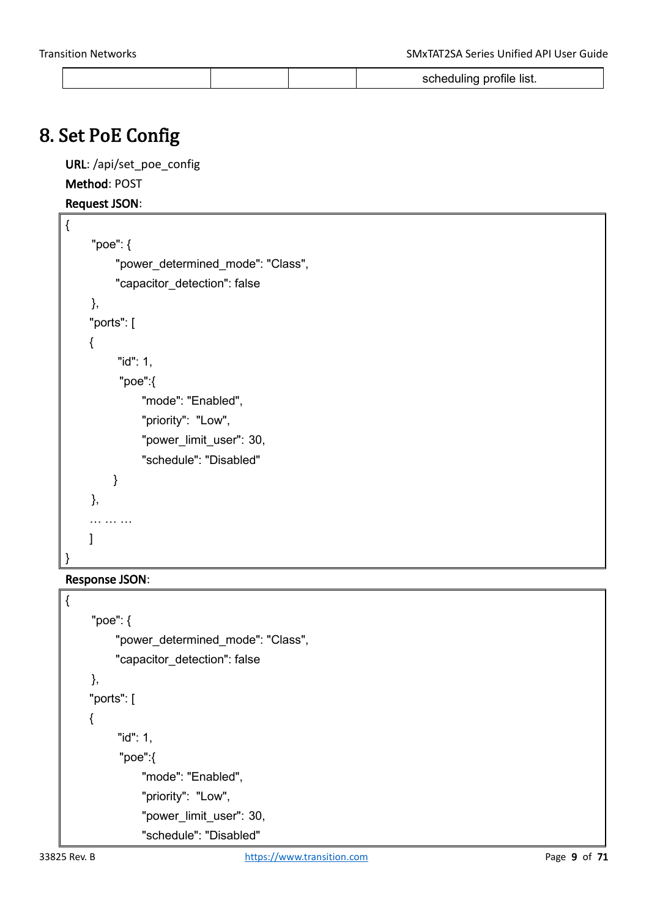| | | | scheduling profile list. |
|---|---|---|---|

# 8. Set PoE Config

**URL**: /api/set_poe_config

**Method**: POST

**Request JSON**:

```
{
    "poe": {
        "power_determined_mode": "Class",
        "capacitor_detection": false
    },
    "ports": [
    {
        "id": 1,
        "poe":{
            "mode": "Enabled",
            "priority":  "Low",
            "power_limit_user": 30,
            "schedule": "Disabled"
        }
    },
    … … …
    ]
}
```

**Response JSON**:

```
{
    "poe": {
        "power_determined_mode": "Class",
        "capacitor_detection": false
    },
    "ports": [
    {
        "id": 1,
        "poe":{
            "mode": "Enabled",
            "priority":  "Low",
            "power_limit_user": 30,
            "schedule": "Disabled"
```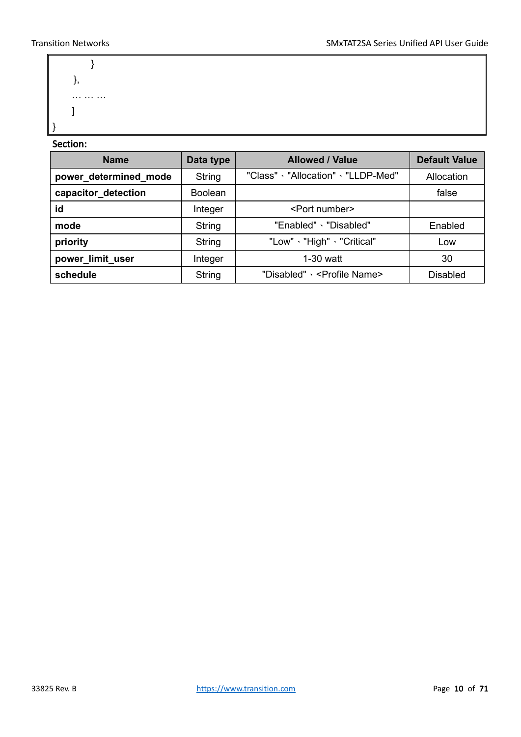```
        }
    },
    … … …
    ]
}
```

**Section:**

| Name | Data type | Allowed / Value | Default Value |
|---|---|---|---|
| **power_determined_mode** | String | "Class"、"Allocation"、"LLDP-Med" | Allocation |
| **capacitor_detection** | Boolean | | false |
| **id** | Integer | <Port number> | |
| **mode** | String | "Enabled"、"Disabled" | Enabled |
| **priority** | String | "Low"、"High"、"Critical" | Low |
| **power_limit_user** | Integer | 1-30 watt | 30 |
| **schedule** | String | "Disabled"、<Profile Name> | Disabled |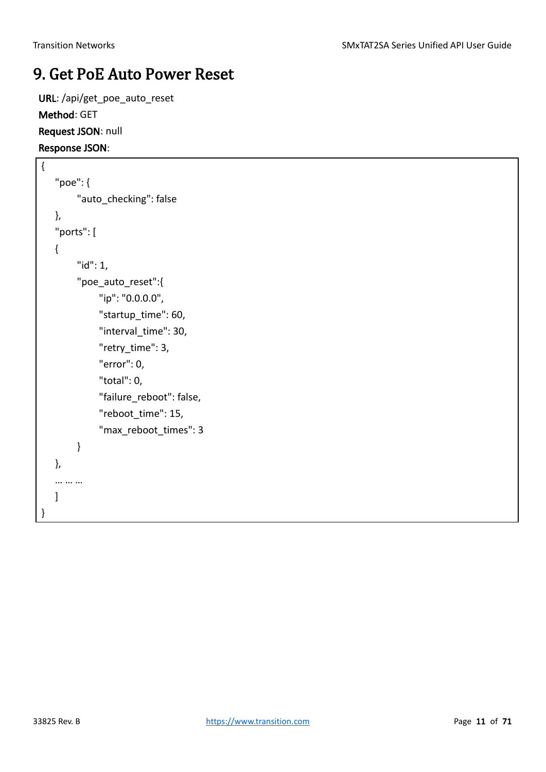# 9. Get PoE Auto Power Reset

**URL**: /api/get_poe_auto_reset

**Method**: GET

**Request JSON**: null

**Response JSON**:

```
{
    "poe": {
          "auto_checking": false
    },
    "ports": [
    {
          "id": 1,
          "poe_auto_reset":{
                "ip": "0.0.0.0",
                "startup_time": 60,
                "interval_time": 30,
                "retry_time": 3,
                "error": 0,
                "total": 0,
                "failure_reboot": false,
                "reboot_time": 15,
                "max_reboot_times": 3
          }
    },
    … … …
    ]
}
```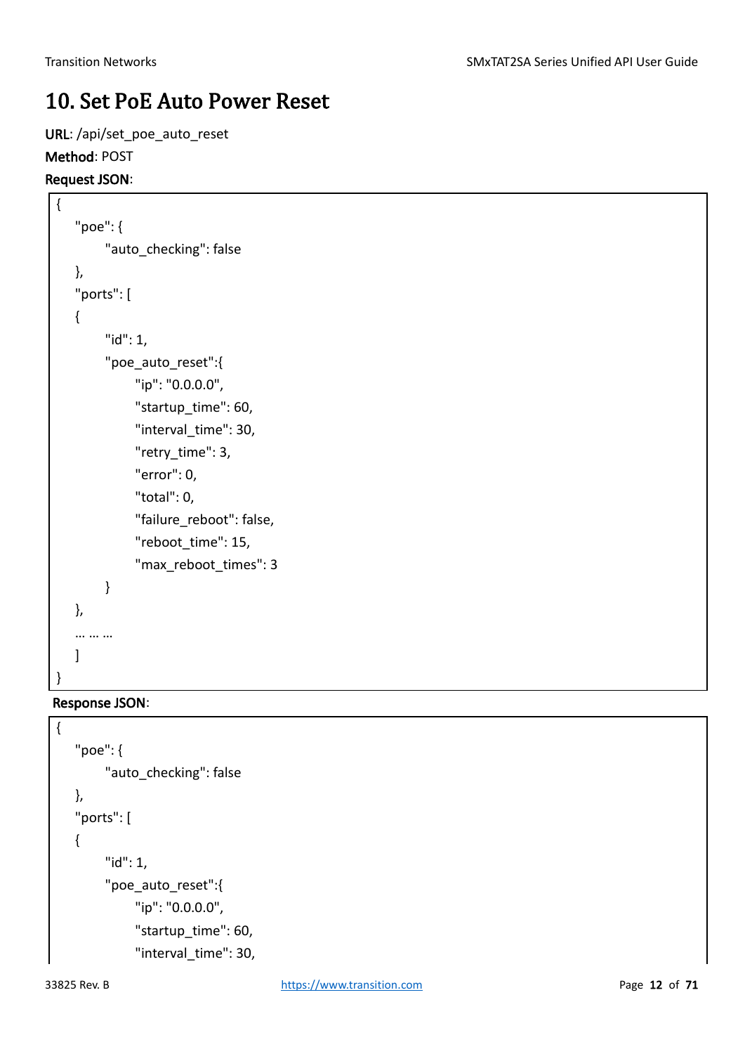# 10. Set PoE Auto Power Reset

**URL**: /api/set_poe_auto_reset

**Method**: POST

**Request JSON**:

```
{
    "poe": {
        "auto_checking": false
    },
    "ports": [
    {
        "id": 1,
        "poe_auto_reset":{
            "ip": "0.0.0.0",
            "startup_time": 60,
            "interval_time": 30,
            "retry_time": 3,
            "error": 0,
            "total": 0,
            "failure_reboot": false,
            "reboot_time": 15,
            "max_reboot_times": 3
        }
    },
    … … …
    ]
}
```

**Response JSON**:

```
{
    "poe": {
        "auto_checking": false
    },
    "ports": [
    {
        "id": 1,
        "poe_auto_reset":{
            "ip": "0.0.0.0",
            "startup_time": 60,
            "interval_time": 30,
```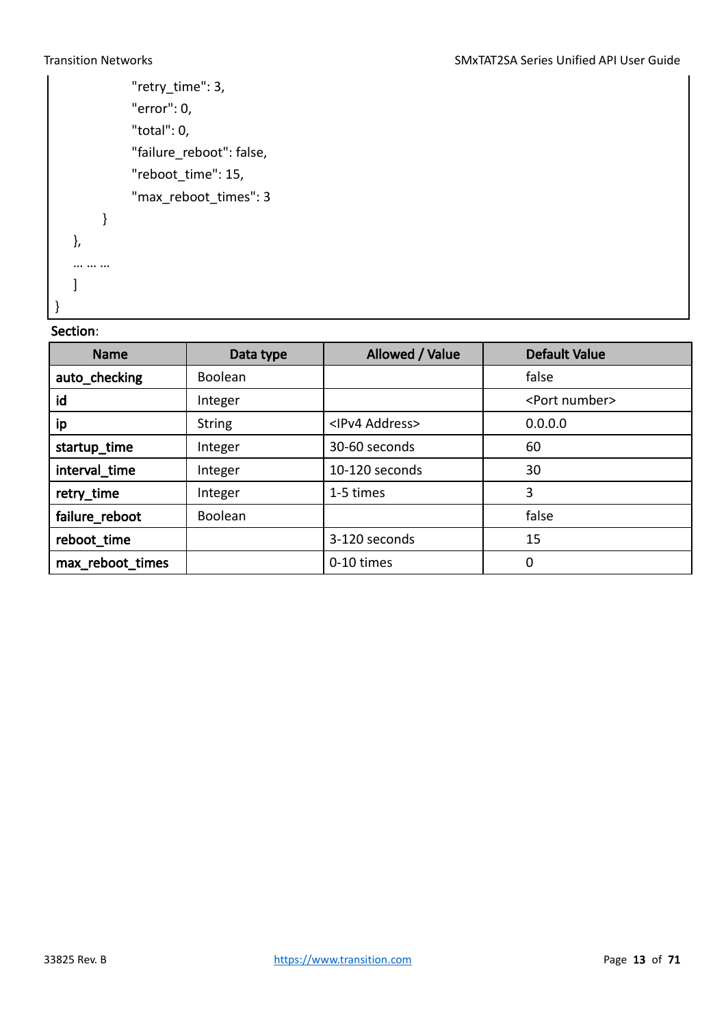```
                "retry_time": 3,
                "error": 0,
                "total": 0,
                "failure_reboot": false,
                "reboot_time": 15,
                "max_reboot_times": 3
            }
        },
        … … …
    ]
}
```

**Section**:

| Name | Data type | Allowed / Value | Default Value |
|---|---|---|---|
| **auto_checking** | Boolean | | false |
| **id** | Integer | | <Port number> |
| **ip** | String | <IPv4 Address> | 0.0.0.0 |
| **startup_time** | Integer | 30-60 seconds | 60 |
| **interval_time** | Integer | 10-120 seconds | 30 |
| **retry_time** | Integer | 1-5 times | 3 |
| **failure_reboot** | Boolean | | false |
| **reboot_time** | | 3-120 seconds | 15 |
| **max_reboot_times** | | 0-10 times | 0 |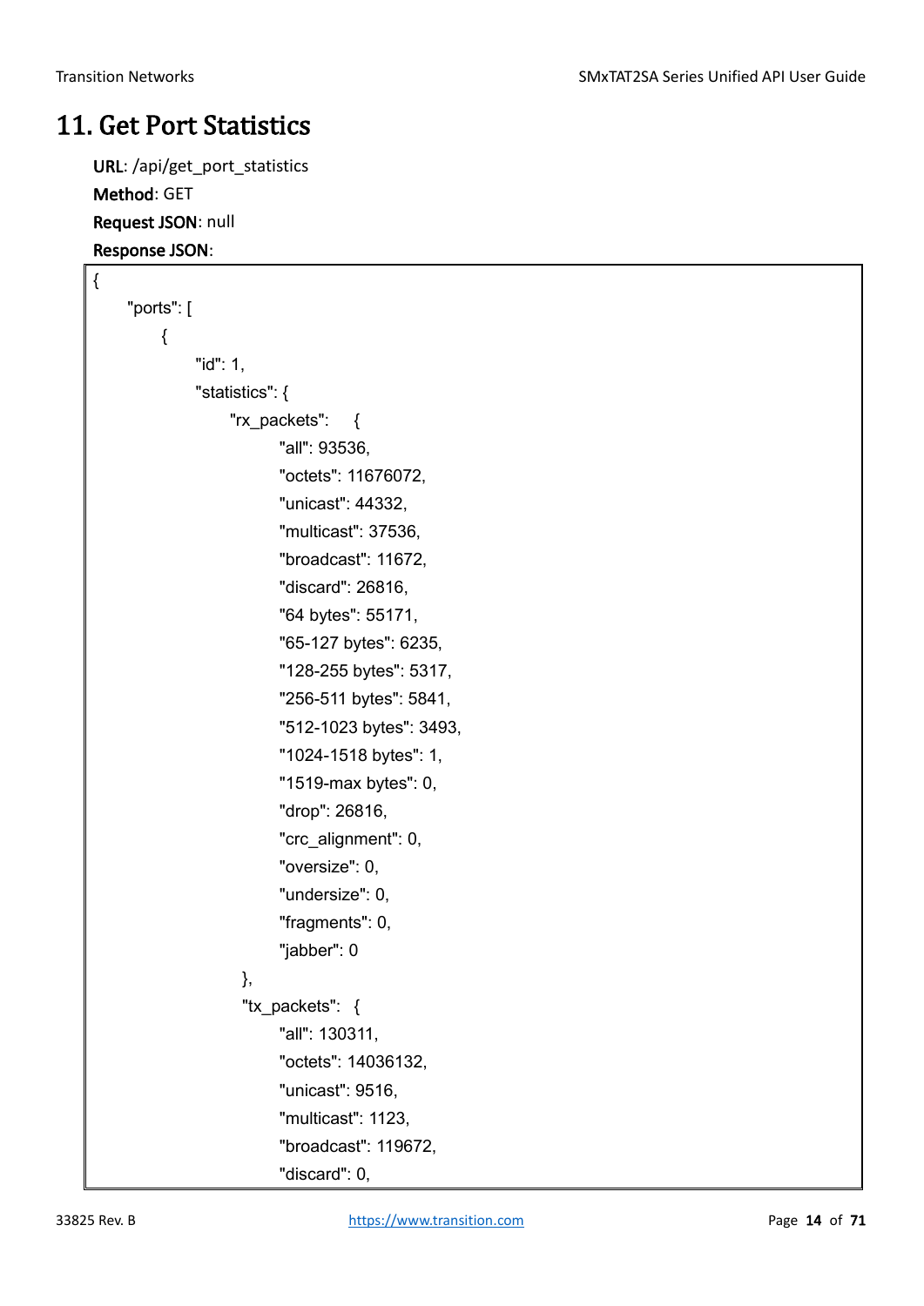# 11. Get Port Statistics

**URL**: /api/get_port_statistics

**Method**: GET

**Request JSON**: null

**Response JSON**:

```
{
    "ports": [
        {
            "id": 1,
            "statistics": {
                "rx_packets":    {
                    "all": 93536,
                    "octets": 11676072,
                    "unicast": 44332,
                    "multicast": 37536,
                    "broadcast": 11672,
                    "discard": 26816,
                    "64 bytes": 55171,
                    "65-127 bytes": 6235,
                    "128-255 bytes": 5317,
                    "256-511 bytes": 5841,
                    "512-1023 bytes": 3493,
                    "1024-1518 bytes": 1,
                    "1519-max bytes": 0,
                    "drop": 26816,
                    "crc_alignment": 0,
                    "oversize": 0,
                    "undersize": 0,
                    "fragments": 0,
                    "jabber": 0
                },
                "tx_packets":  {
                    "all": 130311,
                    "octets": 14036132,
                    "unicast": 9516,
                    "multicast": 1123,
                    "broadcast": 119672,
                    "discard": 0,
```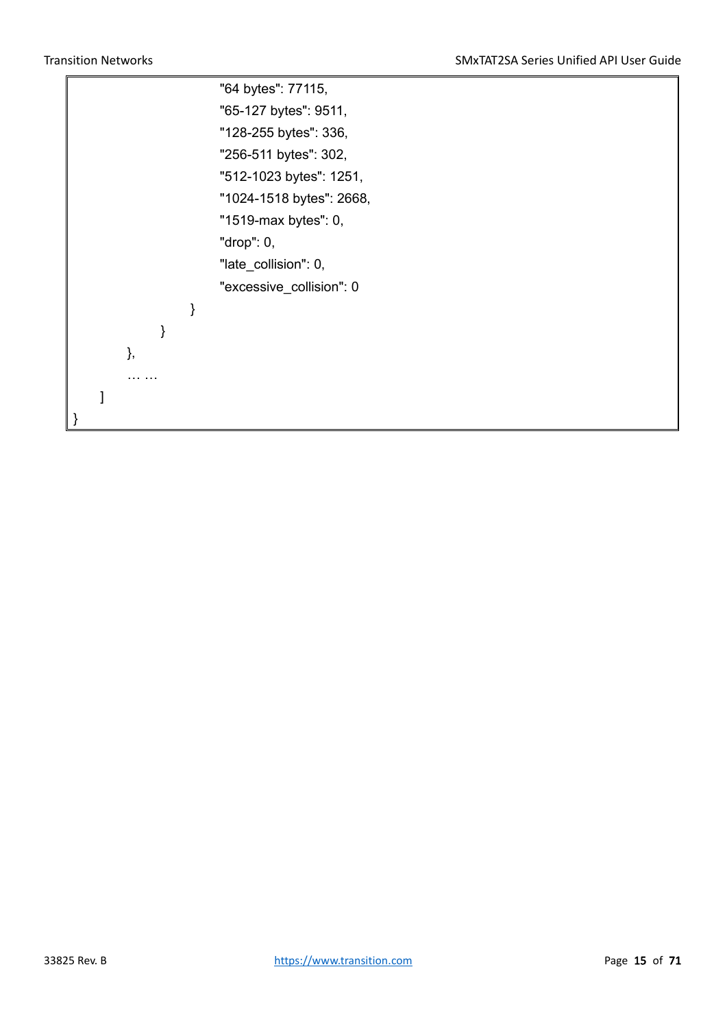```
                        "64 bytes": 77115,
                        "65-127 bytes": 9511,
                        "128-255 bytes": 336,
                        "256-511 bytes": 302,
                        "512-1023 bytes": 1251,
                        "1024-1518 bytes": 2668,
                        "1519-max bytes": 0,
                        "drop": 0,
                        "late_collision": 0,
                        "excessive_collision": 0
                    }
                }
            },
            … …
        ]
}
```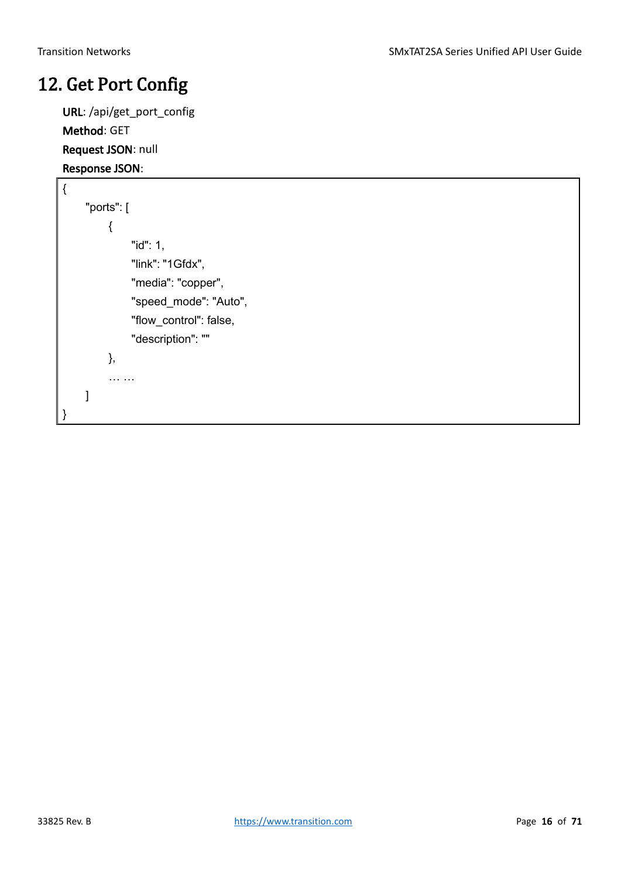# 12. Get Port Config

**URL**: /api/get_port_config

**Method**: GET

**Request JSON**: null

**Response JSON**:

```
{
    "ports": [
        {
            "id": 1,
            "link": "1Gfdx",
            "media": "copper",
            "speed_mode": "Auto",
            "flow_control": false,
            "description": ""
        },
        … …
    ]
}
```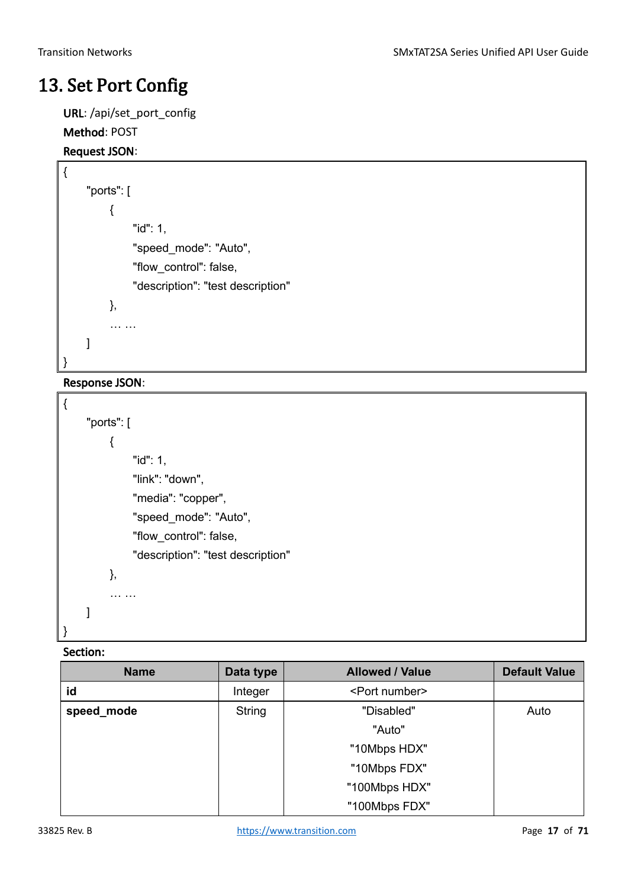# 13. Set Port Config

**URL**: /api/set_port_config

**Method**: POST

**Request JSON**:

```
{
    "ports": [
        {
            "id": 1,
            "speed_mode": "Auto",
            "flow_control": false,
            "description": "test description"
        },
        … …
    ]
}
```

**Response JSON**:

```
{
    "ports": [
        {
            "id": 1,
            "link": "down",
            "media": "copper",
            "speed_mode": "Auto",
            "flow_control": false,
            "description": "test description"
        },
        … …
    ]
}
```

**Section:**

| Name | Data type | Allowed / Value | Default Value |
|---|---|---|---|
| **id** | Integer | <Port number> | |
| **speed_mode** | String | "Disabled"<br>"Auto"<br>"10Mbps HDX"<br>"10Mbps FDX"<br>"100Mbps HDX"<br>"100Mbps FDX" | Auto |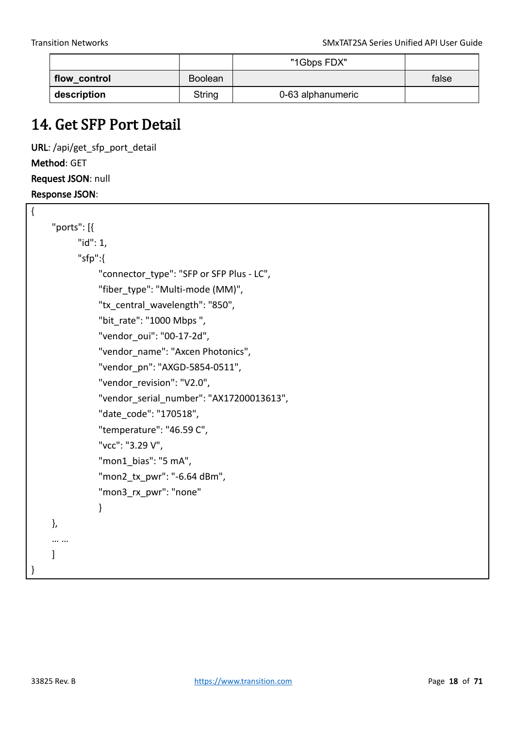| | | "1Gbps FDX" | |
|---|---|---|---|
| **flow_control** | Boolean | | false |
| **description** | String | 0-63 alphanumeric | |

# 14. Get SFP Port Detail

**URL**: /api/get_sfp_port_detail

**Method**: GET

**Request JSON**: null

**Response JSON**:

```
{
    "ports": [{
        "id": 1,
        "sfp":{
            "connector_type": "SFP or SFP Plus - LC",
            "fiber_type": "Multi-mode (MM)",
            "tx_central_wavelength": "850",
            "bit_rate": "1000 Mbps ",
            "vendor_oui": "00-17-2d",
            "vendor_name": "Axcen Photonics",
            "vendor_pn": "AXGD-5854-0511",
            "vendor_revision": "V2.0",
            "vendor_serial_number": "AX17200013613",
            "date_code": "170518",
            "temperature": "46.59 C",
            "vcc": "3.29 V",
            "mon1_bias": "5 mA",
            "mon2_tx_pwr": "-6.64 dBm",
            "mon3_rx_pwr": "none"
            }
    },
    … …
    ]
}
```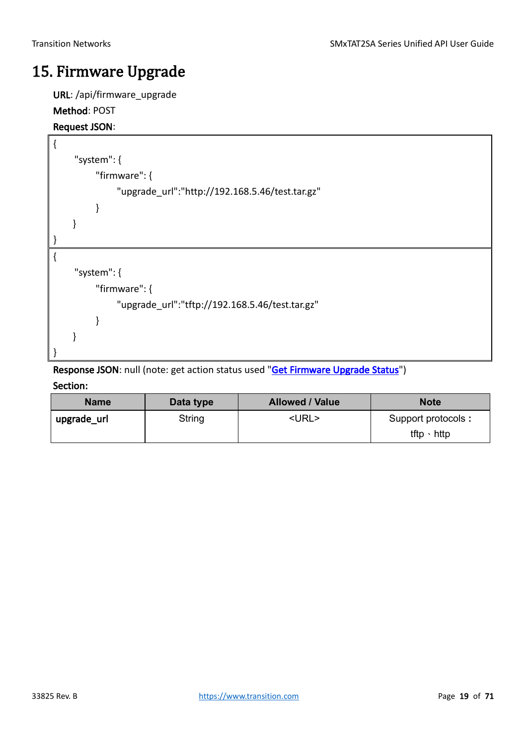# 15. Firmware Upgrade

**URL**: /api/firmware_upgrade

**Method**: POST

**Request JSON**:

```
{
    "system": {
        "firmware": {
            "upgrade_url":"http://192.168.5.46/test.tar.gz"
        }
    }
}
```

```
{
    "system": {
        "firmware": {
            "upgrade_url":"tftp://192.168.5.46/test.tar.gz"
        }
    }
}
```

**Response JSON**: null (note: get action status used "Get Firmware Upgrade Status")

**Section:**

| Name | Data type | Allowed / Value | Note |
|---|---|---|---|
| **upgrade_url** | String | <URL> | Support protocols：tftp、http |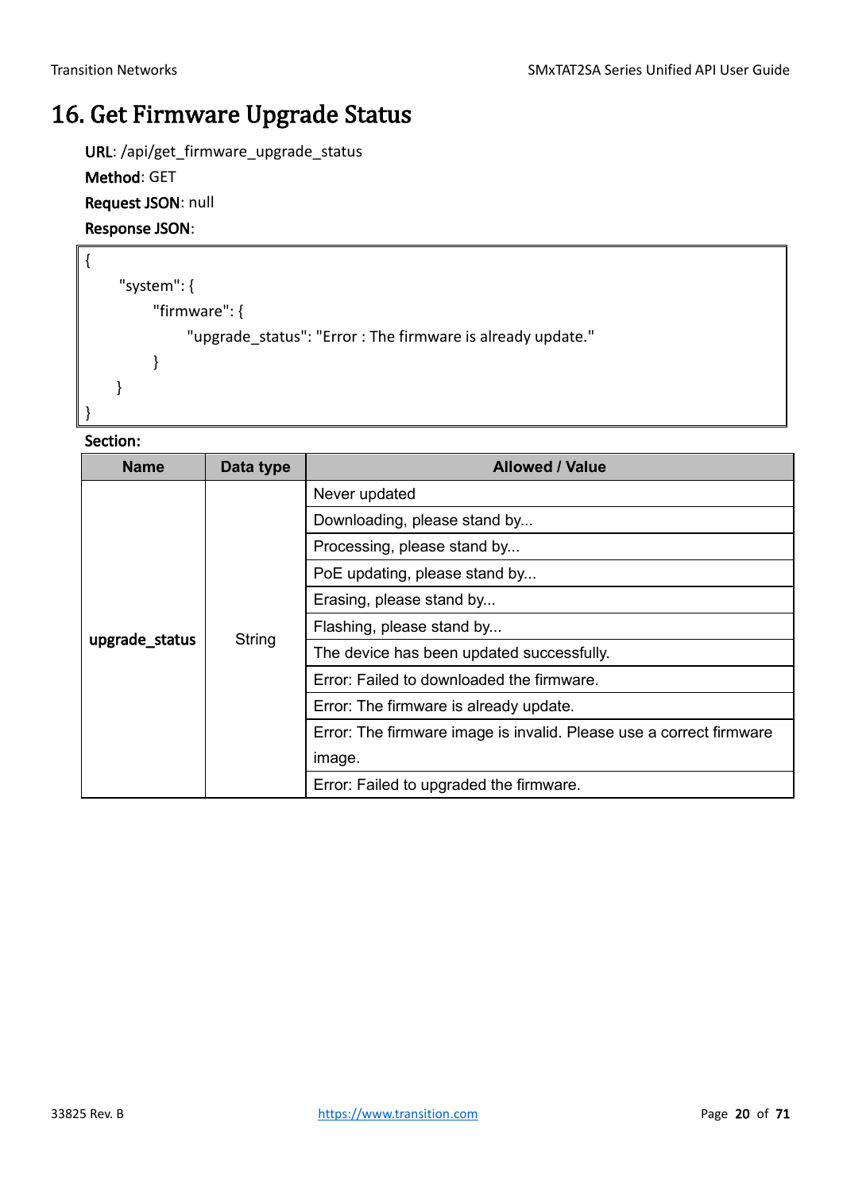# 16. Get Firmware Upgrade Status

**URL**: /api/get_firmware_upgrade_status

**Method**: GET

**Request JSON**: null

**Response JSON**:

```
{
    "system": {
        "firmware": {
            "upgrade_status": "Error : The firmware is already update."
        }
    }
}
```

**Section:**

| Name | Data type | Allowed / Value |
|---|---|---|
| **upgrade_status** | String | Never updated |
| | | Downloading, please stand by... |
| | | Processing, please stand by... |
| | | PoE updating, please stand by... |
| | | Erasing, please stand by... |
| | | Flashing, please stand by... |
| | | The device has been updated successfully. |
| | | Error: Failed to downloaded the firmware. |
| | | Error: The firmware is already update. |
| | | Error: The firmware image is invalid. Please use a correct firmware image. |
| | | Error: Failed to upgraded the firmware. |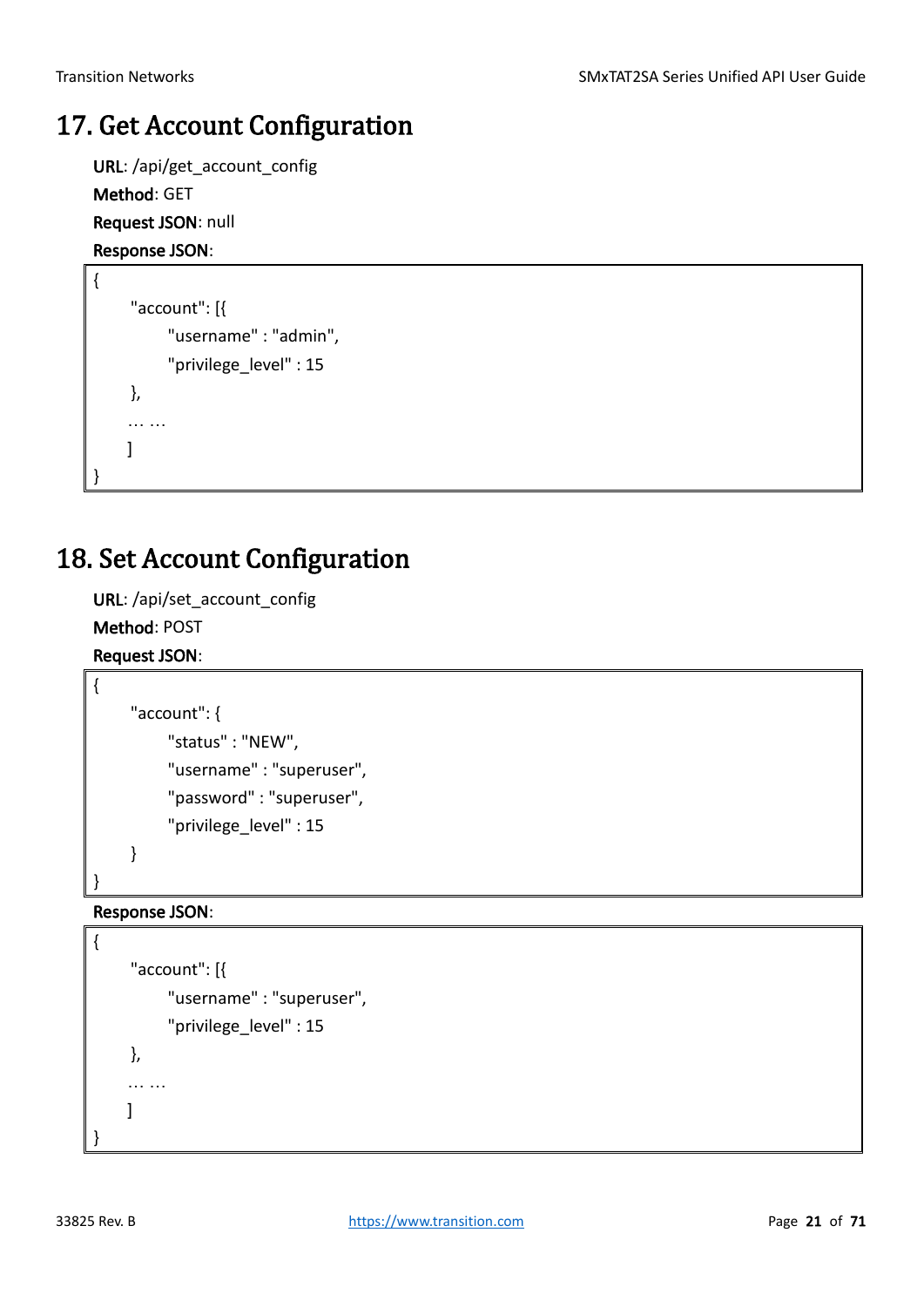# 17. Get Account Configuration

**URL**: /api/get_account_config

**Method**: GET

**Request JSON**: null

**Response JSON**:

```
{
      "account": [{
            "username" : "admin",
            "privilege_level" : 15
      },
      … …
      ]
}
```

# 18. Set Account Configuration

**URL**: /api/set_account_config

**Method**: POST

**Request JSON**:

```
{
      "account": {
            "status" : "NEW",
            "username" : "superuser",
            "password" : "superuser",
            "privilege_level" : 15
      }
}
```

**Response JSON**:

```
{
      "account": [{
            "username" : "superuser",
            "privilege_level" : 15
      },
      … …
      ]
}
```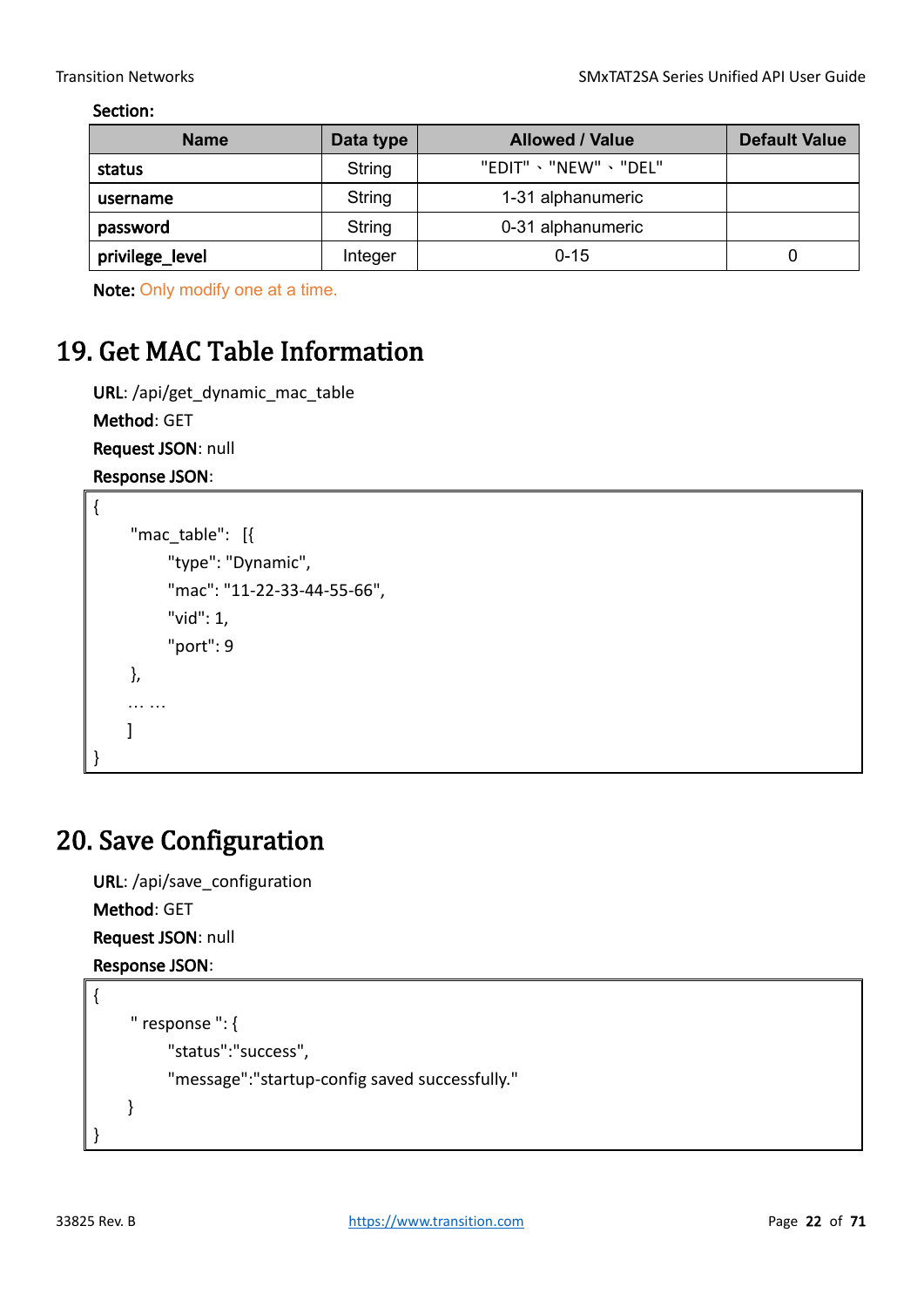**Section:**

| Name | Data type | Allowed / Value | Default Value |
|---|---|---|---|
| **status** | String | "EDIT" 、"NEW" 、"DEL" | |
| **username** | String | 1-31 alphanumeric | |
| **password** | String | 0-31 alphanumeric | |
| **privilege_level** | Integer | 0-15 | 0 |

**Note:** Only modify one at a time.

## 19. Get MAC Table Information

**URL**: /api/get_dynamic_mac_table

**Method**: GET

**Request JSON**: null

**Response JSON**:

```
{
    "mac_table":  [{
        "type": "Dynamic",
        "mac": "11-22-33-44-55-66",
        "vid": 1,
        "port": 9
    },
    … …
    ]
}
```

## 20. Save Configuration

**URL**: /api/save_configuration

**Method**: GET

**Request JSON**: null

**Response JSON**:

```
{
    " response ": {
        "status":"success",
        "message":"startup-config saved successfully."
    }
}
```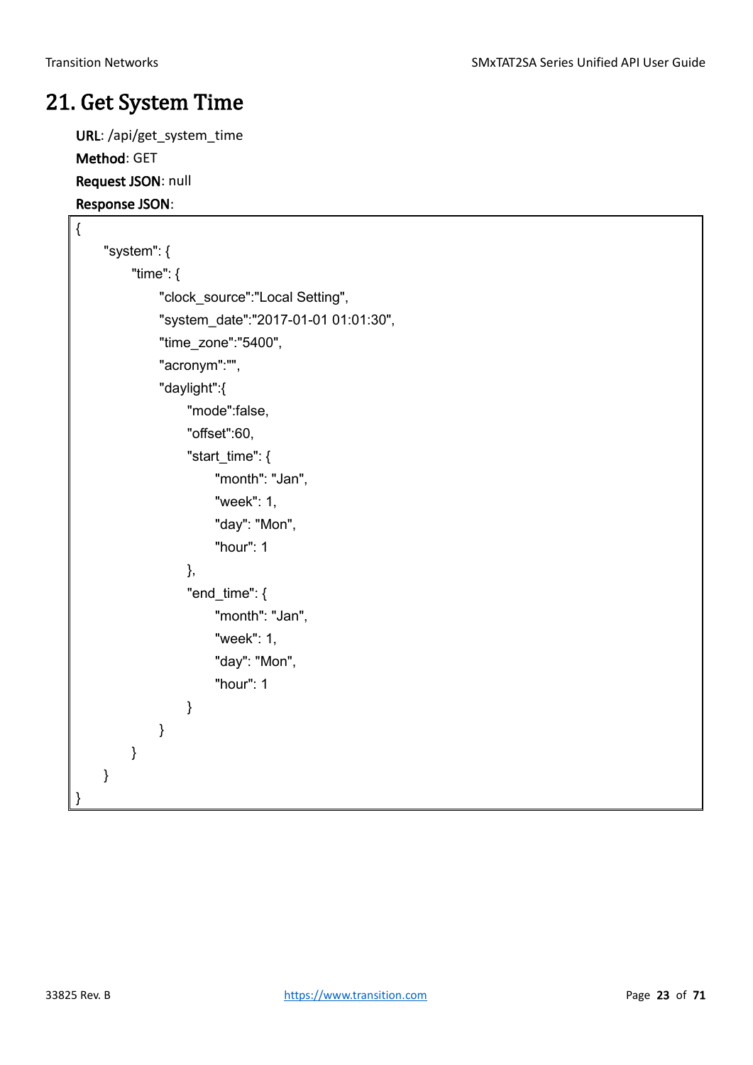# 21. Get System Time

**URL**: /api/get_system_time

**Method**: GET

**Request JSON**: null

**Response JSON**:

```
{
    "system": {
        "time": {
            "clock_source":"Local Setting",
            "system_date":"2017-01-01 01:01:30",
            "time_zone":"5400",
            "acronym":"",
            "daylight":{
                "mode":false,
                "offset":60,
                "start_time": {
                    "month": "Jan",
                    "week": 1,
                    "day": "Mon",
                    "hour": 1
                },
                "end_time": {
                    "month": "Jan",
                    "week": 1,
                    "day": "Mon",
                    "hour": 1
                }
            }
        }
    }
}
```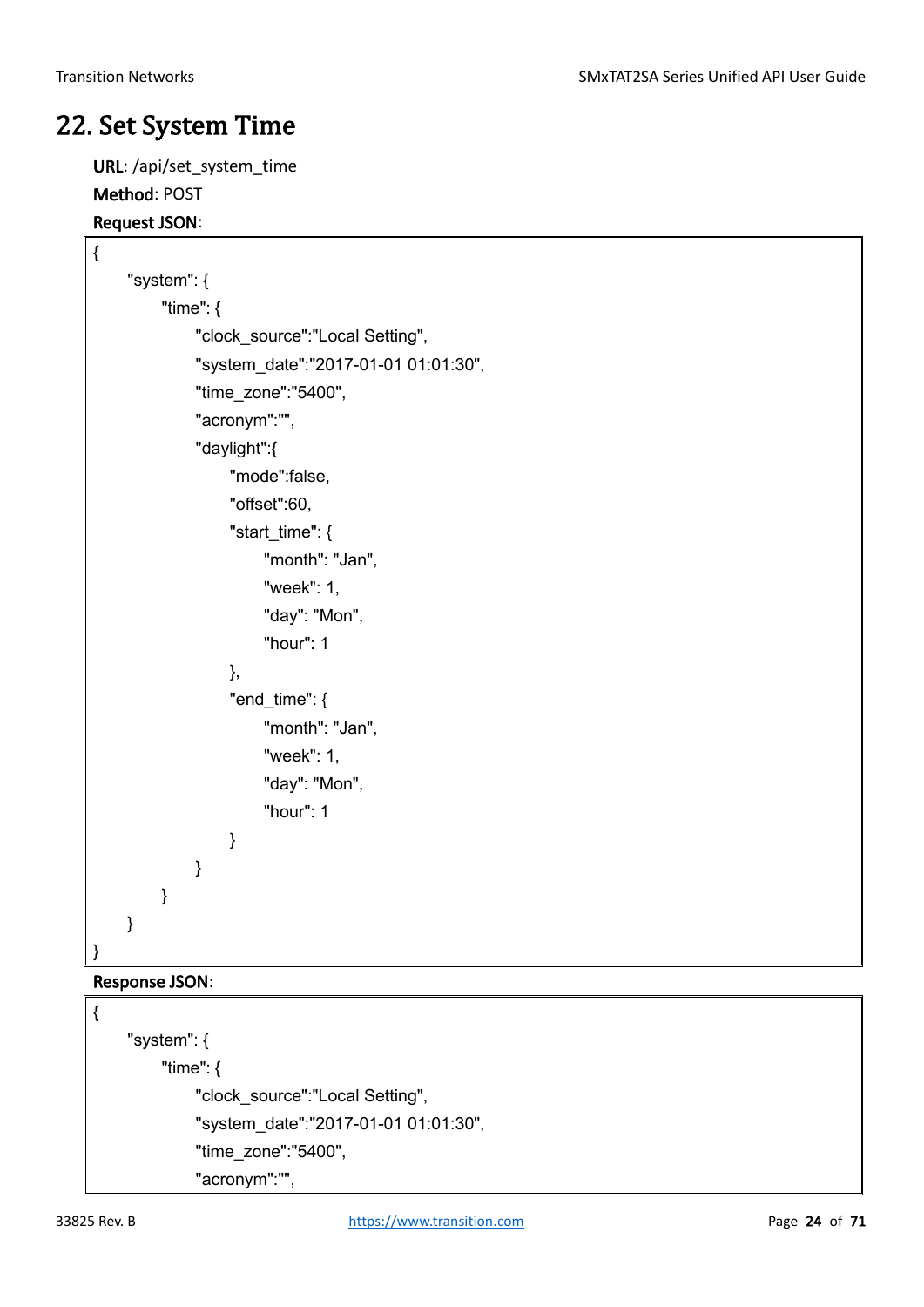# 22. Set System Time

**URL**: /api/set_system_time

**Method**: POST

**Request JSON**:

```
{
    "system": {
        "time": {
            "clock_source":"Local Setting",
            "system_date":"2017-01-01 01:01:30",
            "time_zone":"5400",
            "acronym":"",
            "daylight":{
                "mode":false,
                "offset":60,
                "start_time": {
                    "month": "Jan",
                    "week": 1,
                    "day": "Mon",
                    "hour": 1
                },
                "end_time": {
                    "month": "Jan",
                    "week": 1,
                    "day": "Mon",
                    "hour": 1
                }
            }
        }
    }
}
```

**Response JSON**:

```
{
    "system": {
        "time": {
            "clock_source":"Local Setting",
            "system_date":"2017-01-01 01:01:30",
            "time_zone":"5400",
            "acronym":"",
```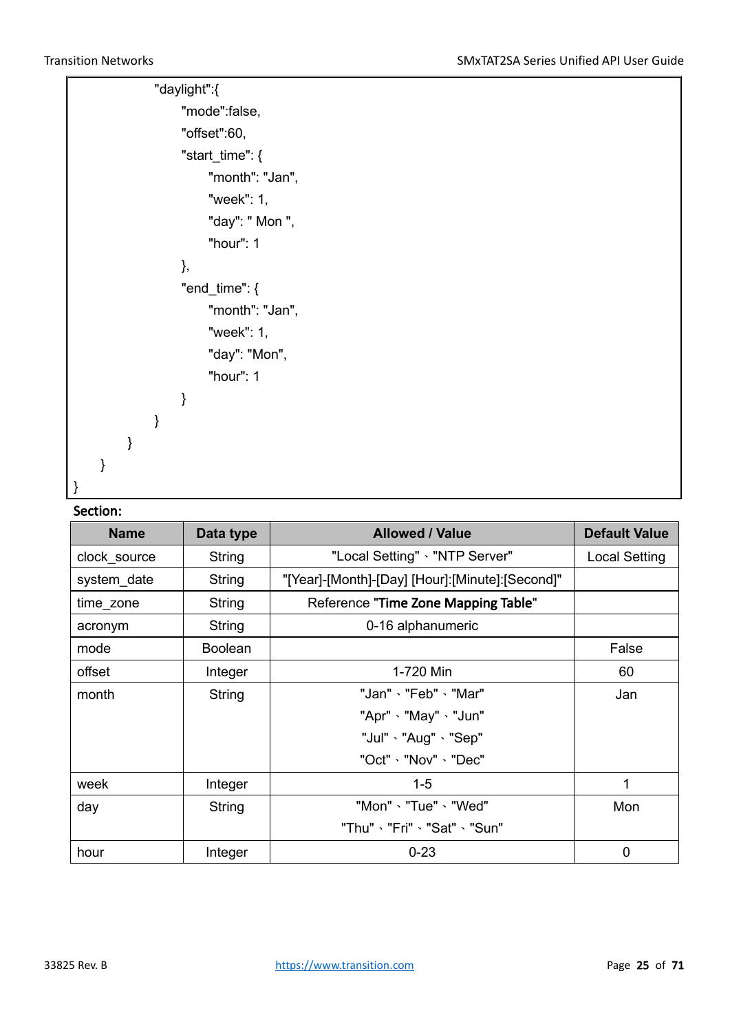```
                "daylight":{
                    "mode":false,
                    "offset":60,
                    "start_time": {
                        "month": "Jan",
                        "week": 1,
                        "day": " Mon ",
                        "hour": 1
                    },
                    "end_time": {
                        "month": "Jan",
                        "week": 1,
                        "day": "Mon",
                        "hour": 1
                    }
                }
            }
        }
}
```

**Section:**

| Name | Data type | Allowed / Value | Default Value |
|---|---|---|---|
| clock_source | String | "Local Setting"、"NTP Server" | Local Setting |
| system_date | String | "[Year]-[Month]-[Day] [Hour]:[Minute]:[Second]" | |
| time_zone | String | Reference "**Time Zone Mapping Table**" | |
| acronym | String | 0-16 alphanumeric | |
| mode | Boolean | | False |
| offset | Integer | 1-720 Min | 60 |
| month | String | "Jan"、"Feb"、"Mar" "Apr"、"May"、"Jun" "Jul"、"Aug"、"Sep" "Oct"、"Nov"、"Dec" | Jan |
| week | Integer | 1-5 | 1 |
| day | String | "Mon"、"Tue"、"Wed" "Thu"、"Fri"、"Sat"、"Sun" | Mon |
| hour | Integer | 0-23 | 0 |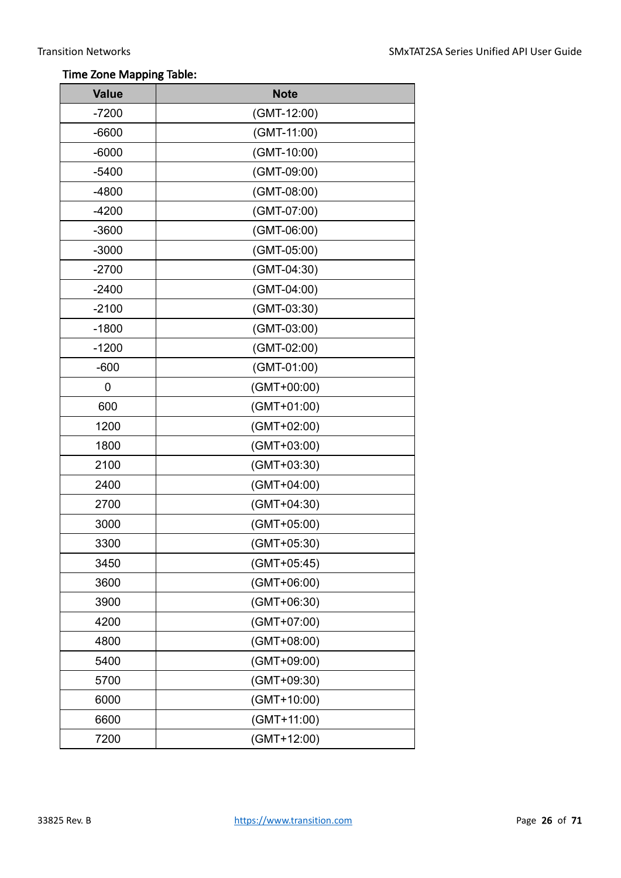**Time Zone Mapping Table:**

| Value | Note |
|---|---|
| -7200 | (GMT-12:00) |
| -6600 | (GMT-11:00) |
| -6000 | (GMT-10:00) |
| -5400 | (GMT-09:00) |
| -4800 | (GMT-08:00) |
| -4200 | (GMT-07:00) |
| -3600 | (GMT-06:00) |
| -3000 | (GMT-05:00) |
| -2700 | (GMT-04:30) |
| -2400 | (GMT-04:00) |
| -2100 | (GMT-03:30) |
| -1800 | (GMT-03:00) |
| -1200 | (GMT-02:00) |
| -600 | (GMT-01:00) |
| 0 | (GMT+00:00) |
| 600 | (GMT+01:00) |
| 1200 | (GMT+02:00) |
| 1800 | (GMT+03:00) |
| 2100 | (GMT+03:30) |
| 2400 | (GMT+04:00) |
| 2700 | (GMT+04:30) |
| 3000 | (GMT+05:00) |
| 3300 | (GMT+05:30) |
| 3450 | (GMT+05:45) |
| 3600 | (GMT+06:00) |
| 3900 | (GMT+06:30) |
| 4200 | (GMT+07:00) |
| 4800 | (GMT+08:00) |
| 5400 | (GMT+09:00) |
| 5700 | (GMT+09:30) |
| 6000 | (GMT+10:00) |
| 6600 | (GMT+11:00) |
| 7200 | (GMT+12:00) |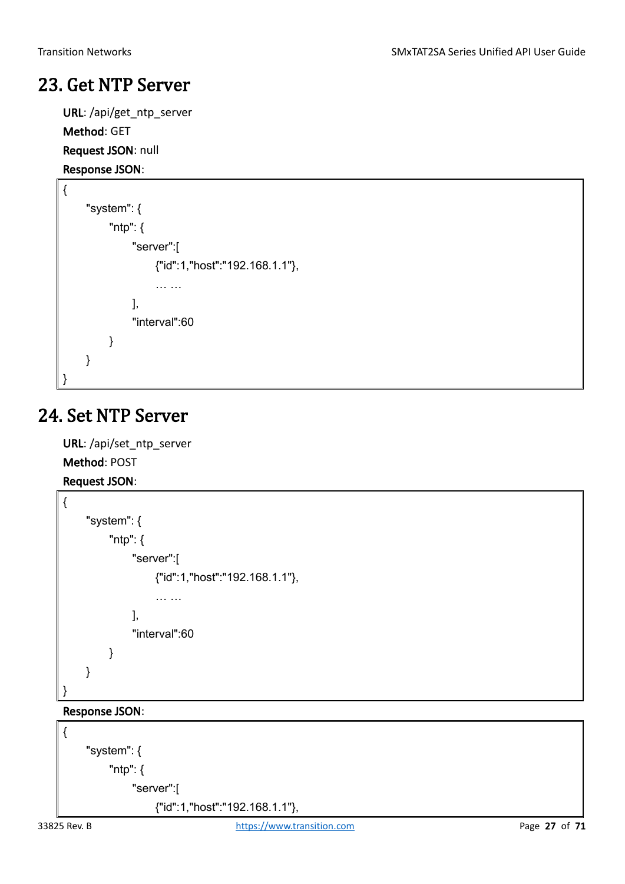# 23. Get NTP Server

**URL**: /api/get_ntp_server

**Method**: GET

**Request JSON**: null

**Response JSON**:

```
{
    "system": {
        "ntp": {
            "server":[
                {"id":1,"host":"192.168.1.1"},
                … …
            ],
            "interval":60
        }
    }
}
```

# 24. Set NTP Server

**URL**: /api/set_ntp_server

**Method**: POST

**Request JSON**:

```
{
    "system": {
        "ntp": {
            "server":[
                {"id":1,"host":"192.168.1.1"},
                … …
            ],
            "interval":60
        }
    }
}
```

**Response JSON**:

```
{
    "system": {
        "ntp": {
            "server":[
                {"id":1,"host":"192.168.1.1"},
```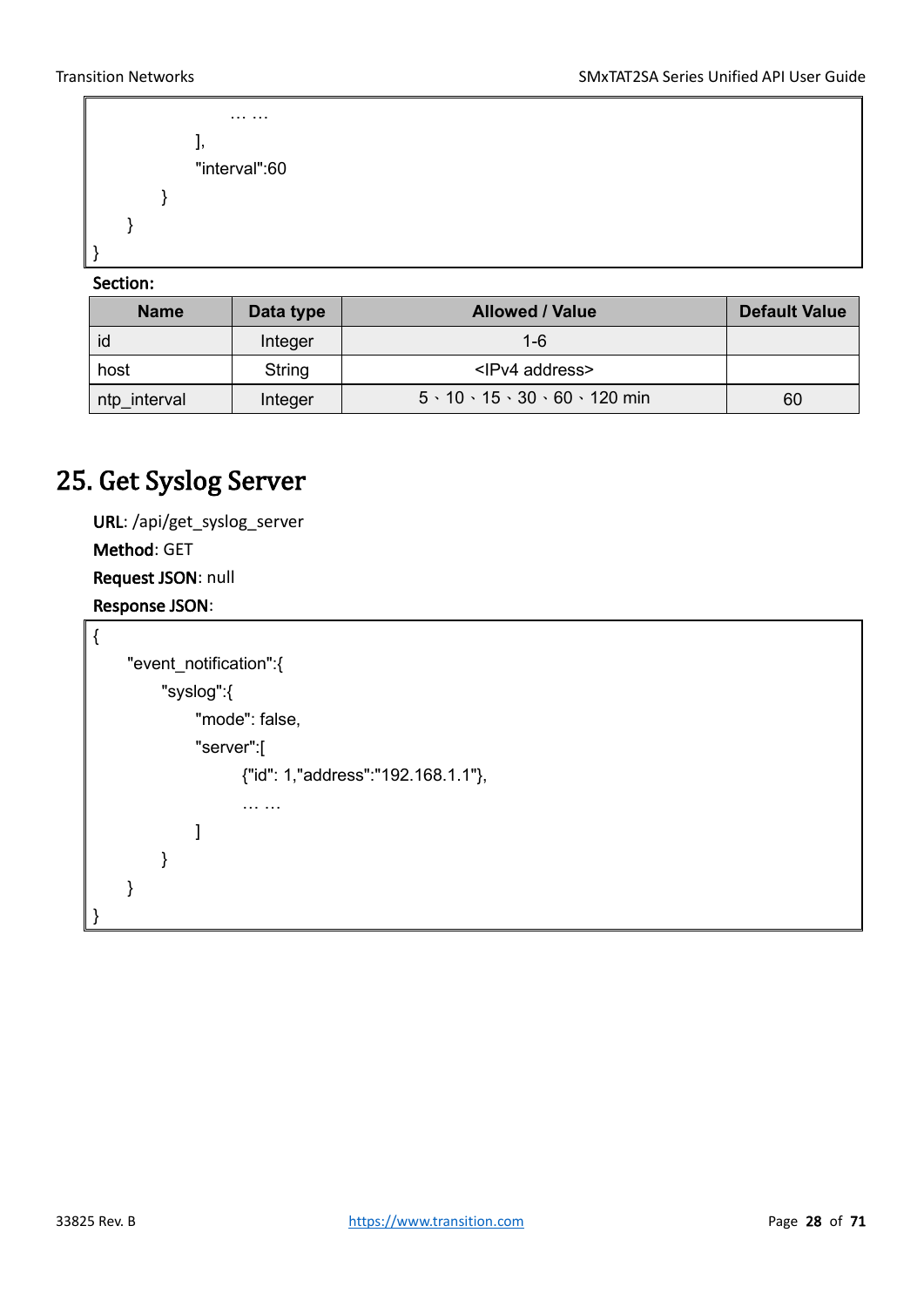```
            … …
        ],
        "interval":60
    }
  }
}
```

**Section:**

| Name | Data type | Allowed / Value | Default Value |
|---|---|---|---|
| id | Integer | 1-6 | |
| host | String | <IPv4 address> | |
| ntp_interval | Integer | 5、10、15、30、60、120 min | 60 |

# 25. Get Syslog Server

**URL**: /api/get_syslog_server

**Method**: GET

**Request JSON**: null

**Response JSON**:

```
{
    "event_notification":{
        "syslog":{
            "mode": false,
            "server":[
                {"id": 1,"address":"192.168.1.1"},
                … …
            ]
        }
    }
}
```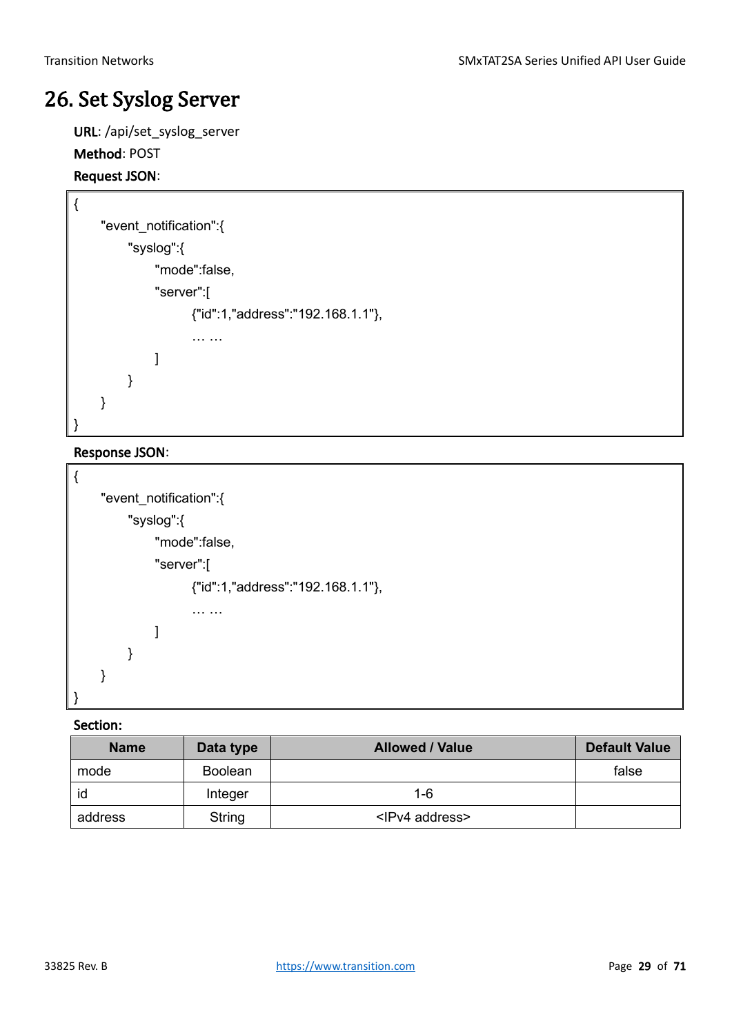# 26. Set Syslog Server

**URL**: /api/set_syslog_server

**Method**: POST

**Request JSON**:

```
{
    "event_notification":{
        "syslog":{
            "mode":false,
            "server":[
                {"id":1,"address":"192.168.1.1"},
                … …
            ]
        }
    }
}
```

**Response JSON**:

```
{
    "event_notification":{
        "syslog":{
            "mode":false,
            "server":[
                {"id":1,"address":"192.168.1.1"},
                … …
            ]
        }
    }
}
```

**Section:**

| Name | Data type | Allowed / Value | Default Value |
|---|---|---|---|
| mode | Boolean | | false |
| id | Integer | 1-6 | |
| address | String | <IPv4 address> | |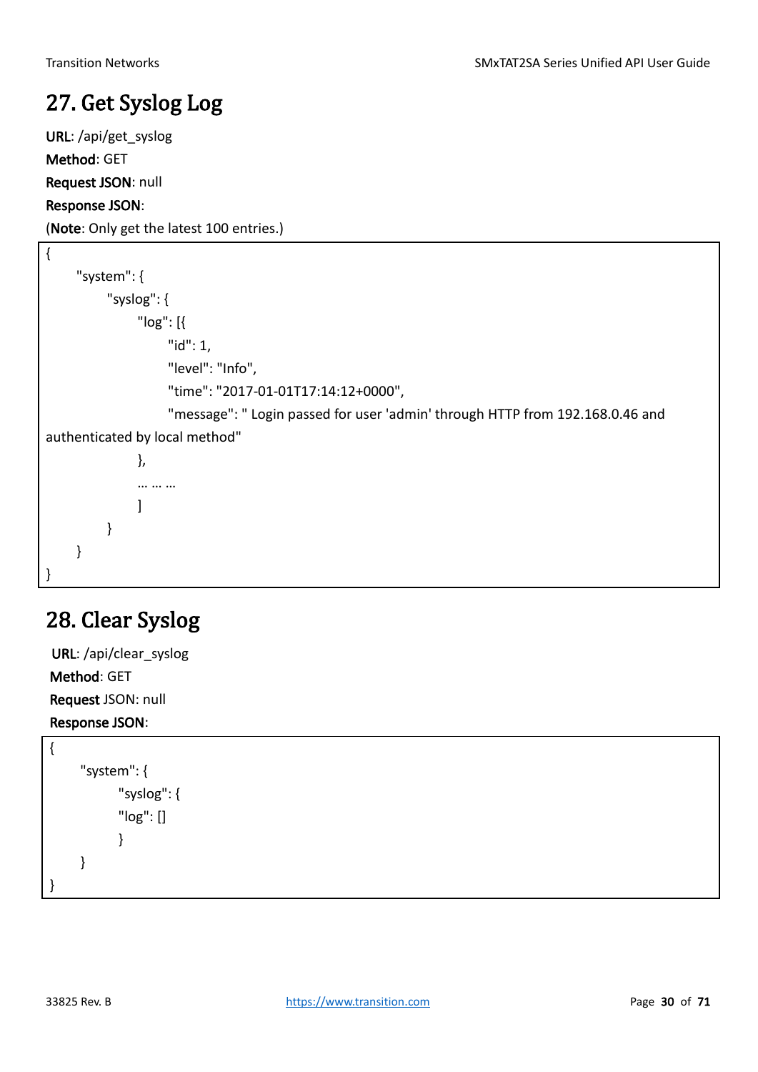# 27. Get Syslog Log

**URL**: /api/get_syslog

**Method**: GET

**Request JSON**: null

**Response JSON**:

(**Note**: Only get the latest 100 entries.)

```
{
    "system": {
        "syslog": {
            "log": [{
                "id": 1,
                "level": "Info",
                "time": "2017-01-01T17:14:12+0000",
                "message": " Login passed for user 'admin' through HTTP from 192.168.0.46 and
authenticated by local method"
            },
            … … …
            ]
        }
    }
}
```

# 28. Clear Syslog

**URL**: /api/clear_syslog

**Method**: GET

**Request** JSON: null

**Response JSON**:

```
{
    "system": {
        "syslog": {
        "log": []
        }
    }
}
```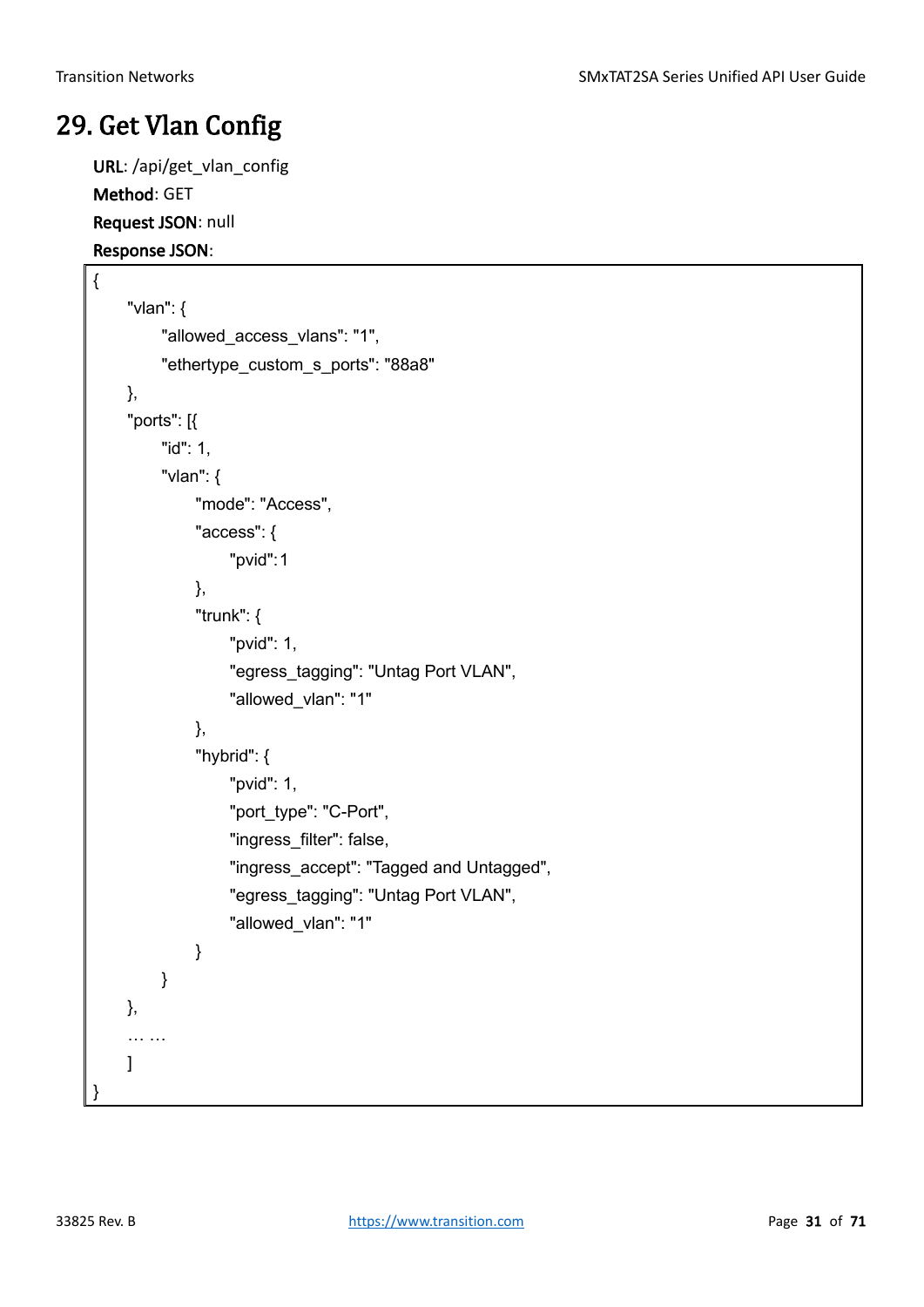# 29. Get Vlan Config

**URL**: /api/get_vlan_config

**Method**: GET

**Request JSON**: null

**Response JSON**:

```
{
    "vlan": {
        "allowed_access_vlans": "1",
        "ethertype_custom_s_ports": "88a8"
    },
    "ports": [{
        "id": 1,
        "vlan": {
            "mode": "Access",
            "access": {
                "pvid":1
            },
            "trunk": {
                "pvid": 1,
                "egress_tagging": "Untag Port VLAN",
                "allowed_vlan": "1"
            },
            "hybrid": {
                "pvid": 1,
                "port_type": "C-Port",
                "ingress_filter": false,
                "ingress_accept": "Tagged and Untagged",
                "egress_tagging": "Untag Port VLAN",
                "allowed_vlan": "1"
            }
        }
    },
    … …
    ]
}
```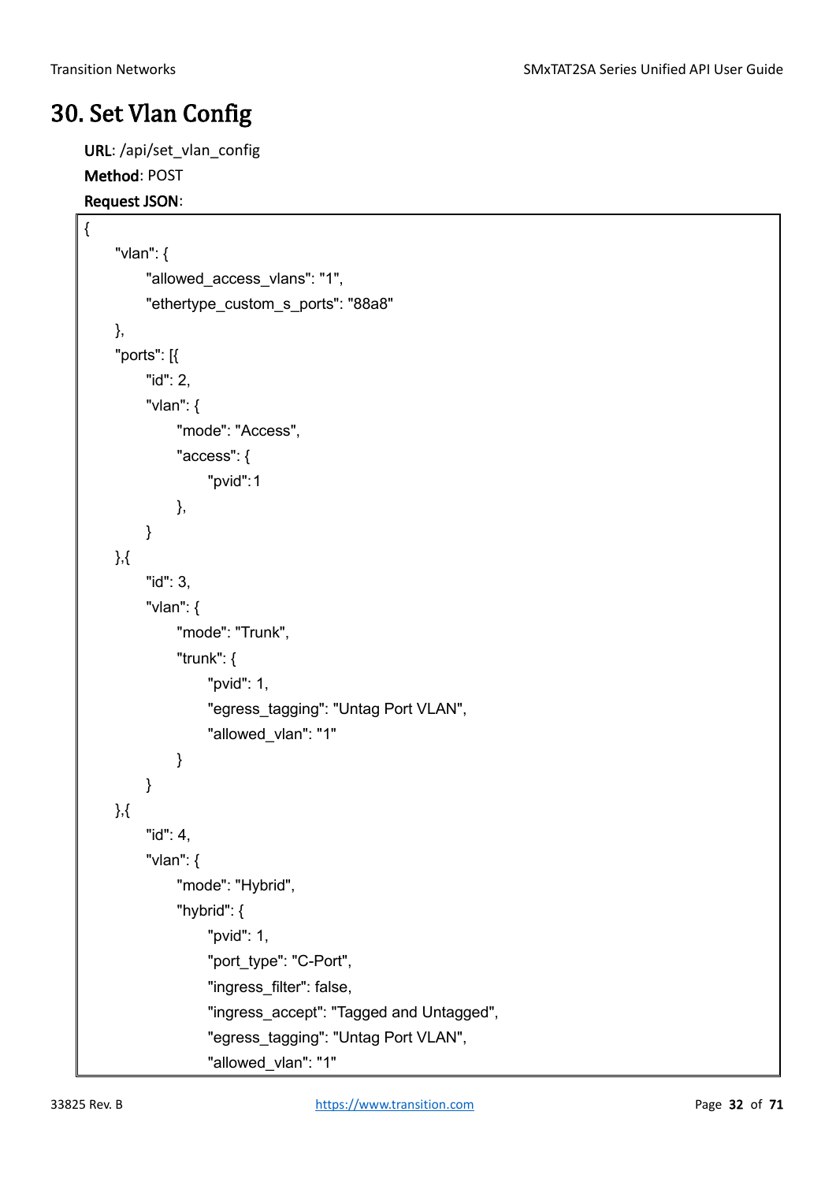# 30. Set Vlan Config

**URL**: /api/set_vlan_config

**Method**: POST

**Request JSON**:

```
{
    "vlan": {
        "allowed_access_vlans": "1",
        "ethertype_custom_s_ports": "88a8"
    },
    "ports": [{
        "id": 2,
        "vlan": {
            "mode": "Access",
            "access": {
                "pvid": 1
            },
        }
    },{
        "id": 3,
        "vlan": {
            "mode": "Trunk",
            "trunk": {
                "pvid": 1,
                "egress_tagging": "Untag Port VLAN",
                "allowed_vlan": "1"
            }
        }
    },{
        "id": 4,
        "vlan": {
            "mode": "Hybrid",
            "hybrid": {
                "pvid": 1,
                "port_type": "C-Port",
                "ingress_filter": false,
                "ingress_accept": "Tagged and Untagged",
                "egress_tagging": "Untag Port VLAN",
                "allowed_vlan": "1"
```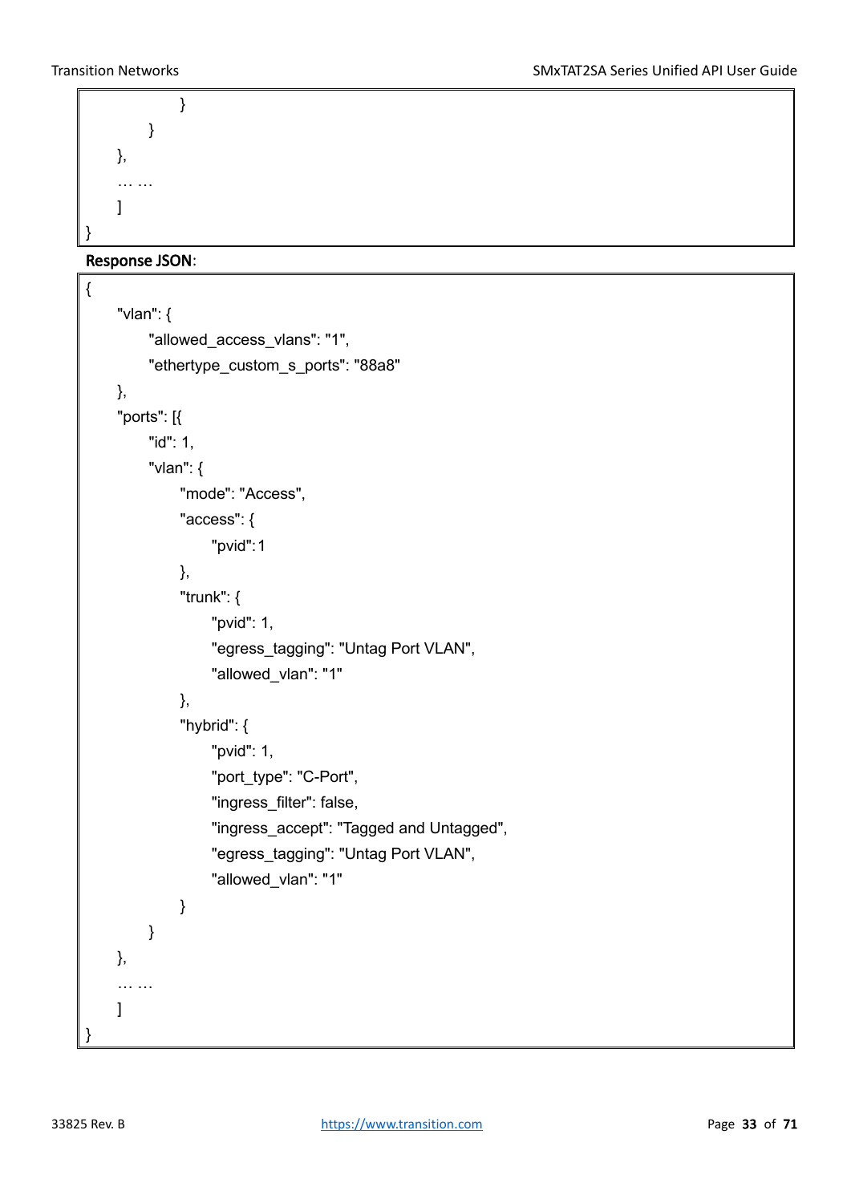```
                }
            }
        },
        … …
    ]
}
```

**Response JSON**:

```
{
    "vlan": {
        "allowed_access_vlans": "1",
        "ethertype_custom_s_ports": "88a8"
    },
    "ports": [{
        "id": 1,
        "vlan": {
            "mode": "Access",
            "access": {
                "pvid": 1
            },
            "trunk": {
                "pvid": 1,
                "egress_tagging": "Untag Port VLAN",
                "allowed_vlan": "1"
            },
            "hybrid": {
                "pvid": 1,
                "port_type": "C-Port",
                "ingress_filter": false,
                "ingress_accept": "Tagged and Untagged",
                "egress_tagging": "Untag Port VLAN",
                "allowed_vlan": "1"
            }
        }
    },
    … …
    ]
}
```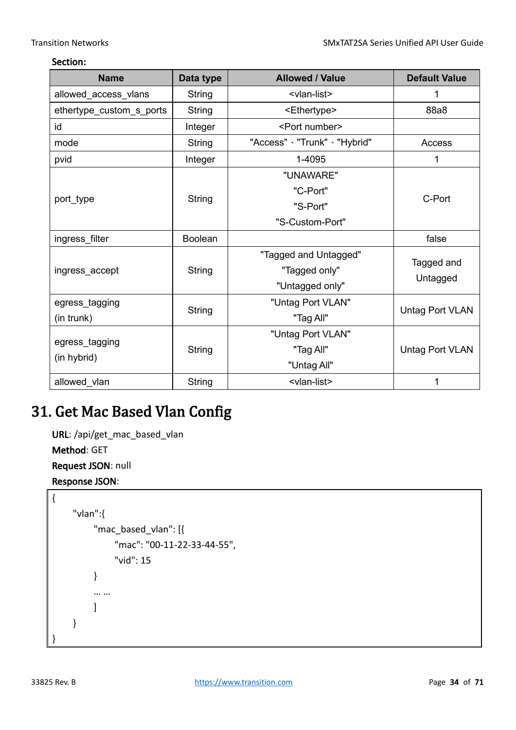**Section:**

| Name | Data type | Allowed / Value | Default Value |
|---|---|---|---|
| allowed_access_vlans | String | <vlan-list> | 1 |
| ethertype_custom_s_ports | String | <Ethertype> | 88a8 |
| id | Integer | <Port number> | |
| mode | String | "Access"、"Trunk"、"Hybrid" | Access |
| pvid | Integer | 1-4095 | 1 |
| port_type | String | "UNAWARE"<br>"C-Port"<br>"S-Port"<br>"S-Custom-Port" | C-Port |
| ingress_filter | Boolean | | false |
| ingress_accept | String | "Tagged and Untagged"<br>"Tagged only"<br>"Untagged only" | Tagged and Untagged |
| egress_tagging (in trunk) | String | "Untag Port VLAN"<br>"Tag All" | Untag Port VLAN |
| egress_tagging (in hybrid) | String | "Untag Port VLAN"<br>"Tag All"<br>"Untag All" | Untag Port VLAN |
| allowed_vlan | String | <vlan-list> | 1 |

# 31. Get Mac Based Vlan Config

**URL**: /api/get_mac_based_vlan

**Method**: GET

**Request JSON**: null

**Response JSON**:

```
{
    "vlan":{
        "mac_based_vlan": [{
            "mac": "00-11-22-33-44-55",
            "vid": 15
        }
        ... ...
        ]
    }
}
```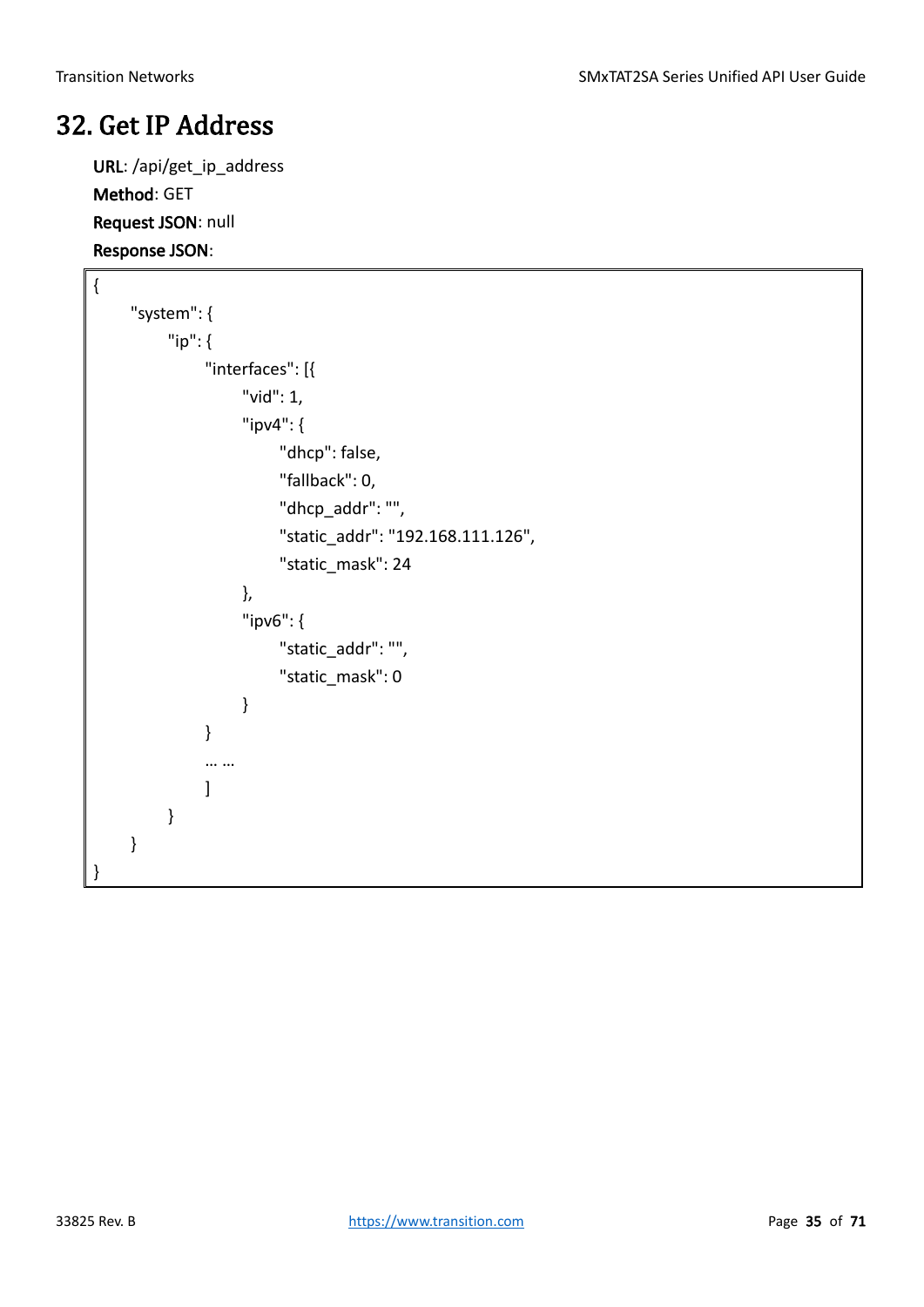# 32. Get IP Address

**URL**: /api/get_ip_address

**Method**: GET

**Request JSON**: null

**Response JSON**:

```
{
    "system": {
        "ip": {
            "interfaces": [{
                "vid": 1,
                "ipv4": {
                    "dhcp": false,
                    "fallback": 0,
                    "dhcp_addr": "",
                    "static_addr": "192.168.111.126",
                    "static_mask": 24
                },
                "ipv6": {
                    "static_addr": "",
                    "static_mask": 0
                }
            }
            … …
            ]
        }
    }
}
```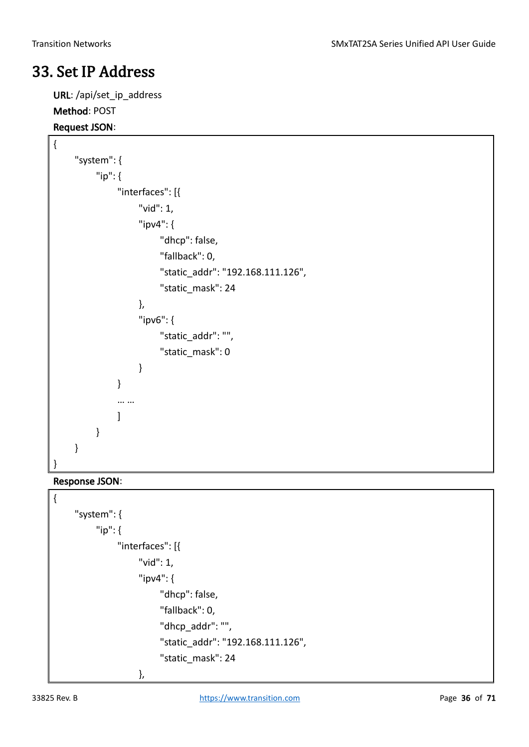# 33. Set IP Address

**URL**: /api/set_ip_address

**Method**: POST

**Request JSON**:

```
{
    "system": {
        "ip": {
            "interfaces": [{
                "vid": 1,
                "ipv4": {
                    "dhcp": false,
                    "fallback": 0,
                    "static_addr": "192.168.111.126",
                    "static_mask": 24
                },
                "ipv6": {
                    "static_addr": "",
                    "static_mask": 0
                }
            }
            … …
            ]
        }
    }
}
```

**Response JSON**:

```
{
    "system": {
        "ip": {
            "interfaces": [{
                "vid": 1,
                "ipv4": {
                    "dhcp": false,
                    "fallback": 0,
                    "dhcp_addr": "",
                    "static_addr": "192.168.111.126",
                    "static_mask": 24
                },
```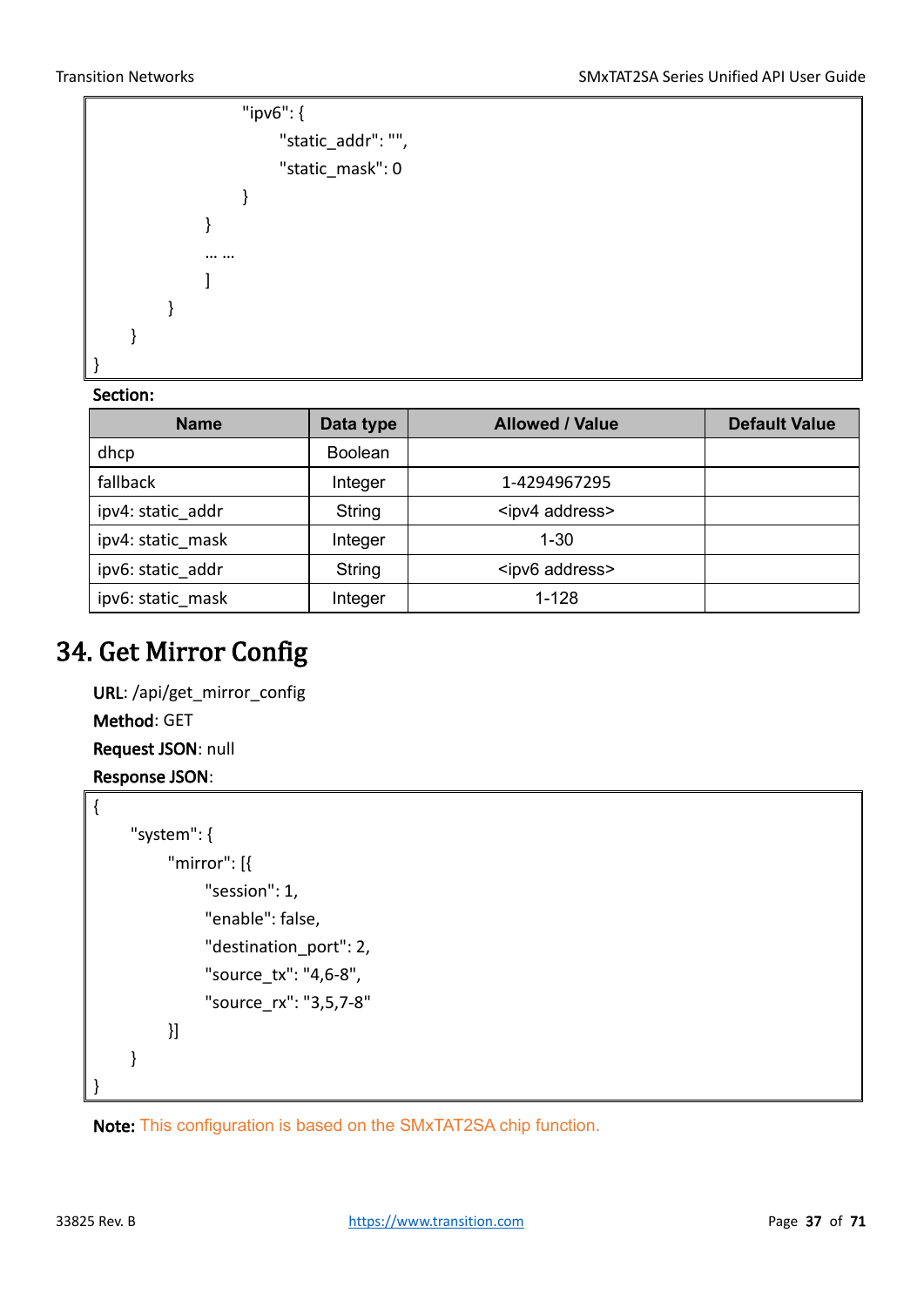```
                        "ipv6": {
                                "static_addr": "",
                                "static_mask": 0
                        }
                }
                … …
                ]
        }
    }
}
```

**Section:**

| Name | Data type | Allowed / Value | Default Value |
|---|---|---|---|
| dhcp | Boolean | | |
| fallback | Integer | 1-4294967295 | |
| ipv4: static_addr | String | <ipv4 address> | |
| ipv4: static_mask | Integer | 1-30 | |
| ipv6: static_addr | String | <ipv6 address> | |
| ipv6: static_mask | Integer | 1-128 | |

# 34. Get Mirror Config

**URL**: /api/get_mirror_config

**Method**: GET

**Request JSON**: null

**Response JSON**:

```
{
    "system": {
        "mirror": [{
            "session": 1,
            "enable": false,
            "destination_port": 2,
            "source_tx": "4,6-8",
            "source_rx": "3,5,7-8"
        }]
    }
}
```

**Note:** This configuration is based on the SMxTAT2SA chip function.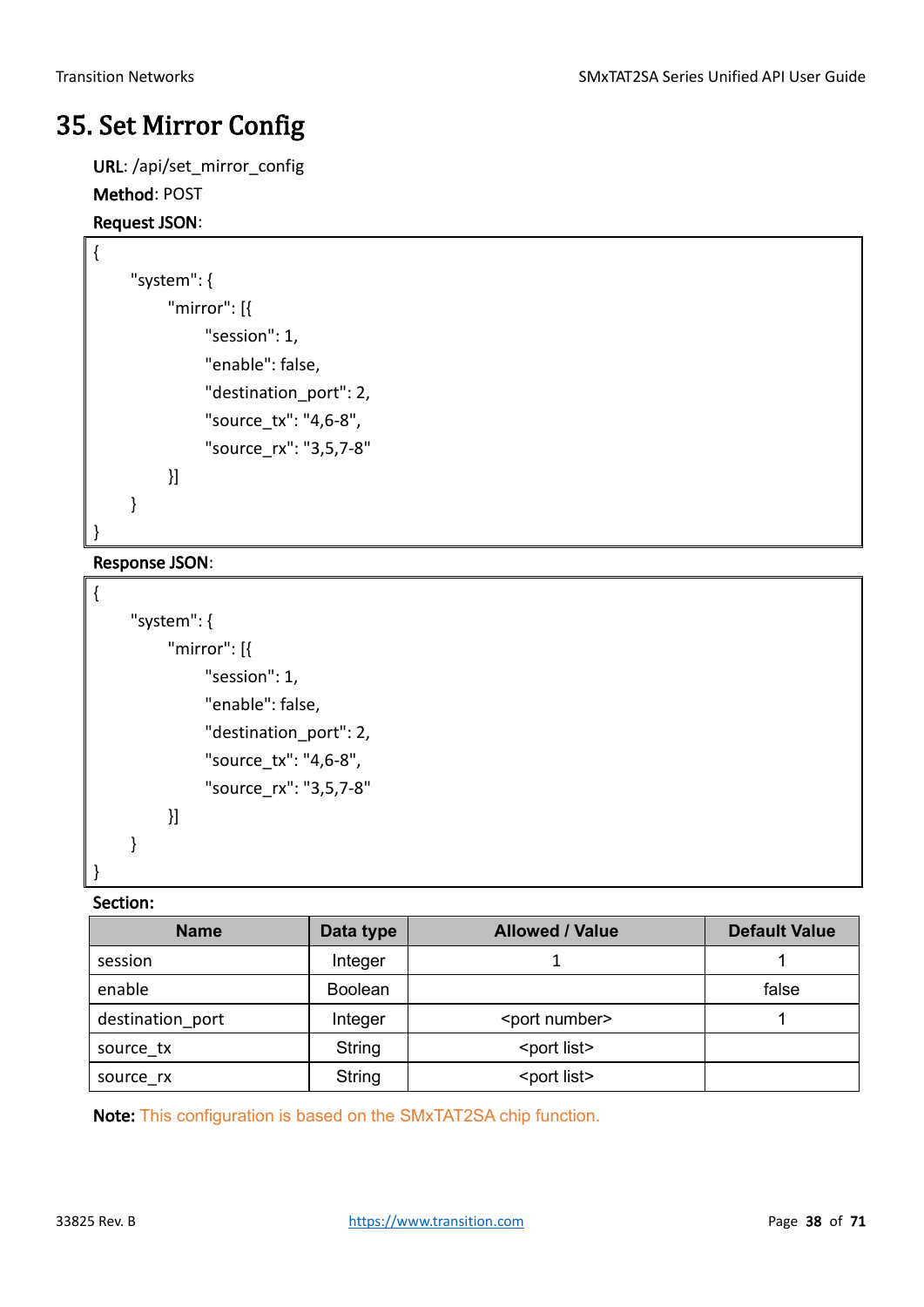# 35. Set Mirror Config

**URL**: /api/set_mirror_config

**Method**: POST

**Request JSON**:

```
{
    "system": {
        "mirror": [{
            "session": 1,
            "enable": false,
            "destination_port": 2,
            "source_tx": "4,6-8",
            "source_rx": "3,5,7-8"
        }]
    }
}
```

**Response JSON**:

```
{
    "system": {
        "mirror": [{
            "session": 1,
            "enable": false,
            "destination_port": 2,
            "source_tx": "4,6-8",
            "source_rx": "3,5,7-8"
        }]
    }
}
```

**Section:**

| Name | Data type | Allowed / Value | Default Value |
|---|---|---|---|
| session | Integer | 1 | 1 |
| enable | Boolean | | false |
| destination_port | Integer | <port number> | 1 |
| source_tx | String | <port list> | |
| source_rx | String | <port list> | |

**Note:** This configuration is based on the SMxTAT2SA chip function.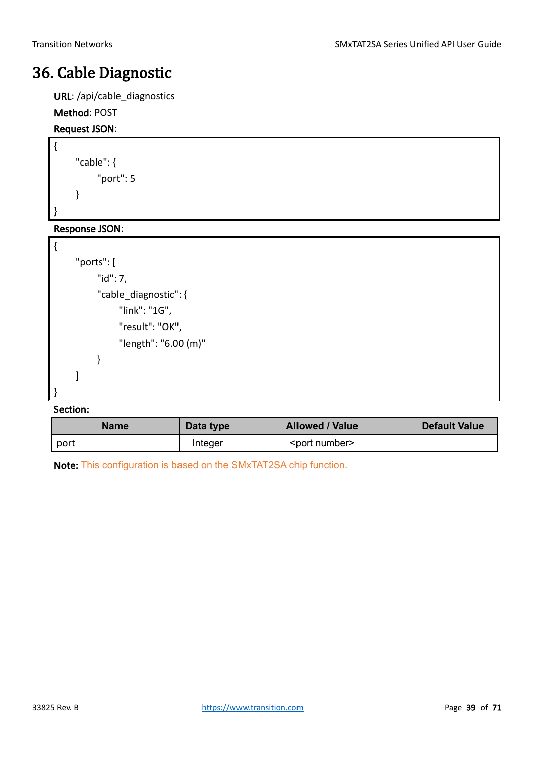# 36. Cable Diagnostic

**URL**: /api/cable_diagnostics

**Method**: POST

**Request JSON**:

```
{
    "cable": {
        "port": 5
    }
}
```

**Response JSON**:

```
{
    "ports": [
        "id": 7,
        "cable_diagnostic": {
            "link": "1G",
            "result": "OK",
            "length": "6.00 (m)"
        }
    ]
}
```

**Section:**

| Name | Data type | Allowed / Value | Default Value |
|---|---|---|---|
| port | Integer | <port number> | |

**Note:** This configuration is based on the SMxTAT2SA chip function.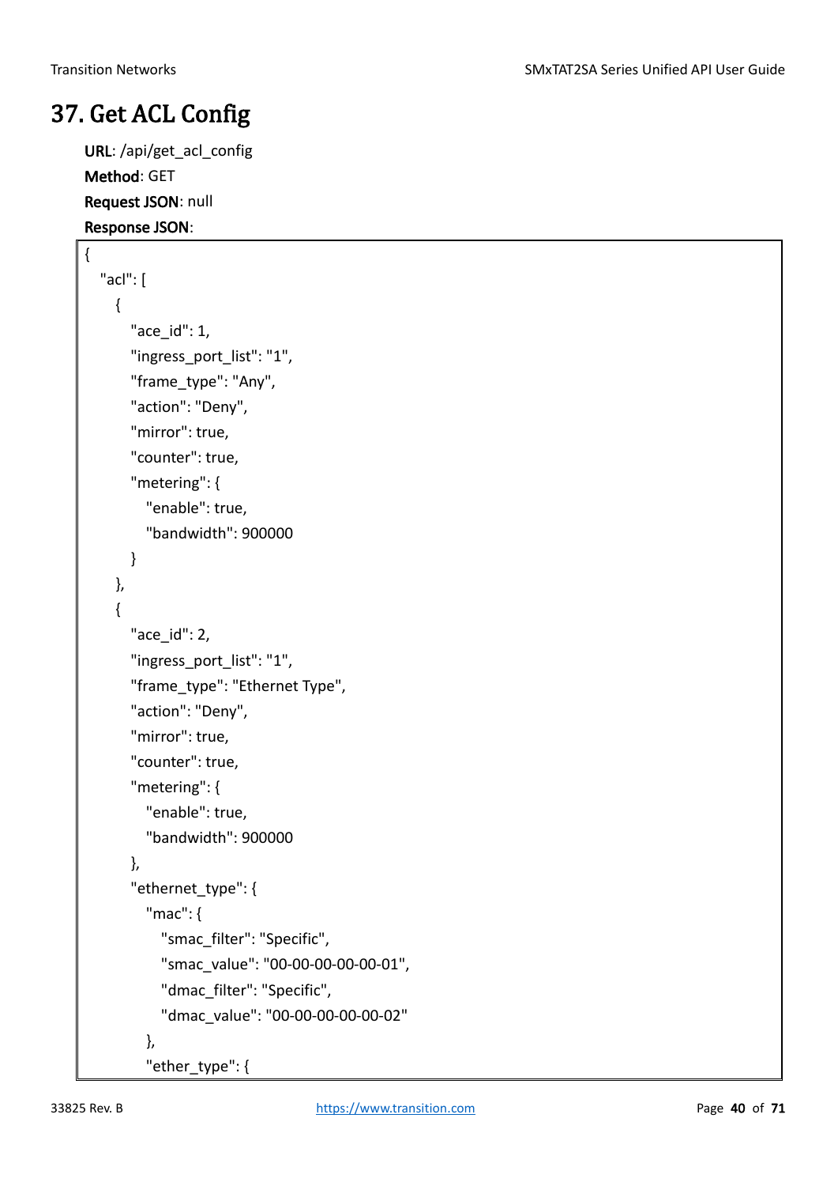# 37. Get ACL Config

**URL**: /api/get_acl_config

**Method**: GET

**Request JSON**: null

**Response JSON**:

```
{
  "acl": [
    {
      "ace_id": 1,
      "ingress_port_list": "1",
      "frame_type": "Any",
      "action": "Deny",
      "mirror": true,
      "counter": true,
      "metering": {
        "enable": true,
        "bandwidth": 900000
      }
    },
    {
      "ace_id": 2,
      "ingress_port_list": "1",
      "frame_type": "Ethernet Type",
      "action": "Deny",
      "mirror": true,
      "counter": true,
      "metering": {
        "enable": true,
        "bandwidth": 900000
      },
      "ethernet_type": {
        "mac": {
          "smac_filter": "Specific",
          "smac_value": "00-00-00-00-00-01",
          "dmac_filter": "Specific",
          "dmac_value": "00-00-00-00-00-02"
        },
        "ether_type": {
```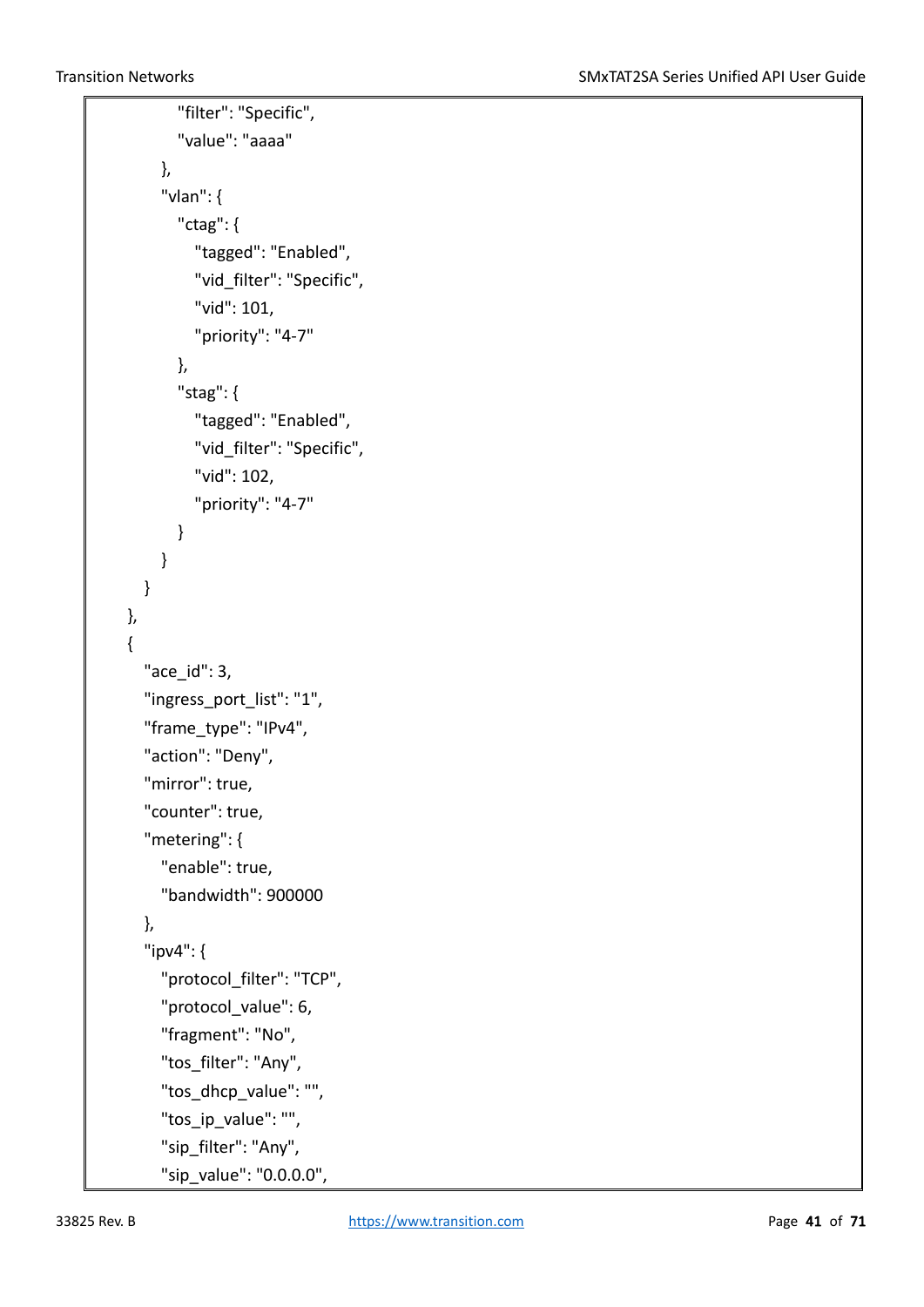```
            "filter": "Specific",
            "value": "aaaa"
          },
          "vlan": {
            "ctag": {
              "tagged": "Enabled",
              "vid_filter": "Specific",
              "vid": 101,
              "priority": "4-7"
            },
            "stag": {
              "tagged": "Enabled",
              "vid_filter": "Specific",
              "vid": 102,
              "priority": "4-7"
            }
          }
        }
      },
      {
        "ace_id": 3,
        "ingress_port_list": "1",
        "frame_type": "IPv4",
        "action": "Deny",
        "mirror": true,
        "counter": true,
        "metering": {
          "enable": true,
          "bandwidth": 900000
        },
        "ipv4": {
          "protocol_filter": "TCP",
          "protocol_value": 6,
          "fragment": "No",
          "tos_filter": "Any",
          "tos_dhcp_value": "",
          "tos_ip_value": "",
          "sip_filter": "Any",
          "sip_value": "0.0.0.0",
```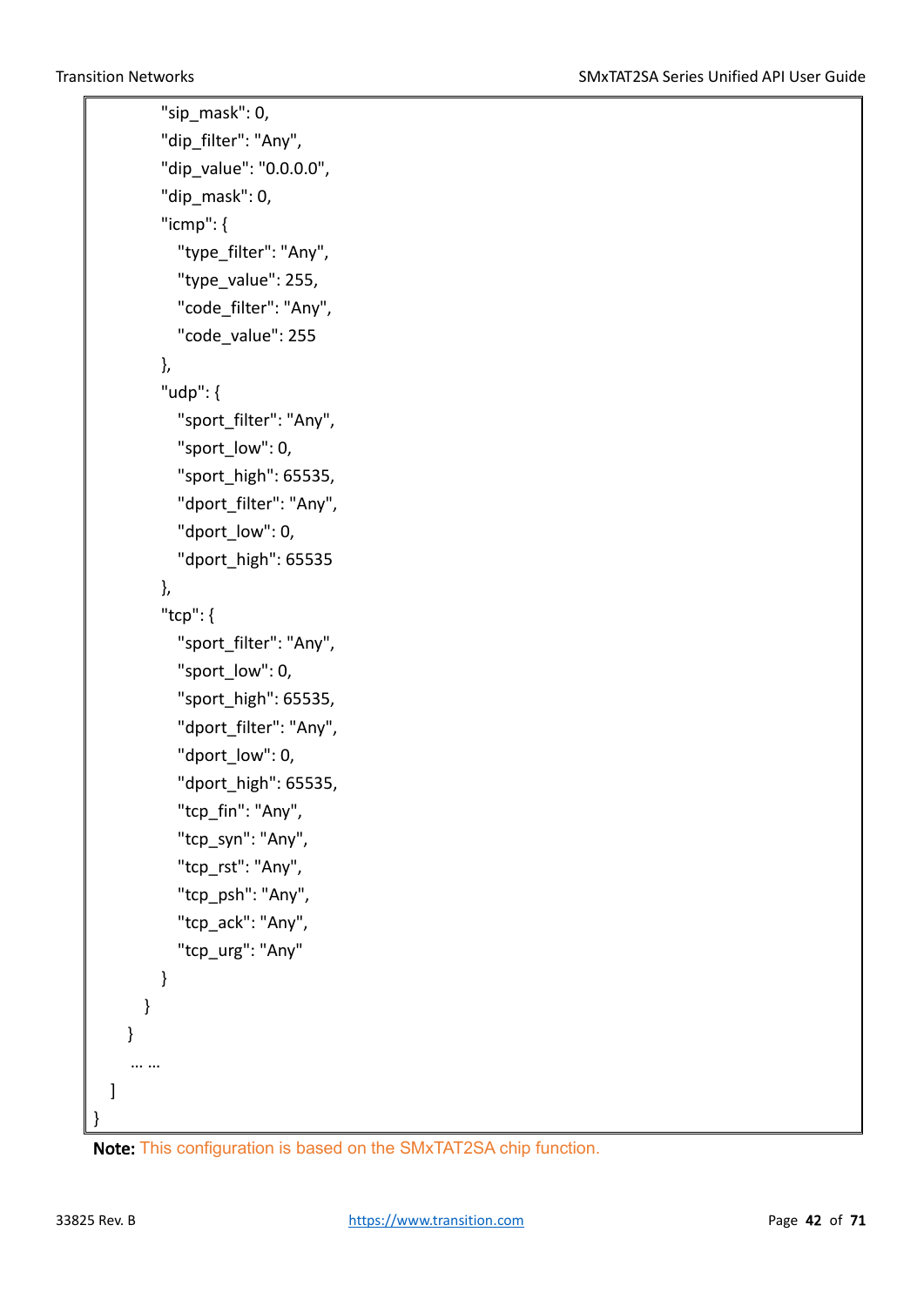```
            "sip_mask": 0,
            "dip_filter": "Any",
            "dip_value": "0.0.0.0",
            "dip_mask": 0,
            "icmp": {
              "type_filter": "Any",
              "type_value": 255,
              "code_filter": "Any",
              "code_value": 255
            },
            "udp": {
              "sport_filter": "Any",
              "sport_low": 0,
              "sport_high": 65535,
              "dport_filter": "Any",
              "dport_low": 0,
              "dport_high": 65535
            },
            "tcp": {
              "sport_filter": "Any",
              "sport_low": 0,
              "sport_high": 65535,
              "dport_filter": "Any",
              "dport_low": 0,
              "dport_high": 65535,
              "tcp_fin": "Any",
              "tcp_syn": "Any",
              "tcp_rst": "Any",
              "tcp_psh": "Any",
              "tcp_ack": "Any",
              "tcp_urg": "Any"
            }
          }
        }
        … …
  ]
}
```

**Note:** This configuration is based on the SMxTAT2SA chip function.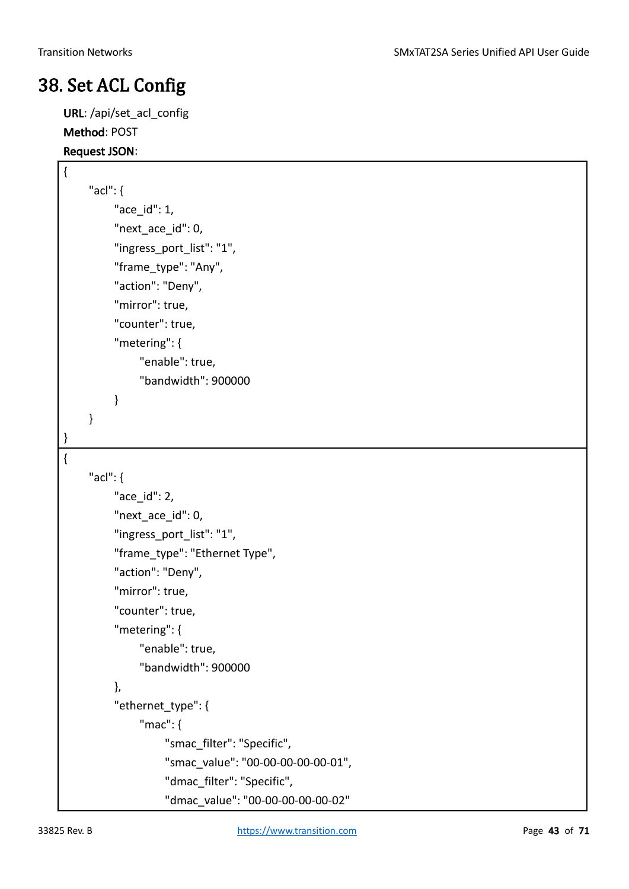# 38. Set ACL Config

**URL**: /api/set_acl_config

**Method**: POST

**Request JSON**:

```
{
    "acl": {
        "ace_id": 1,
        "next_ace_id": 0,
        "ingress_port_list": "1",
        "frame_type": "Any",
        "action": "Deny",
        "mirror": true,
        "counter": true,
        "metering": {
            "enable": true,
            "bandwidth": 900000
        }
    }
}
```

```
{
    "acl": {
        "ace_id": 2,
        "next_ace_id": 0,
        "ingress_port_list": "1",
        "frame_type": "Ethernet Type",
        "action": "Deny",
        "mirror": true,
        "counter": true,
        "metering": {
            "enable": true,
            "bandwidth": 900000
        },
        "ethernet_type": {
            "mac": {
                "smac_filter": "Specific",
                "smac_value": "00-00-00-00-00-01",
                "dmac_filter": "Specific",
                "dmac_value": "00-00-00-00-00-02"
```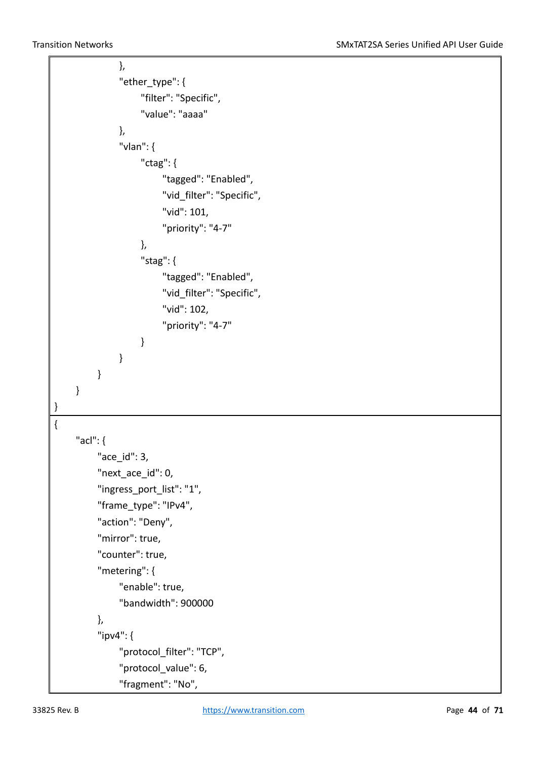```
            },
            "ether_type": {
                "filter": "Specific",
                "value": "aaaa"
            },
            "vlan": {
                "ctag": {
                    "tagged": "Enabled",
                    "vid_filter": "Specific",
                    "vid": 101,
                    "priority": "4-7"
                },
                "stag": {
                    "tagged": "Enabled",
                    "vid_filter": "Specific",
                    "vid": 102,
                    "priority": "4-7"
                }
            }
        }
    }
}
```

```
{
    "acl": {
        "ace_id": 3,
        "next_ace_id": 0,
        "ingress_port_list": "1",
        "frame_type": "IPv4",
        "action": "Deny",
        "mirror": true,
        "counter": true,
        "metering": {
            "enable": true,
            "bandwidth": 900000
        },
        "ipv4": {
            "protocol_filter": "TCP",
            "protocol_value": 6,
            "fragment": "No",
```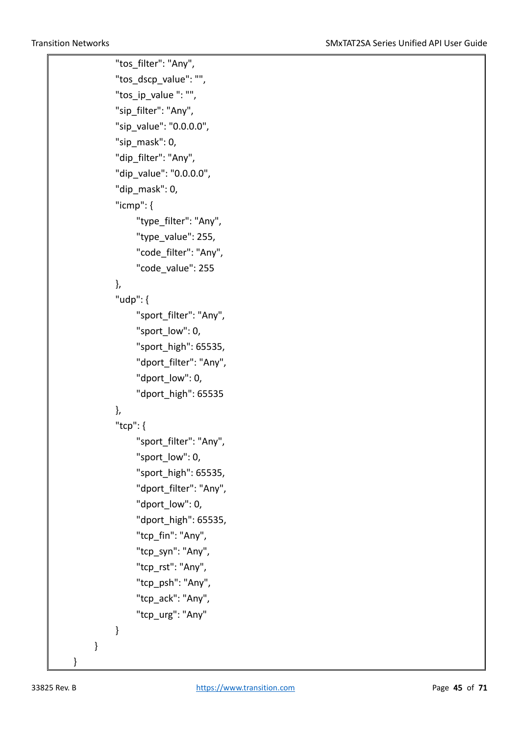```
                "tos_filter": "Any",
                "tos_dscp_value": "",
                "tos_ip_value ": "",
                "sip_filter": "Any",
                "sip_value": "0.0.0.0",
                "sip_mask": 0,
                "dip_filter": "Any",
                "dip_value": "0.0.0.0",
                "dip_mask": 0,
                "icmp": {
                    "type_filter": "Any",
                    "type_value": 255,
                    "code_filter": "Any",
                    "code_value": 255
                },
                "udp": {
                    "sport_filter": "Any",
                    "sport_low": 0,
                    "sport_high": 65535,
                    "dport_filter": "Any",
                    "dport_low": 0,
                    "dport_high": 65535
                },
                "tcp": {
                    "sport_filter": "Any",
                    "sport_low": 0,
                    "sport_high": 65535,
                    "dport_filter": "Any",
                    "dport_low": 0,
                    "dport_high": 65535,
                    "tcp_fin": "Any",
                    "tcp_syn": "Any",
                    "tcp_rst": "Any",
                    "tcp_psh": "Any",
                    "tcp_ack": "Any",
                    "tcp_urg": "Any"
                }
            }
        }
```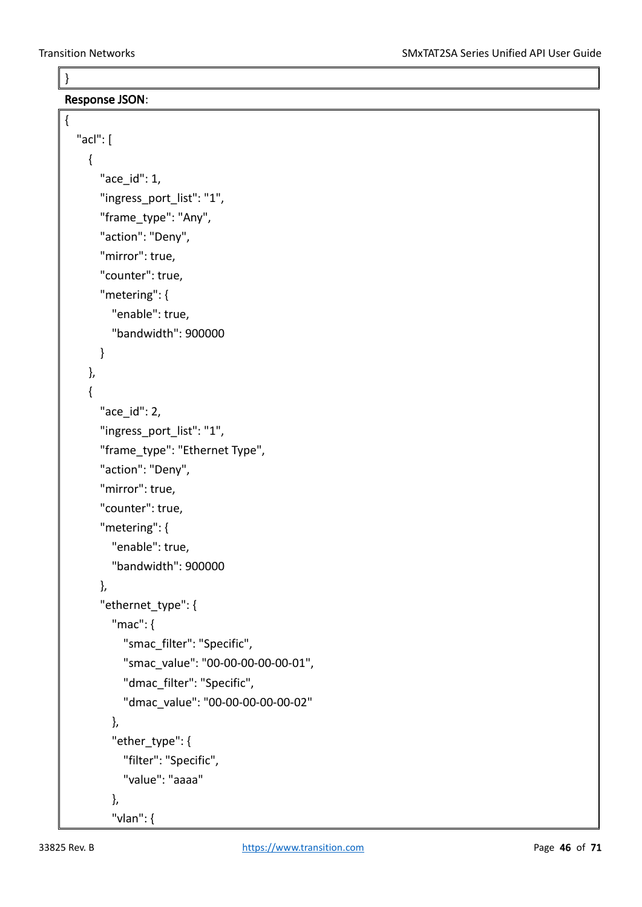```
}
```

**Response JSON**:

```
{
  "acl": [
    {
      "ace_id": 1,
      "ingress_port_list": "1",
      "frame_type": "Any",
      "action": "Deny",
      "mirror": true,
      "counter": true,
      "metering": {
        "enable": true,
        "bandwidth": 900000
      }
    },
    {
      "ace_id": 2,
      "ingress_port_list": "1",
      "frame_type": "Ethernet Type",
      "action": "Deny",
      "mirror": true,
      "counter": true,
      "metering": {
        "enable": true,
        "bandwidth": 900000
      },
      "ethernet_type": {
        "mac": {
          "smac_filter": "Specific",
          "smac_value": "00-00-00-00-00-01",
          "dmac_filter": "Specific",
          "dmac_value": "00-00-00-00-00-02"
        },
        "ether_type": {
          "filter": "Specific",
          "value": "aaaa"
        },
        "vlan": {
```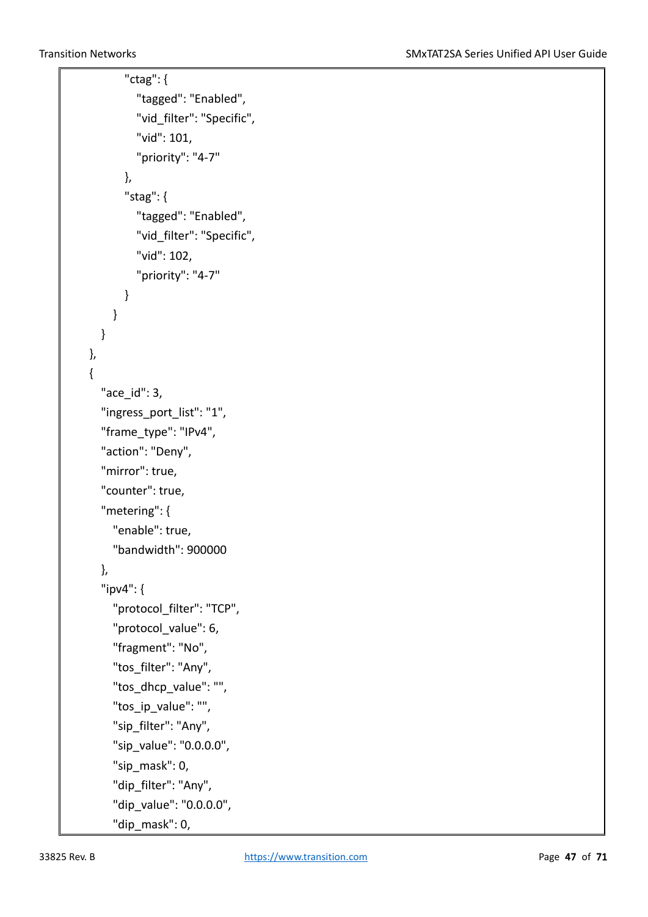```
            "ctag": {
              "tagged": "Enabled",
              "vid_filter": "Specific",
              "vid": 101,
              "priority": "4-7"
            },
            "stag": {
              "tagged": "Enabled",
              "vid_filter": "Specific",
              "vid": 102,
              "priority": "4-7"
            }
          }
        }
      },
      {
        "ace_id": 3,
        "ingress_port_list": "1",
        "frame_type": "IPv4",
        "action": "Deny",
        "mirror": true,
        "counter": true,
        "metering": {
          "enable": true,
          "bandwidth": 900000
        },
        "ipv4": {
          "protocol_filter": "TCP",
          "protocol_value": 6,
          "fragment": "No",
          "tos_filter": "Any",
          "tos_dhcp_value": "",
          "tos_ip_value": "",
          "sip_filter": "Any",
          "sip_value": "0.0.0.0",
          "sip_mask": 0,
          "dip_filter": "Any",
          "dip_value": "0.0.0.0",
          "dip_mask": 0,
```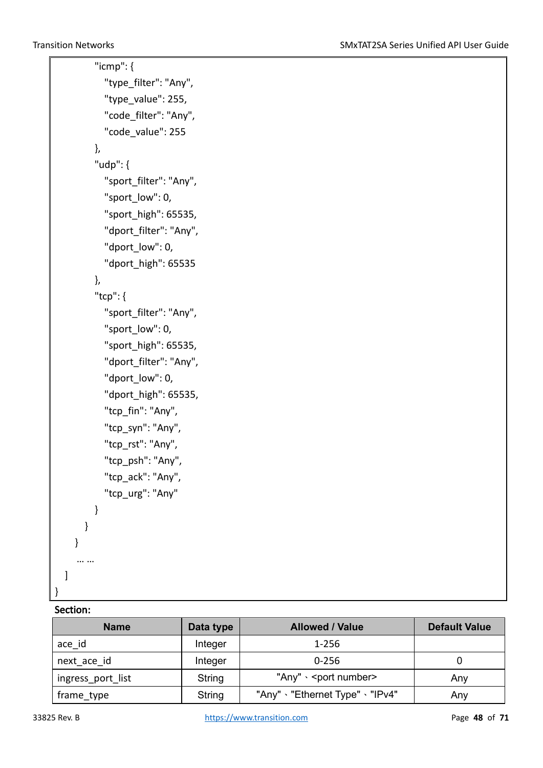```
            "icmp": {
              "type_filter": "Any",
              "type_value": 255,
              "code_filter": "Any",
              "code_value": 255
            },
            "udp": {
              "sport_filter": "Any",
              "sport_low": 0,
              "sport_high": 65535,
              "dport_filter": "Any",
              "dport_low": 0,
              "dport_high": 65535
            },
            "tcp": {
              "sport_filter": "Any",
              "sport_low": 0,
              "sport_high": 65535,
              "dport_filter": "Any",
              "dport_low": 0,
              "dport_high": 65535,
              "tcp_fin": "Any",
              "tcp_syn": "Any",
              "tcp_rst": "Any",
              "tcp_psh": "Any",
              "tcp_ack": "Any",
              "tcp_urg": "Any"
            }
          }
        }
        … …
  ]
}
```

**Section:**

| Name | Data type | Allowed / Value | Default Value |
|---|---|---|---|
| ace_id | Integer | 1-256 | |
| next_ace_id | Integer | 0-256 | 0 |
| ingress_port_list | String | "Any"、<port number> | Any |
| frame_type | String | "Any"、"Ethernet Type"、"IPv4" | Any |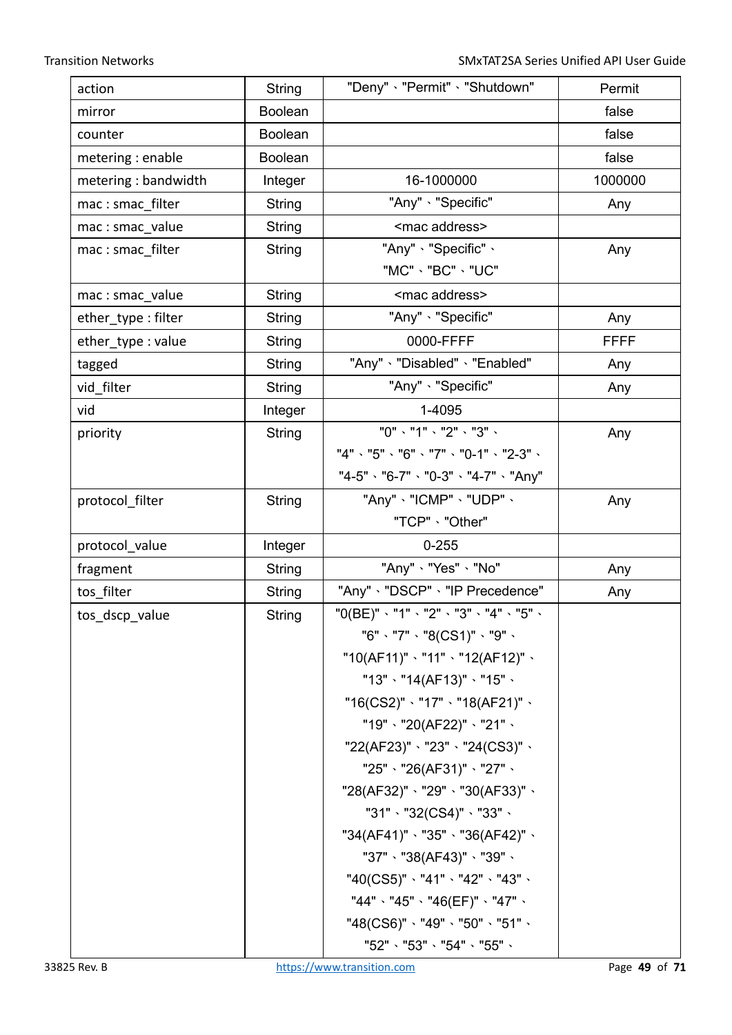| action | String | "Deny"、"Permit"、"Shutdown" | Permit |
|---|---|---|---|
| mirror | Boolean | | false |
| counter | Boolean | | false |
| metering : enable | Boolean | | false |
| metering : bandwidth | Integer | 16-1000000 | 1000000 |
| mac : smac_filter | String | "Any"、"Specific" | Any |
| mac : smac_value | String | <mac address> | |
| mac : smac_filter | String | "Any"、"Specific"、"MC"、"BC"、"UC" | Any |
| mac : smac_value | String | <mac address> | |
| ether_type : filter | String | "Any"、"Specific" | Any |
| ether_type : value | String | 0000-FFFF | FFFF |
| tagged | String | "Any"、"Disabled"、"Enabled" | Any |
| vid_filter | String | "Any"、"Specific" | Any |
| vid | Integer | 1-4095 | |
| priority | String | "0"、"1"、"2"、"3"、"4"、"5"、"6"、"7"、"0-1"、"2-3"、"4-5"、"6-7"、"0-3"、"4-7"、"Any" | Any |
| protocol_filter | String | "Any"、"ICMP"、"UDP"、"TCP"、"Other" | Any |
| protocol_value | Integer | 0-255 | |
| fragment | String | "Any"、"Yes"、"No" | Any |
| tos_filter | String | "Any"、"DSCP"、"IP Precedence" | Any |
| tos_dscp_value | String | "0(BE)"、"1"、"2"、"3"、"4"、"5"、"6"、"7"、"8(CS1)"、"9"、"10(AF11)"、"11"、"12(AF12)"、"13"、"14(AF13)"、"15"、"16(CS2)"、"17"、"18(AF21)"、"19"、"20(AF22)"、"21"、"22(AF23)"、"23"、"24(CS3)"、"25"、"26(AF31)"、"27"、"28(AF32)"、"29"、"30(AF33)"、"31"、"32(CS4)"、"33"、"34(AF41)"、"35"、"36(AF42)"、"37"、"38(AF43)"、"39"、"40(CS5)"、"41"、"42"、"43"、"44"、"45"、"46(EF)"、"47"、"48(CS6)"、"49"、"50"、"51"、"52"、"53"、"54"、"55"、 | |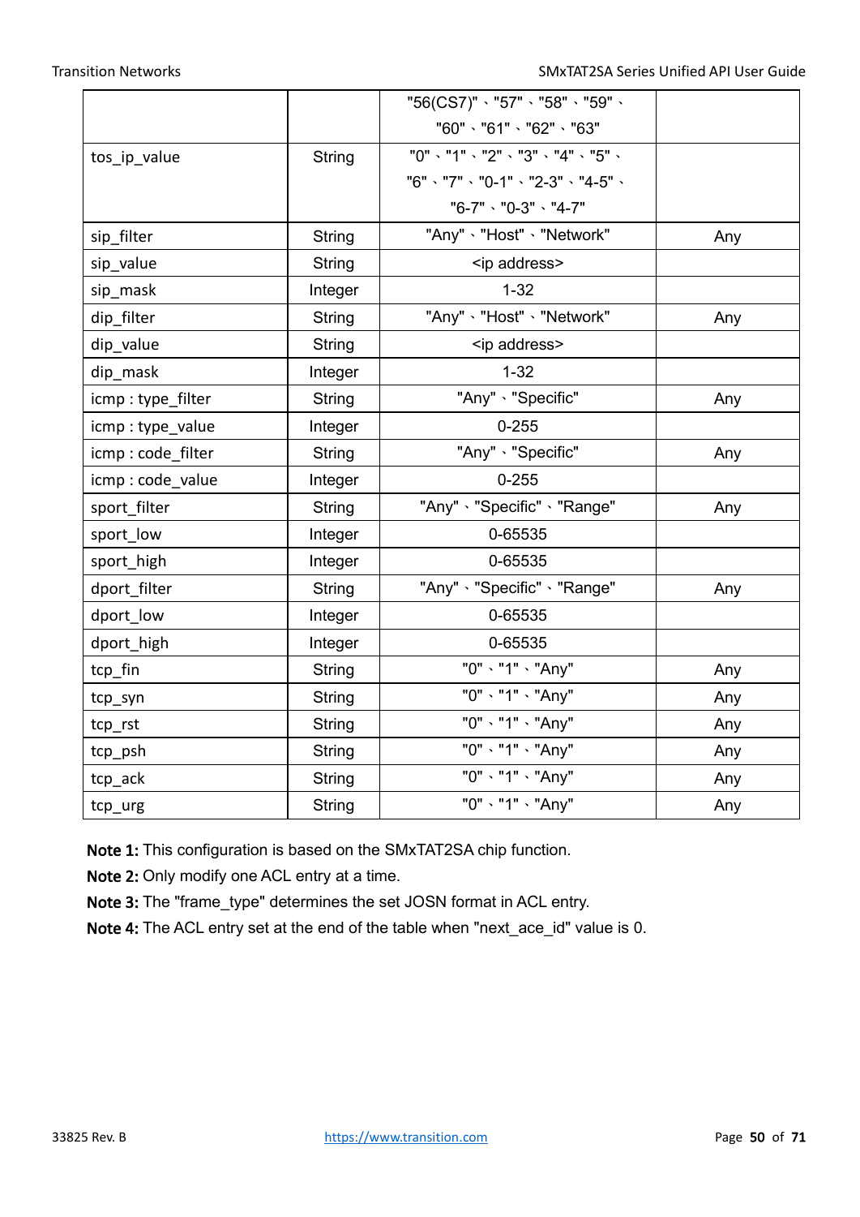| | | "56(CS7)"、"57"、"58"、"59"、"60"、"61"、"62"、"63" | |
|---|---|---|---|
| tos_ip_value | String | "0"、"1"、"2"、"3"、"4"、"5"、"6"、"7"、"0-1"、"2-3"、"4-5"、"6-7"、"0-3"、"4-7" | |
| sip_filter | String | "Any"、"Host"、"Network" | Any |
| sip_value | String | <ip address> | |
| sip_mask | Integer | 1-32 | |
| dip_filter | String | "Any"、"Host"、"Network" | Any |
| dip_value | String | <ip address> | |
| dip_mask | Integer | 1-32 | |
| icmp : type_filter | String | "Any"、"Specific" | Any |
| icmp : type_value | Integer | 0-255 | |
| icmp : code_filter | String | "Any"、"Specific" | Any |
| icmp : code_value | Integer | 0-255 | |
| sport_filter | String | "Any"、"Specific"、"Range" | Any |
| sport_low | Integer | 0-65535 | |
| sport_high | Integer | 0-65535 | |
| dport_filter | String | "Any"、"Specific"、"Range" | Any |
| dport_low | Integer | 0-65535 | |
| dport_high | Integer | 0-65535 | |
| tcp_fin | String | "0"、"1"、"Any" | Any |
| tcp_syn | String | "0"、"1"、"Any" | Any |
| tcp_rst | String | "0"、"1"、"Any" | Any |
| tcp_psh | String | "0"、"1"、"Any" | Any |
| tcp_ack | String | "0"、"1"、"Any" | Any |
| tcp_urg | String | "0"、"1"、"Any" | Any |

**Note 1:** This configuration is based on the SMxTAT2SA chip function.

**Note 2:** Only modify one ACL entry at a time.

**Note 3:** The "frame_type" determines the set JOSN format in ACL entry.

**Note 4:** The ACL entry set at the end of the table when "next_ace_id" value is 0.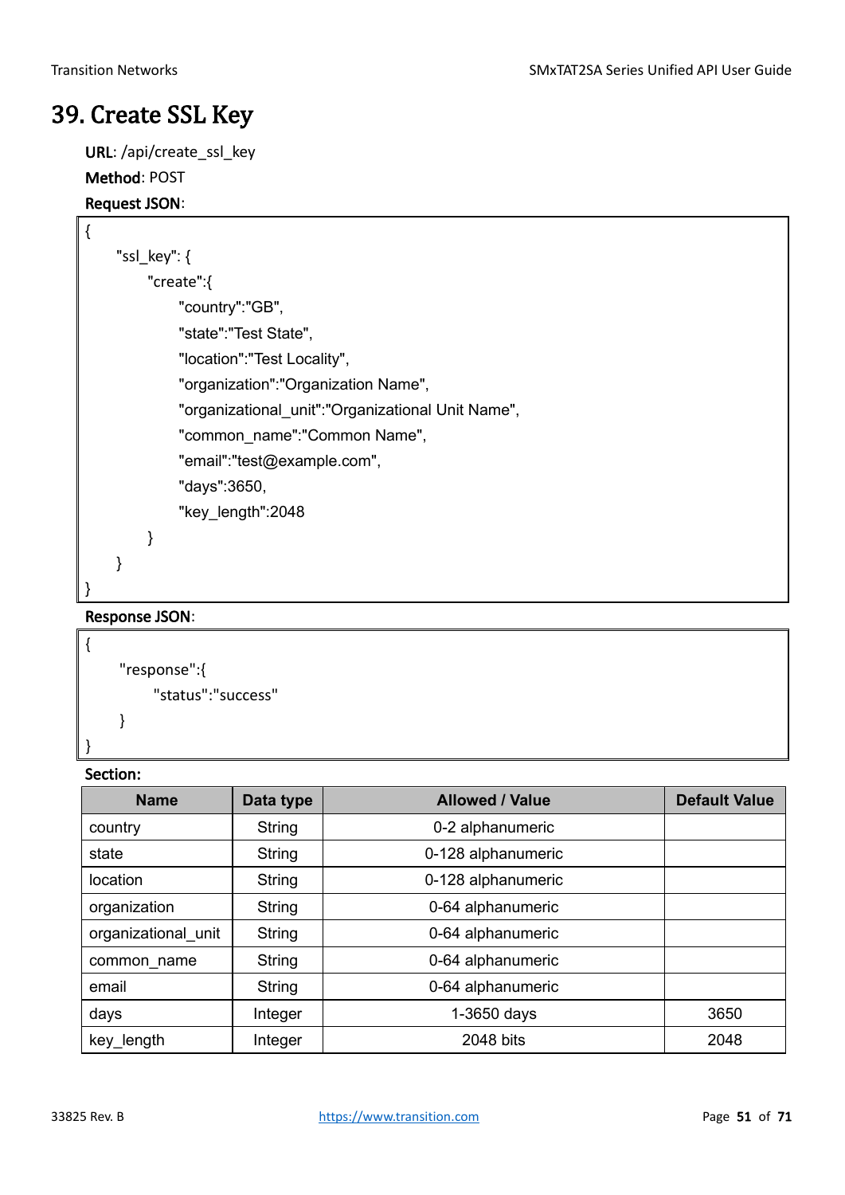# 39. Create SSL Key

**URL**: /api/create_ssl_key

**Method**: POST

**Request JSON**:

```
{
    "ssl_key": {
        "create":{
            "country":"GB",
            "state":"Test State",
            "location":"Test Locality",
            "organization":"Organization Name",
            "organizational_unit":"Organizational Unit Name",
            "common_name":"Common Name",
            "email":"test@example.com",
            "days":3650,
            "key_length":2048
        }
    }
}
```

**Response JSON**:

```
{
    "response":{
        "status":"success"
    }
}
```

**Section:**

| Name | Data type | Allowed / Value | Default Value |
|---|---|---|---|
| country | String | 0-2 alphanumeric | |
| state | String | 0-128 alphanumeric | |
| location | String | 0-128 alphanumeric | |
| organization | String | 0-64 alphanumeric | |
| organizational_unit | String | 0-64 alphanumeric | |
| common_name | String | 0-64 alphanumeric | |
| email | String | 0-64 alphanumeric | |
| days | Integer | 1-3650 days | 3650 |
| key_length | Integer | 2048 bits | 2048 |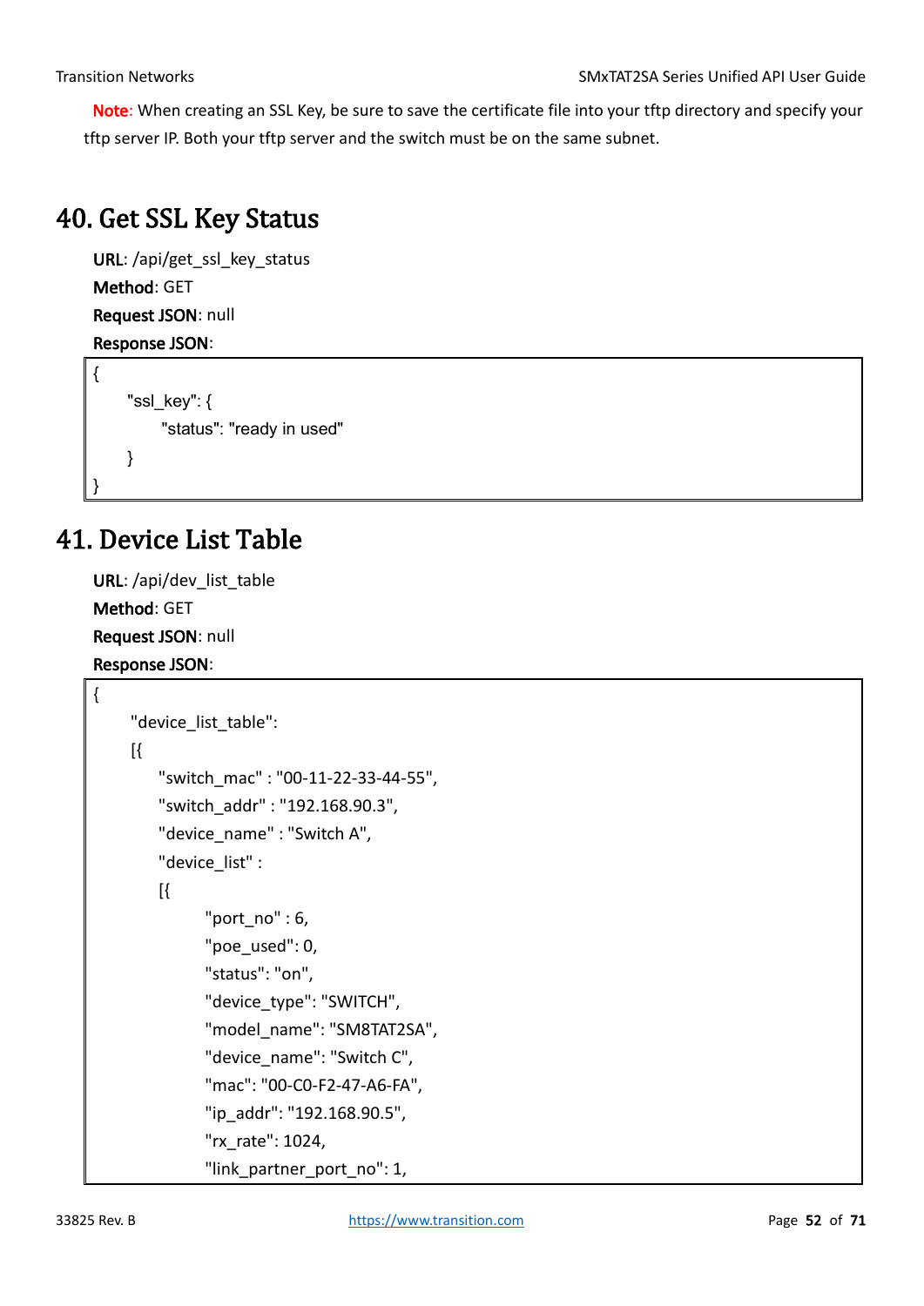**Note**: When creating an SSL Key, be sure to save the certificate file into your tftp directory and specify your tftp server IP. Both your tftp server and the switch must be on the same subnet.

# 40. Get SSL Key Status

**URL**: /api/get_ssl_key_status

**Method**: GET

**Request JSON**: null

**Response JSON**:

```
{
    "ssl_key": {
        "status": "ready in used"
    }
}
```

# 41. Device List Table

**URL**: /api/dev_list_table

**Method**: GET

**Request JSON**: null

**Response JSON**:

```
{
    "device_list_table":
    [{
        "switch_mac" : "00-11-22-33-44-55",
        "switch_addr" : "192.168.90.3",
        "device_name" : "Switch A",
        "device_list" :
        [{
            "port_no" : 6,
            "poe_used": 0,
            "status": "on",
            "device_type": "SWITCH",
            "model_name": "SM8TAT2SA",
            "device_name": "Switch C",
            "mac": "00-C0-F2-47-A6-FA",
            "ip_addr": "192.168.90.5",
            "rx_rate": 1024,
            "link_partner_port_no": 1,
```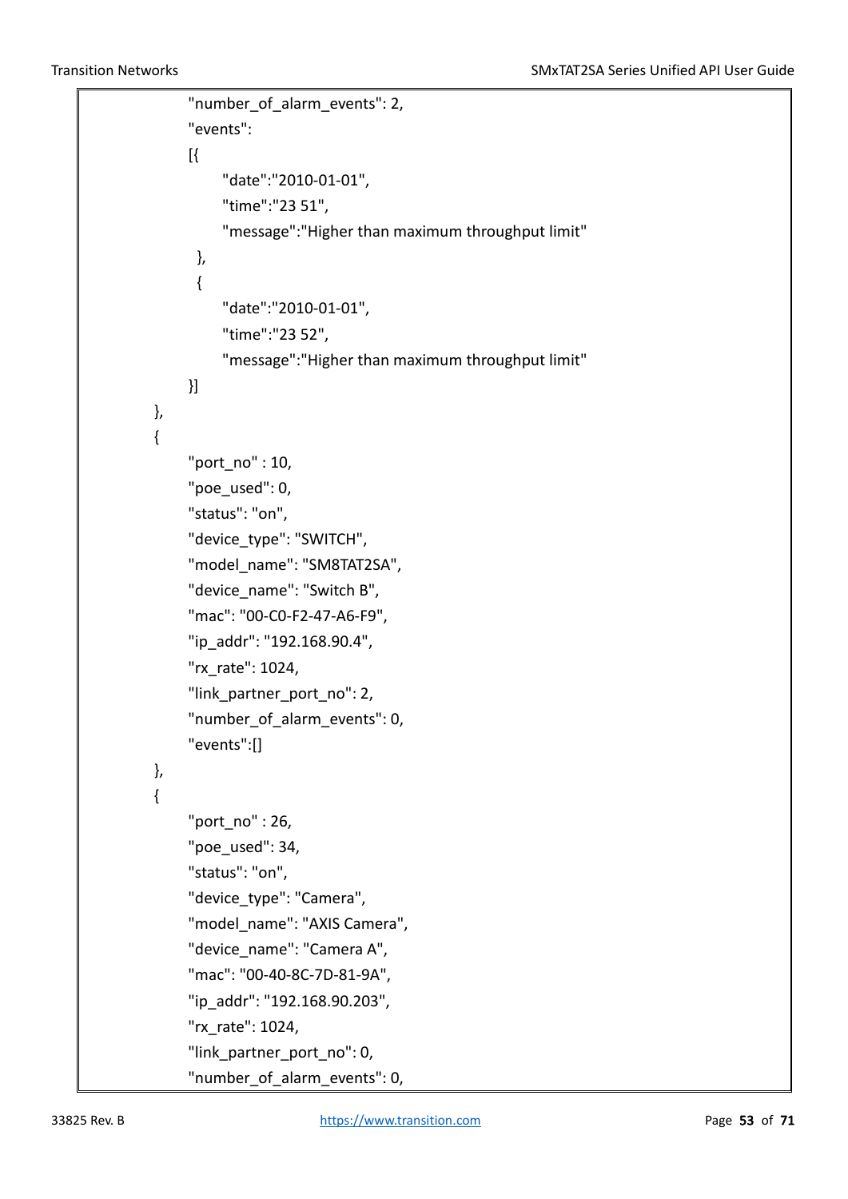```
            "number_of_alarm_events": 2,
            "events":
            [{
                "date":"2010-01-01",
                "time":"23 51",
                "message":"Higher than maximum throughput limit"
             },
             {
                "date":"2010-01-01",
                "time":"23 52",
                "message":"Higher than maximum throughput limit"
            }]
        },
        {
            "port_no" : 10,
            "poe_used": 0,
            "status": "on",
            "device_type": "SWITCH",
            "model_name": "SM8TAT2SA",
            "device_name": "Switch B",
            "mac": "00-C0-F2-47-A6-F9",
            "ip_addr": "192.168.90.4",
            "rx_rate": 1024,
            "link_partner_port_no": 2,
            "number_of_alarm_events": 0,
            "events":[]
        },
        {
            "port_no" : 26,
            "poe_used": 34,
            "status": "on",
            "device_type": "Camera",
            "model_name": "AXIS Camera",
            "device_name": "Camera A",
            "mac": "00-40-8C-7D-81-9A",
            "ip_addr": "192.168.90.203",
            "rx_rate": 1024,
            "link_partner_port_no": 0,
            "number_of_alarm_events": 0,
```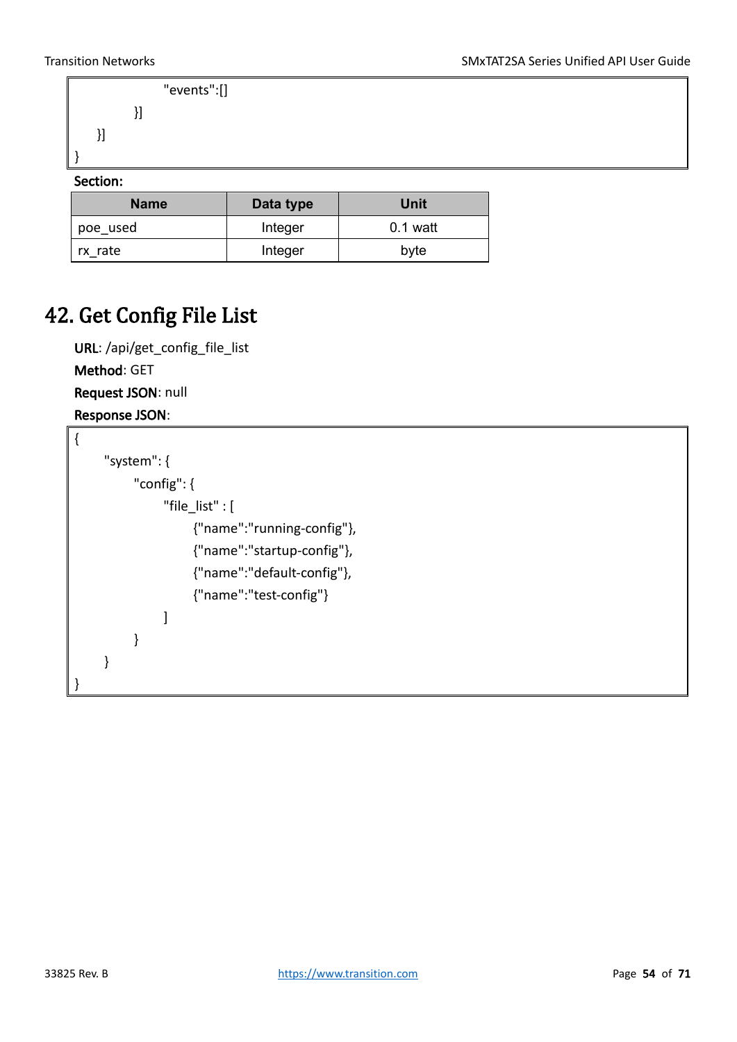```
            "events":[]
        }]
    }]
}
```

**Section:**

| Name | Data type | Unit |
|---|---|---|
| poe_used | Integer | 0.1 watt |
| rx_rate | Integer | byte |

# 42. Get Config File List

**URL**: /api/get_config_file_list

**Method**: GET

**Request JSON**: null

**Response JSON**:

```
{
    "system": {
        "config": {
            "file_list" : [
                {"name":"running-config"},
                {"name":"startup-config"},
                {"name":"default-config"},
                {"name":"test-config"}
            ]
        }
    }
}
```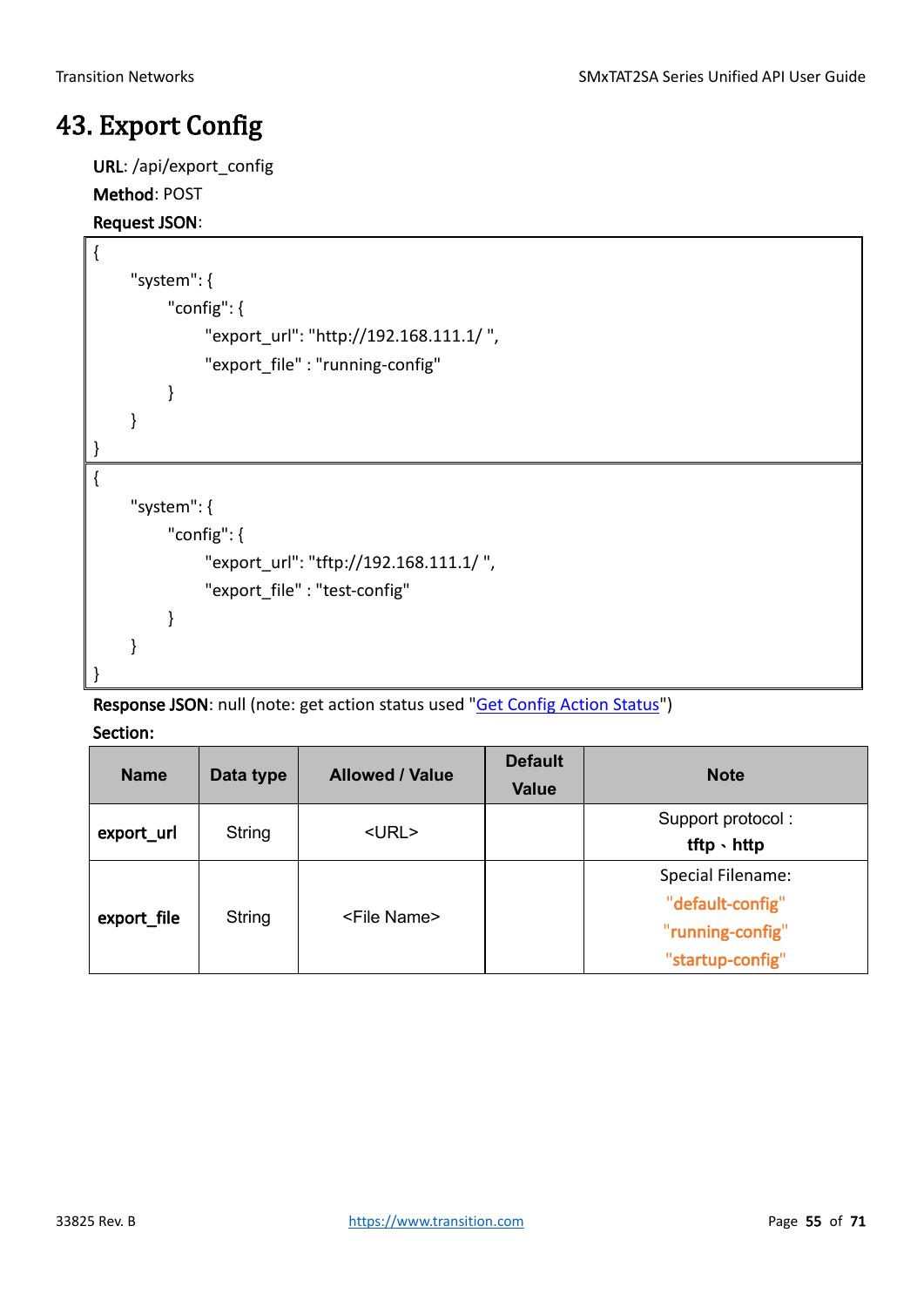# 43. Export Config

**URL**: /api/export_config

**Method**: POST

**Request JSON**:

```
{
    "system": {
        "config": {
            "export_url": "http://192.168.111.1/ ",
            "export_file" : "running-config"
        }
    }
}
```

```
{
    "system": {
        "config": {
            "export_url": "tftp://192.168.111.1/ ",
            "export_file" : "test-config"
        }
    }
}
```

**Response JSON**: null (note: get action status used "Get Config Action Status")

**Section:**

| Name | Data type | Allowed / Value | Default Value | Note |
|---|---|---|---|---|
| **export_url** | String | <URL> | | Support protocol : **tftp、http** |
| **export_file** | String | <File Name> | | Special Filename: "default-config" "running-config" "startup-config" |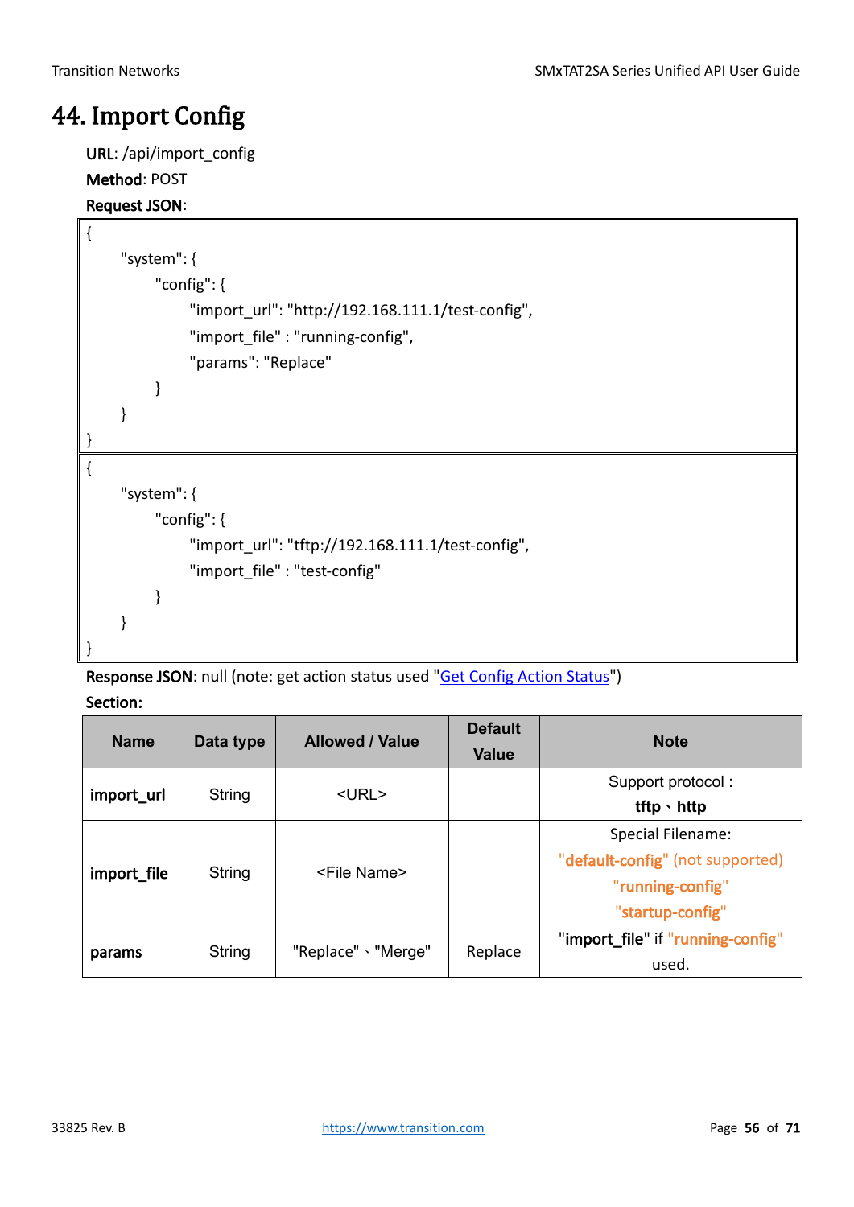# 44. Import Config

**URL**: /api/import_config

**Method**: POST

**Request JSON**:

```
{
    "system": {
        "config": {
            "import_url": "http://192.168.111.1/test-config",
            "import_file" : "running-config",
            "params": "Replace"
        }
    }
}
```

```
{
    "system": {
        "config": {
            "import_url": "tftp://192.168.111.1/test-config",
            "import_file" : "test-config"
        }
    }
}
```

**Response JSON**: null (note: get action status used "Get Config Action Status")

**Section:**

| Name | Data type | Allowed / Value | Default Value | Note |
|---|---|---|---|---|
| **import_url** | String | <URL> | | Support protocol : **tftp**、**http** |
| **import_file** | String | <File Name> | | Special Filename: "**default-config**" (not supported) "**running-config**" "**startup-config**" |
| **params** | String | "Replace"、"Merge" | Replace | "**import_file**" if "**running-config**" used. |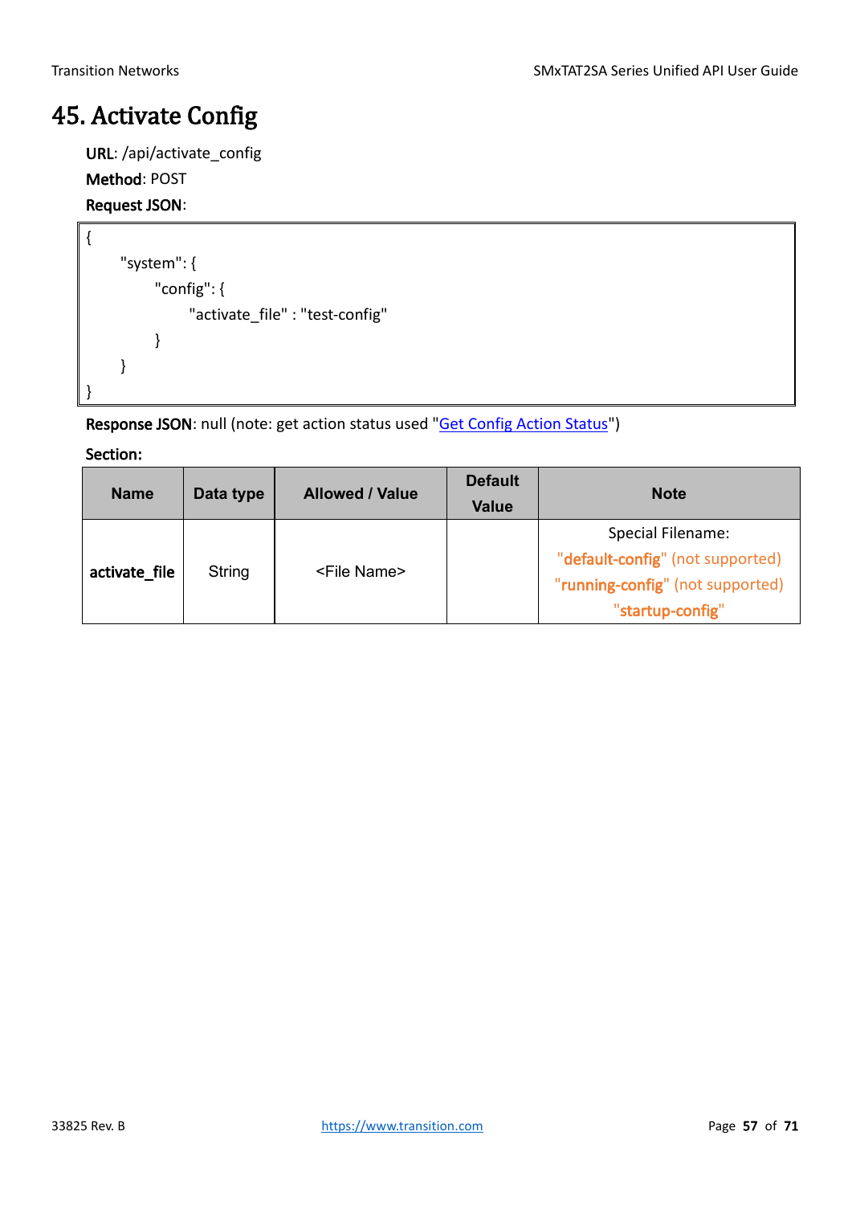# 45. Activate Config

**URL**: /api/activate_config

**Method**: POST

**Request JSON**:

```
{
    "system": {
        "config": {
            "activate_file" : "test-config"
        }
    }
}
```

**Response JSON**: null (note: get action status used "Get Config Action Status")

**Section:**

| Name | Data type | Allowed / Value | Default Value | Note |
|---|---|---|---|---|
| **activate_file** | String | <File Name> | | Special Filename:<br>"**default-config**" (not supported)<br>"**running-config**" (not supported)<br>"**startup-config**" |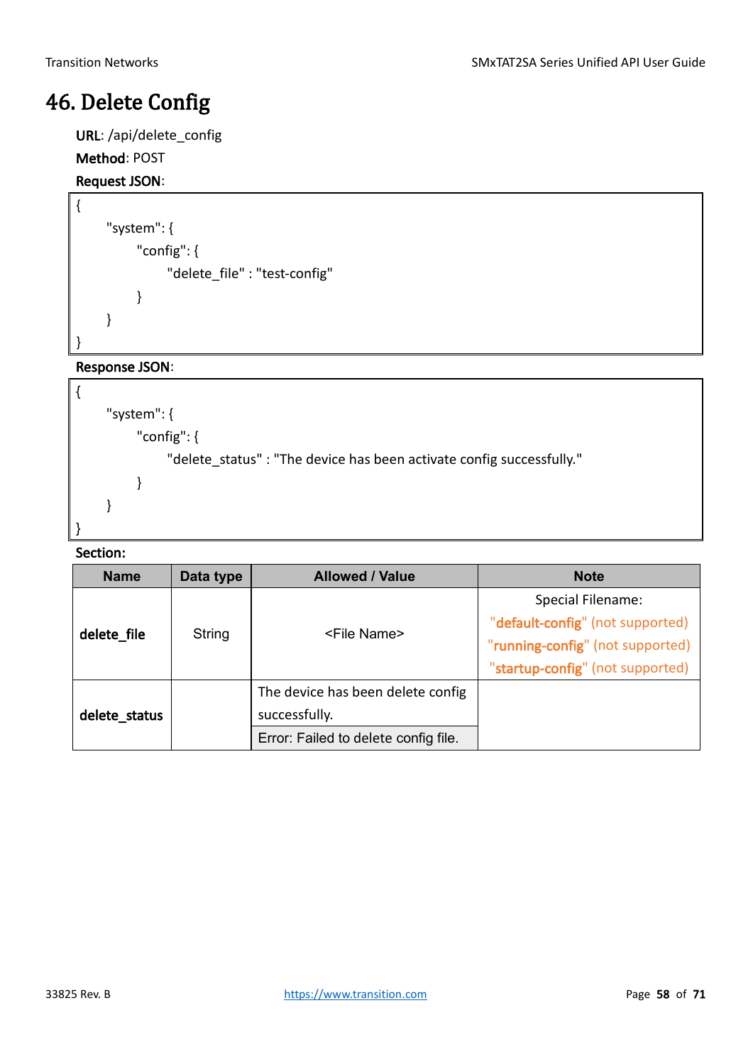# 46. Delete Config

**URL**: /api/delete_config

**Method**: POST

**Request JSON**:

```
{
    "system": {
        "config": {
            "delete_file" : "test-config"
        }
    }
}
```

**Response JSON**:

```
{
    "system": {
        "config": {
            "delete_status" : "The device has been activate config successfully."
        }
    }
}
```

**Section:**

| Name | Data type | Allowed / Value | Note |
|---|---|---|---|
| **delete_file** | String | <File Name> | Special Filename: "**default-config**" (not supported) "**running-config**" (not supported) "**startup-config**" (not supported) |
| **delete_status** | | The device has been delete config successfully. | |
| | | Error: Failed to delete config file. | |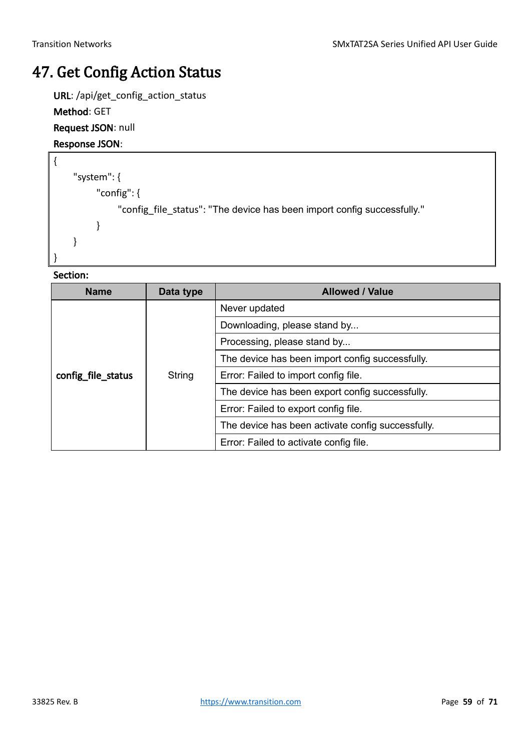# 47. Get Config Action Status

**URL**: /api/get_config_action_status

**Method**: GET

**Request JSON**: null

**Response JSON**:

```
{
    "system": {
        "config": {
            "config_file_status": "The device has been import config successfully."
        }
    }
}
```

**Section:**

| Name | Data type | Allowed / Value |
|---|---|---|
| **config_file_status** | String | Never updated |
| | | Downloading, please stand by... |
| | | Processing, please stand by... |
| | | The device has been import config successfully. |
| | | Error: Failed to import config file. |
| | | The device has been export config successfully. |
| | | Error: Failed to export config file. |
| | | The device has been activate config successfully. |
| | | Error: Failed to activate config file. |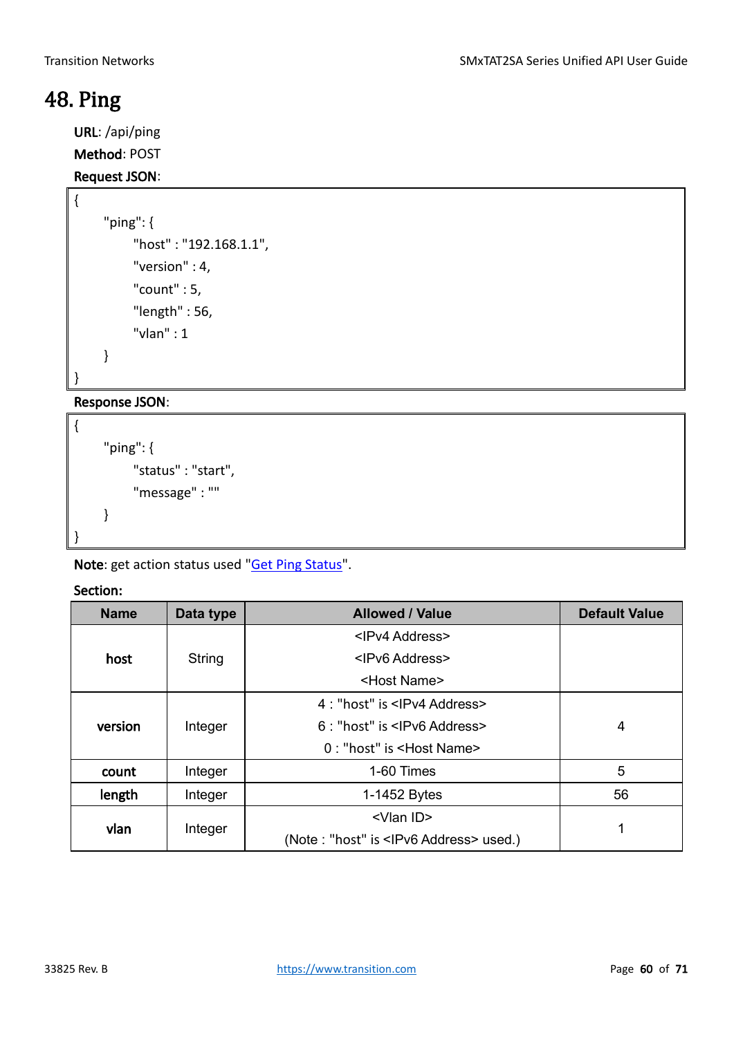# 48. Ping

**URL**: /api/ping

**Method**: POST

**Request JSON**:

```
{
    "ping": {
        "host" : "192.168.1.1",
        "version" : 4,
        "count" : 5,
        "length" : 56,
        "vlan" : 1
    }
}
```

**Response JSON**:

```
{
    "ping": {
        "status" : "start",
        "message" : ""
    }
}
```

**Note**: get action status used "Get Ping Status".

**Section:**

| Name | Data type | Allowed / Value | Default Value |
|---|---|---|---|
| **host** | String | <IPv4 Address><br><IPv6 Address><br><Host Name> | |
| **version** | Integer | 4 : "host" is <IPv4 Address><br>6 : "host" is <IPv6 Address><br>0 : "host" is <Host Name> | 4 |
| **count** | Integer | 1-60 Times | 5 |
| **length** | Integer | 1-1452 Bytes | 56 |
| **vlan** | Integer | <Vlan ID><br>(Note : "host" is <IPv6 Address> used.) | 1 |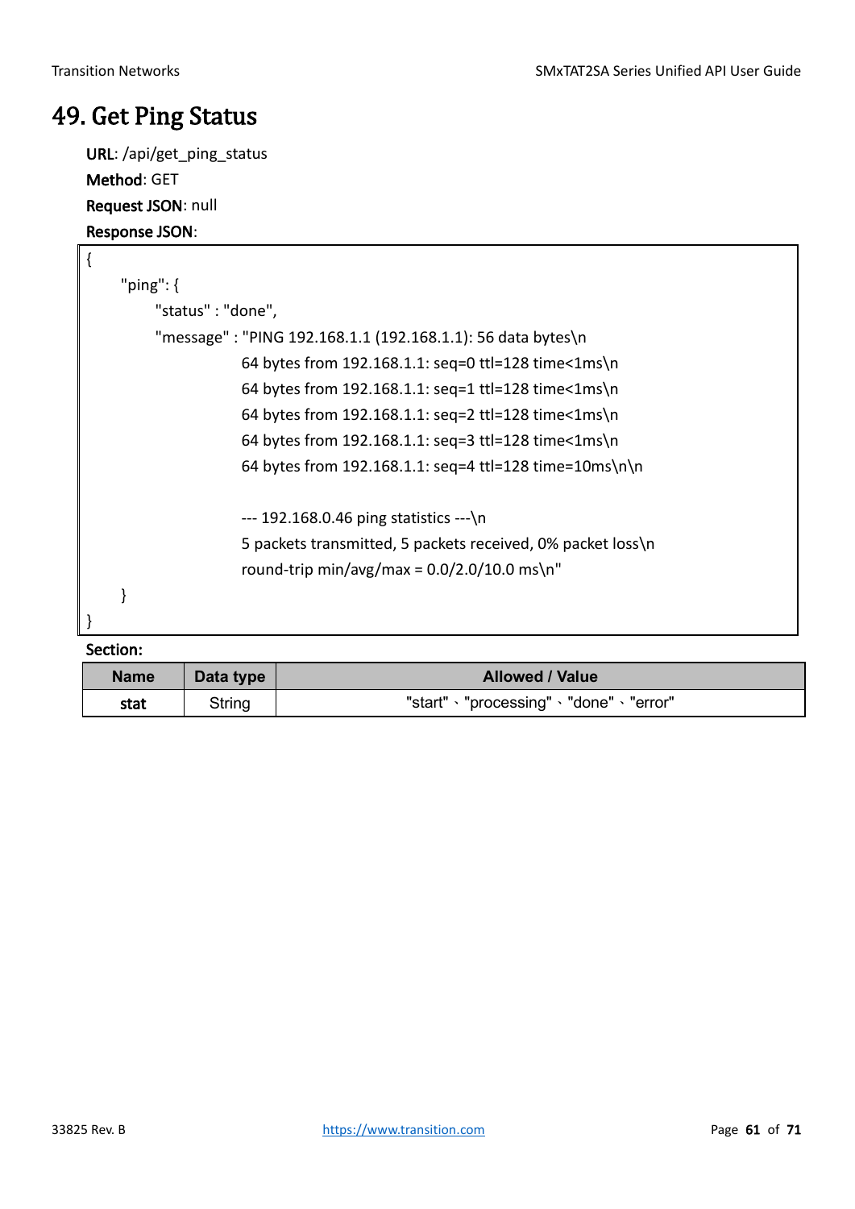# 49. Get Ping Status

**URL**: /api/get_ping_status

**Method**: GET

**Request JSON**: null

**Response JSON**:

```
{
    "ping": {
        "status" : "done",
        "message" : "PING 192.168.1.1 (192.168.1.1): 56 data bytes\n
                    64 bytes from 192.168.1.1: seq=0 ttl=128 time<1ms\n
                    64 bytes from 192.168.1.1: seq=1 ttl=128 time<1ms\n
                    64 bytes from 192.168.1.1: seq=2 ttl=128 time<1ms\n
                    64 bytes from 192.168.1.1: seq=3 ttl=128 time<1ms\n
                    64 bytes from 192.168.1.1: seq=4 ttl=128 time=10ms\n\n

                    --- 192.168.0.46 ping statistics ---\n
                    5 packets transmitted, 5 packets received, 0% packet loss\n
                    round-trip min/avg/max = 0.0/2.0/10.0 ms\n"
    }
}
```

**Section:**

| Name | Data type | Allowed / Value |
|---|---|---|
| **stat** | String | "start"、"processing"、"done"、"error" |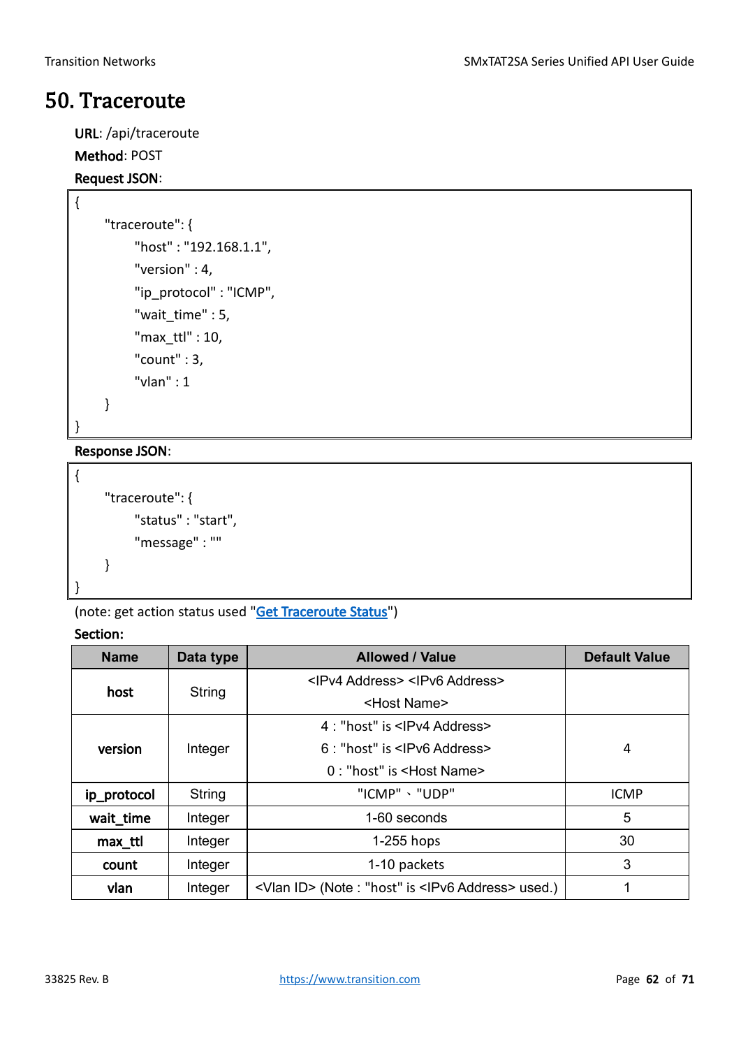# 50. Traceroute

**URL**: /api/traceroute

**Method**: POST

**Request JSON**:

```
{
    "traceroute": {
        "host" : "192.168.1.1",
        "version" : 4,
        "ip_protocol" : "ICMP",
        "wait_time" : 5,
        "max_ttl" : 10,
        "count" : 3,
        "vlan" : 1
    }
}
```

**Response JSON**:

```
{
    "traceroute": {
        "status" : "start",
        "message" : ""
    }
}
```

(note: get action status used "Get Traceroute Status")

**Section:**

| Name | Data type | Allowed / Value | Default Value |
|---|---|---|---|
| **host** | String | <IPv4 Address> <IPv6 Address> <Host Name> | |
| **version** | Integer | 4 : "host" is <IPv4 Address><br>6 : "host" is <IPv6 Address><br>0 : "host" is <Host Name> | 4 |
| **ip_protocol** | String | "ICMP" 、"UDP" | ICMP |
| **wait_time** | Integer | 1-60 seconds | 5 |
| **max_ttl** | Integer | 1-255 hops | 30 |
| **count** | Integer | 1-10 packets | 3 |
| **vlan** | Integer | <Vlan ID> (Note : "host" is <IPv6 Address> used.) | 1 |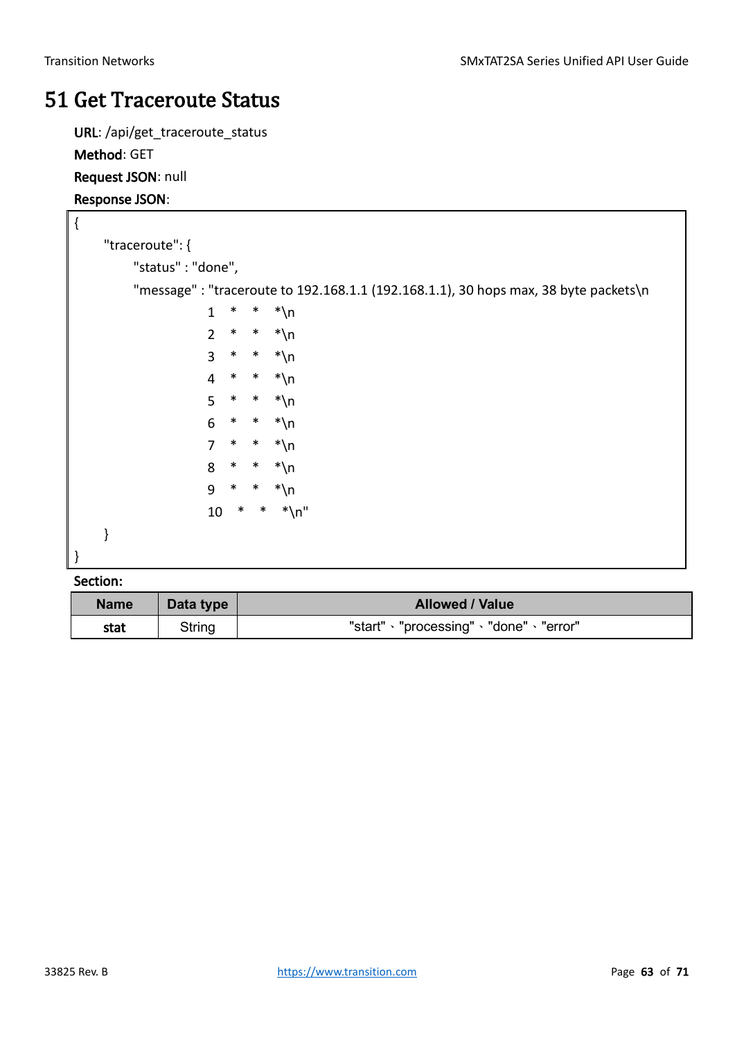# 51 Get Traceroute Status

**URL**: /api/get_traceroute_status

**Method**: GET

**Request JSON**: null

**Response JSON**:

```
{
    "traceroute": {
        "status" : "done",
        "message" : "traceroute to 192.168.1.1 (192.168.1.1), 30 hops max, 38 byte packets\n
                    1   *   *   *\n
                    2   *   *   *\n
                    3   *   *   *\n
                    4   *   *   *\n
                    5   *   *   *\n
                    6   *   *   *\n
                    7   *   *   *\n
                    8   *   *   *\n
                    9   *   *   *\n
                    10   *   *   *\n"
    }
}
```

**Section:**

| Name | Data type | Allowed / Value |
|---|---|---|
| **stat** | String | "start"、"processing"、"done"、"error" |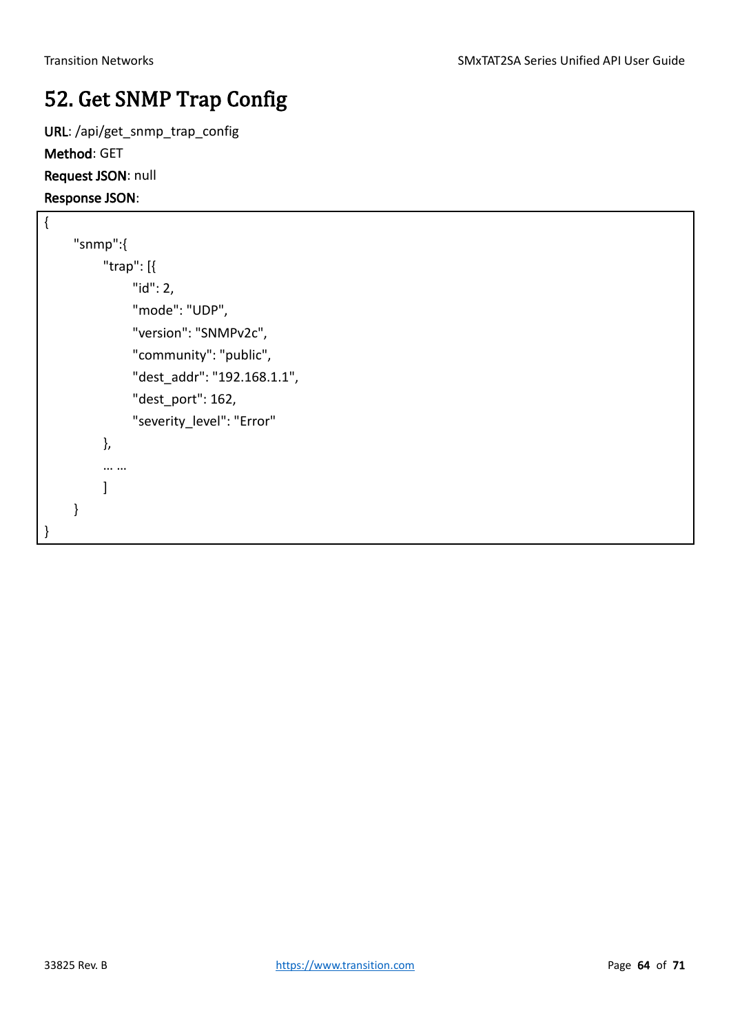# 52. Get SNMP Trap Config

**URL**: /api/get_snmp_trap_config

**Method**: GET

**Request JSON**: null

**Response JSON**:

```
{
    "snmp":{
        "trap": [{
            "id": 2,
            "mode": "UDP",
            "version": "SNMPv2c",
            "community": "public",
            "dest_addr": "192.168.1.1",
            "dest_port": 162,
            "severity_level": "Error"
        },
        … …
        ]
    }
}
```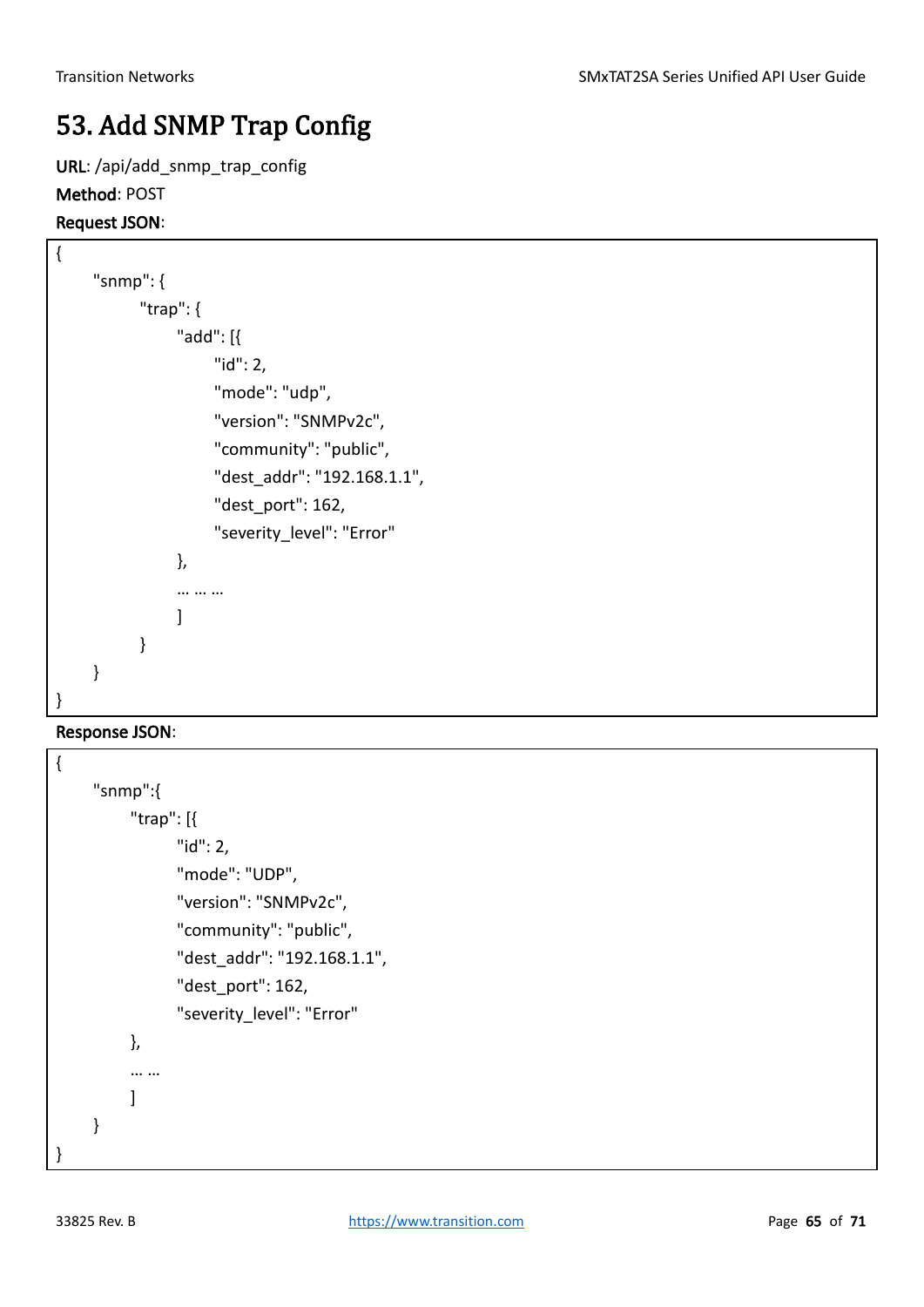# 53. Add SNMP Trap Config

**URL**: /api/add_snmp_trap_config

**Method**: POST

**Request JSON**:

```
{
    "snmp": {
        "trap": {
            "add": [{
                "id": 2,
                "mode": "udp",
                "version": "SNMPv2c",
                "community": "public",
                "dest_addr": "192.168.1.1",
                "dest_port": 162,
                "severity_level": "Error"
            },
            … … …
            ]
        }
    }
}
```

**Response JSON**:

```
{
    "snmp":{
        "trap": [{
            "id": 2,
            "mode": "UDP",
            "version": "SNMPv2c",
            "community": "public",
            "dest_addr": "192.168.1.1",
            "dest_port": 162,
            "severity_level": "Error"
        },
        … …
        ]
    }
}
```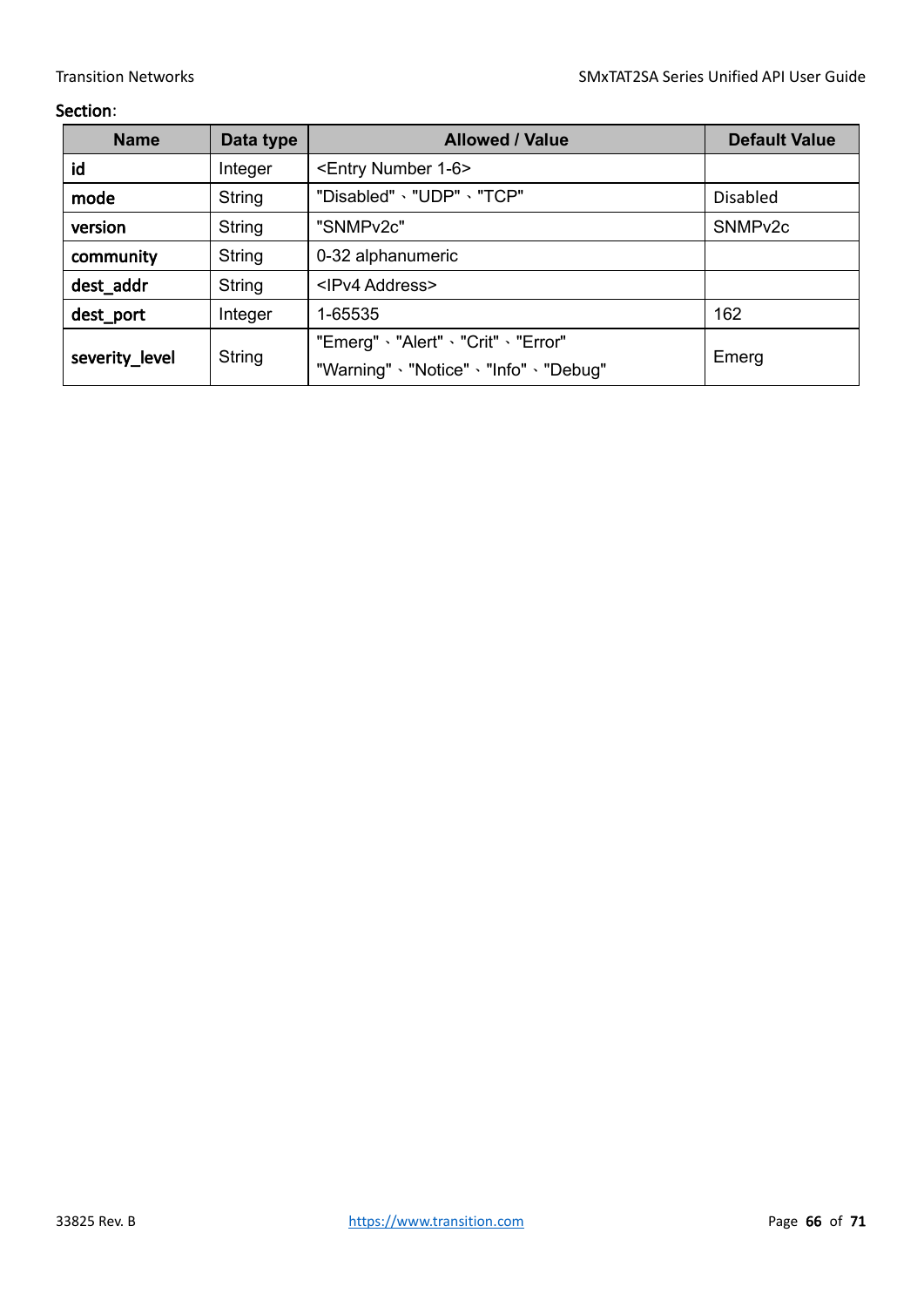**Section**:

| Name | Data type | Allowed / Value | Default Value |
|---|---|---|---|
| **id** | Integer | <Entry Number 1-6> | |
| **mode** | String | "Disabled"、"UDP"、"TCP" | Disabled |
| **version** | String | "SNMPv2c" | SNMPv2c |
| **community** | String | 0-32 alphanumeric | |
| **dest_addr** | String | <IPv4 Address> | |
| **dest_port** | Integer | 1-65535 | 162 |
| **severity_level** | String | "Emerg"、"Alert"、"Crit"、"Error" "Warning"、"Notice"、"Info"、"Debug" | Emerg |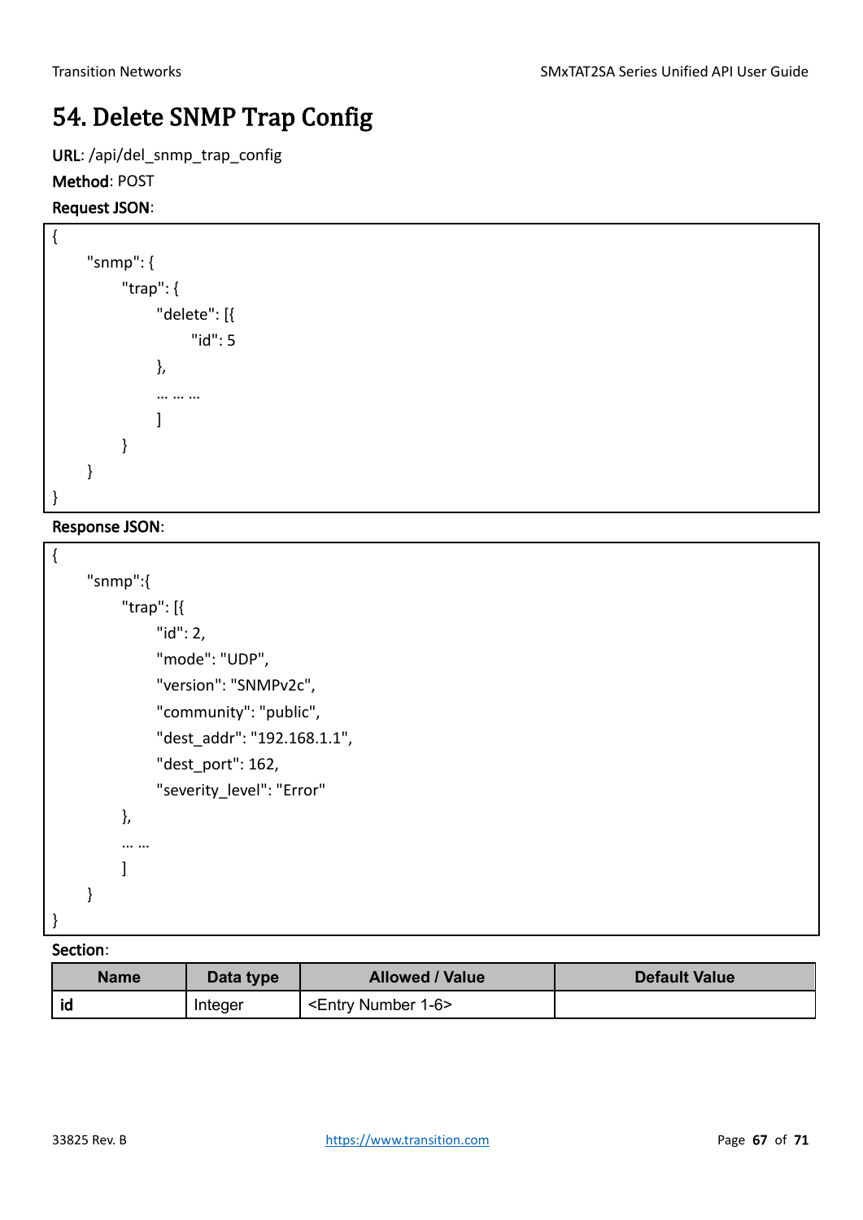# 54. Delete SNMP Trap Config

**URL**: /api/del_snmp_trap_config

**Method**: POST

**Request JSON**:

```
{
    "snmp": {
        "trap": {
            "delete": [{
                "id": 5
            },
            … … …
            ]
        }
    }
}
```

**Response JSON**:

```
{
    "snmp":{
        "trap": [{
            "id": 2,
            "mode": "UDP",
            "version": "SNMPv2c",
            "community": "public",
            "dest_addr": "192.168.1.1",
            "dest_port": 162,
            "severity_level": "Error"
        },
        … …
        ]
    }
}
```

**Section**:

| Name | Data type | Allowed / Value | Default Value |
|---|---|---|---|
| **id** | Integer | <Entry Number 1-6> | |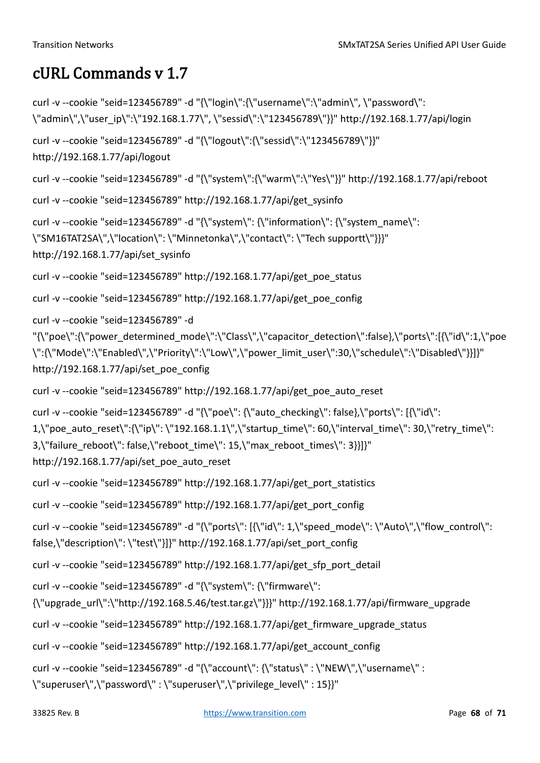# cURL Commands v 1.7

curl -v --cookie "seid=123456789" -d "{\"login\":{\"username\":\"admin\", \"password\": \"admin\",\"user_ip\":\"192.168.1.77\", \"sessid\":\"123456789\"}}" http://192.168.1.77/api/login

curl -v --cookie "seid=123456789" -d "{\"logout\":{\"sessid\":\"123456789\"}}" http://192.168.1.77/api/logout

curl -v --cookie "seid=123456789" -d "{\"system\":{\"warm\":\"Yes\"}}" http://192.168.1.77/api/reboot

curl -v --cookie "seid=123456789" http://192.168.1.77/api/get_sysinfo

curl -v --cookie "seid=123456789" -d "{\"system\": {\"information\": {\"system_name\": \"SM16TAT2SA\",\"location\": \"Minnetonka\",\"contact\": \"Tech supportt\"}}}" http://192.168.1.77/api/set_sysinfo

curl -v --cookie "seid=123456789" http://192.168.1.77/api/get_poe_status

curl -v --cookie "seid=123456789" http://192.168.1.77/api/get_poe_config

curl -v --cookie "seid=123456789" -d "{\"poe\":{\"power_determined_mode\":\"Class\",\"capacitor_detection\":false},\"ports\":[{\"id\":1,\"poe\":{\"Mode\":\"Enabled\",\"Priority\":\"Low\",\"power_limit_user\":30,\"schedule\":\"Disabled\"}}]}" http://192.168.1.77/api/set_poe_config

curl -v --cookie "seid=123456789" http://192.168.1.77/api/get_poe_auto_reset

curl -v --cookie "seid=123456789" -d "{\"poe\": {\"auto_checking\": false},\"ports\": [{\"id\": 1,\"poe_auto_reset\":{\"ip\": \"192.168.1.1\",\"startup_time\": 60,\"interval_time\": 30,\"retry_time\": 3,\"failure_reboot\": false,\"reboot_time\": 15,\"max_reboot_times\": 3}}]}" http://192.168.1.77/api/set_poe_auto_reset

curl -v --cookie "seid=123456789" http://192.168.1.77/api/get_port_statistics

curl -v --cookie "seid=123456789" http://192.168.1.77/api/get_port_config

curl -v --cookie "seid=123456789" -d "{\"ports\": [{\"id\": 1,\"speed_mode\": \"Auto\",\"flow_control\": false,\"description\": \"test\"}]}" http://192.168.1.77/api/set_port_config

curl -v --cookie "seid=123456789" http://192.168.1.77/api/get_sfp_port_detail

curl -v --cookie "seid=123456789" -d "{\"system\": {\"firmware\": {\"upgrade_url\":\"http://192.168.5.46/test.tar.gz\"}}}" http://192.168.1.77/api/firmware_upgrade

curl -v --cookie "seid=123456789" http://192.168.1.77/api/get_firmware_upgrade_status

curl -v --cookie "seid=123456789" http://192.168.1.77/api/get_account_config

curl -v --cookie "seid=123456789" -d "{\"account\": {\"status\" : \"NEW\",\"username\" : \"superuser\",\"password\" : \"superuser\",\"privilege_level\" : 15}}"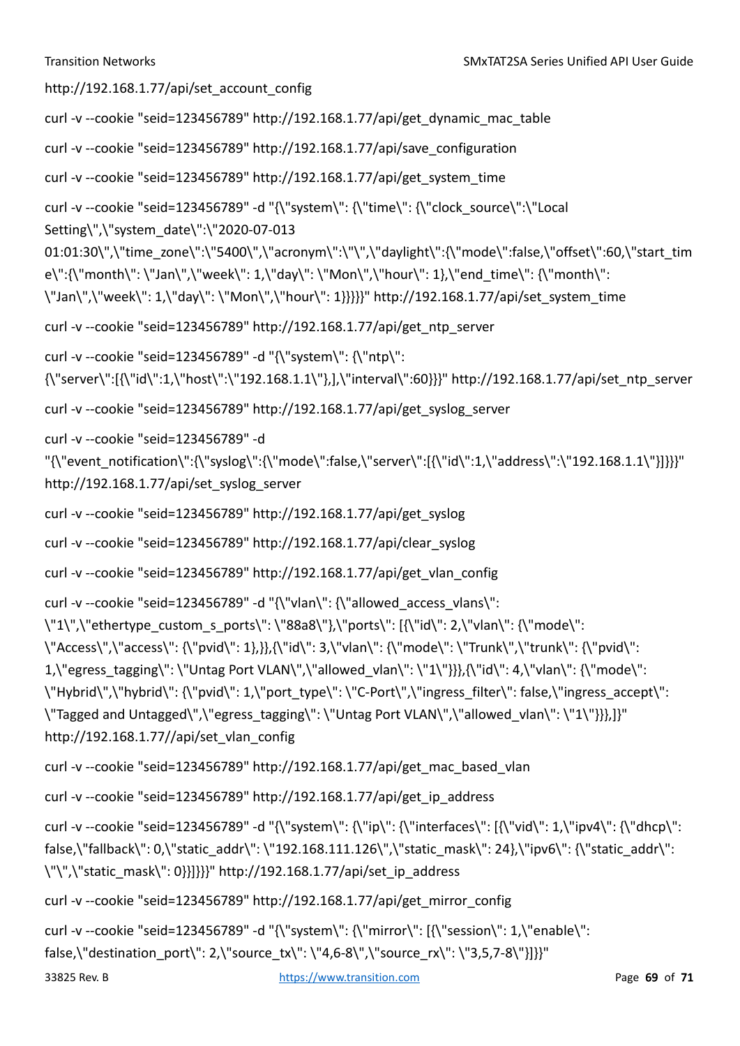http://192.168.1.77/api/set_account_config

curl -v --cookie "seid=123456789" http://192.168.1.77/api/get_dynamic_mac_table

curl -v --cookie "seid=123456789" http://192.168.1.77/api/save_configuration

curl -v --cookie "seid=123456789" http://192.168.1.77/api/get_system_time

curl -v --cookie "seid=123456789" -d "{\"system\": {\"time\": {\"clock_source\":\"Local Setting\",\"system_date\":\"2020-07-013 01:01:30\",\"time_zone\":\"5400\",\"acronym\":\"\",\"daylight\":{\"mode\":false,\"offset\":60,\"start_time\":{\"month\": \"Jan\",\"week\": 1,\"day\": \"Mon\",\"hour\": 1},\"end_time\": {\"month\": \"Jan\",\"week\": 1,\"day\": \"Mon\",\"hour\": 1}}}}}" http://192.168.1.77/api/set_system_time

curl -v --cookie "seid=123456789" http://192.168.1.77/api/get_ntp_server

curl -v --cookie "seid=123456789" -d "{\"system\": {\"ntp\": {\"server\":[{\"id\":1,\"host\":\"192.168.1.1\"},],\"interval\":60}}}" http://192.168.1.77/api/set_ntp_server

curl -v --cookie "seid=123456789" http://192.168.1.77/api/get_syslog_server

curl -v --cookie "seid=123456789" -d "{\"event_notification\":{\"syslog\":{\"mode\":false,\"server\":[{\"id\":1,\"address\":\"192.168.1.1\"}]}}}" http://192.168.1.77/api/set_syslog_server

curl -v --cookie "seid=123456789" http://192.168.1.77/api/get_syslog

curl -v --cookie "seid=123456789" http://192.168.1.77/api/clear_syslog

curl -v --cookie "seid=123456789" http://192.168.1.77/api/get_vlan_config

curl -v --cookie "seid=123456789" -d "{\"vlan\": {\"allowed_access_vlans\": \"1\",\"ethertype_custom_s_ports\": \"88a8\"},\"ports\": [{\"id\": 2,\"vlan\": {\"mode\": \"Access\",\"access\": {\"pvid\": 1},}},{\"id\": 3,\"vlan\": {\"mode\": \"Trunk\",\"trunk\": {\"pvid\": 1,\"egress_tagging\": \"Untag Port VLAN\",\"allowed_vlan\": \"1\"}}},{\"id\": 4,\"vlan\": {\"mode\": \"Hybrid\",\"hybrid\": {\"pvid\": 1,\"port_type\": \"C-Port\",\"ingress_filter\": false,\"ingress_accept\": \"Tagged and Untagged\",\"egress_tagging\": \"Untag Port VLAN\",\"allowed_vlan\": \"1\"}}},]}" http://192.168.1.77//api/set_vlan_config

curl -v --cookie "seid=123456789" http://192.168.1.77/api/get_mac_based_vlan

curl -v --cookie "seid=123456789" http://192.168.1.77/api/get_ip_address

curl -v --cookie "seid=123456789" -d "{\"system\": {\"ip\": {\"interfaces\": [{\"vid\": 1,\"ipv4\": {\"dhcp\": false,\"fallback\": 0,\"static_addr\": \"192.168.111.126\",\"static_mask\": 24},\"ipv6\": {\"static_addr\": \"\",\"static_mask\": 0}}]}}}" http://192.168.1.77/api/set_ip_address

curl -v --cookie "seid=123456789" http://192.168.1.77/api/get_mirror_config

curl -v --cookie "seid=123456789" -d "{\"system\": {\"mirror\": [{\"session\": 1,\"enable\": false,\"destination_port\": 2,\"source_tx\": \"4,6-8\",\"source_rx\": \"3,5,7-8\"}]}}"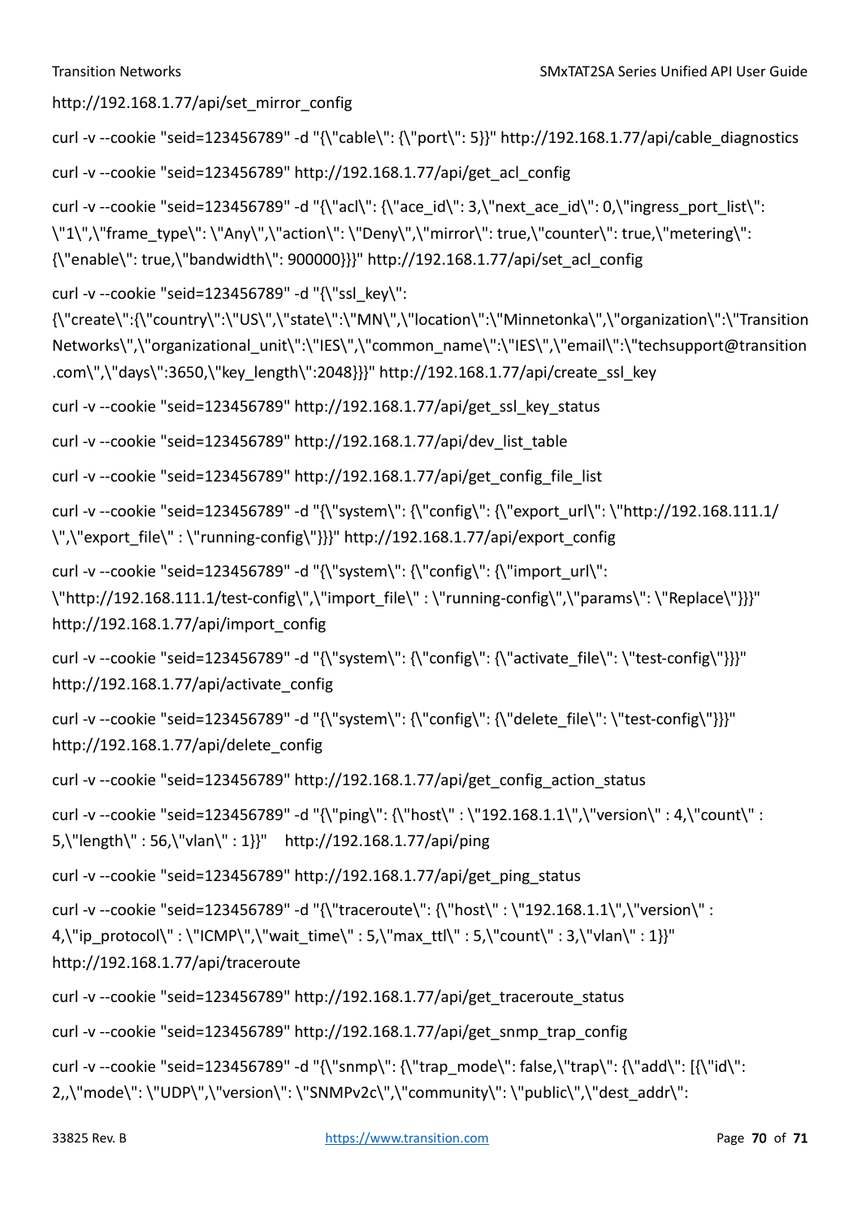http://192.168.1.77/api/set_mirror_config

curl -v --cookie "seid=123456789" -d "{\"cable\": {\"port\": 5}}" http://192.168.1.77/api/cable_diagnostics

curl -v --cookie "seid=123456789" http://192.168.1.77/api/get_acl_config

curl -v --cookie "seid=123456789" -d "{\"acl\": {\"ace_id\": 3,\"next_ace_id\": 0,\"ingress_port_list\": \"1\",\"frame_type\": \"Any\",\"action\": \"Deny\",\"mirror\": true,\"counter\": true,\"metering\": {\"enable\": true,\"bandwidth\": 900000}}}" http://192.168.1.77/api/set_acl_config

curl -v --cookie "seid=123456789" -d "{\"ssl_key\": {\"create\":{\"country\":\"US\",\"state\":\"MN\",\"location\":\"Minnetonka\",\"organization\":\"Transition Networks\",\"organizational_unit\":\"IES\",\"common_name\":\"IES\",\"email\":\"techsupport@transition .com\",\"days\":3650,\"key_length\":2048}}}" http://192.168.1.77/api/create_ssl_key

curl -v --cookie "seid=123456789" http://192.168.1.77/api/get_ssl_key_status

curl -v --cookie "seid=123456789" http://192.168.1.77/api/dev_list_table

curl -v --cookie "seid=123456789" http://192.168.1.77/api/get_config_file_list

curl -v --cookie "seid=123456789" -d "{\"system\": {\"config\": {\"export_url\": \"http://192.168.111.1/ \",\"export_file\" : \"running-config\"}}}" http://192.168.1.77/api/export_config

curl -v --cookie "seid=123456789" -d "{\"system\": {\"config\": {\"import_url\": \"http://192.168.111.1/test-config\",\"import_file\" : \"running-config\",\"params\": \"Replace\"}}}" http://192.168.1.77/api/import_config

curl -v --cookie "seid=123456789" -d "{\"system\": {\"config\": {\"activate_file\": \"test-config\"}}}" http://192.168.1.77/api/activate_config

curl -v --cookie "seid=123456789" -d "{\"system\": {\"config\": {\"delete_file\": \"test-config\"}}}" http://192.168.1.77/api/delete_config

curl -v --cookie "seid=123456789" http://192.168.1.77/api/get_config_action_status

curl -v --cookie "seid=123456789" -d "{\"ping\": {\"host\" : \"192.168.1.1\",\"version\" : 4,\"count\" : 5,\"length\" : 56,\"vlan\" : 1}}"    http://192.168.1.77/api/ping

curl -v --cookie "seid=123456789" http://192.168.1.77/api/get_ping_status

curl -v --cookie "seid=123456789" -d "{\"traceroute\": {\"host\" : \"192.168.1.1\",\"version\" : 4,\"ip_protocol\" : \"ICMP\",\"wait_time\" : 5,\"max_ttl\" : 5,\"count\" : 3,\"vlan\" : 1}}" http://192.168.1.77/api/traceroute

curl -v --cookie "seid=123456789" http://192.168.1.77/api/get_traceroute_status

curl -v --cookie "seid=123456789" http://192.168.1.77/api/get_snmp_trap_config

curl -v --cookie "seid=123456789" -d "{\"snmp\": {\"trap_mode\": false,\"trap\": {\"add\": [{\"id\": 2,,\"mode\": \"UDP\",\"version\": \"SNMPv2c\",\"community\": \"public\",\"dest_addr\":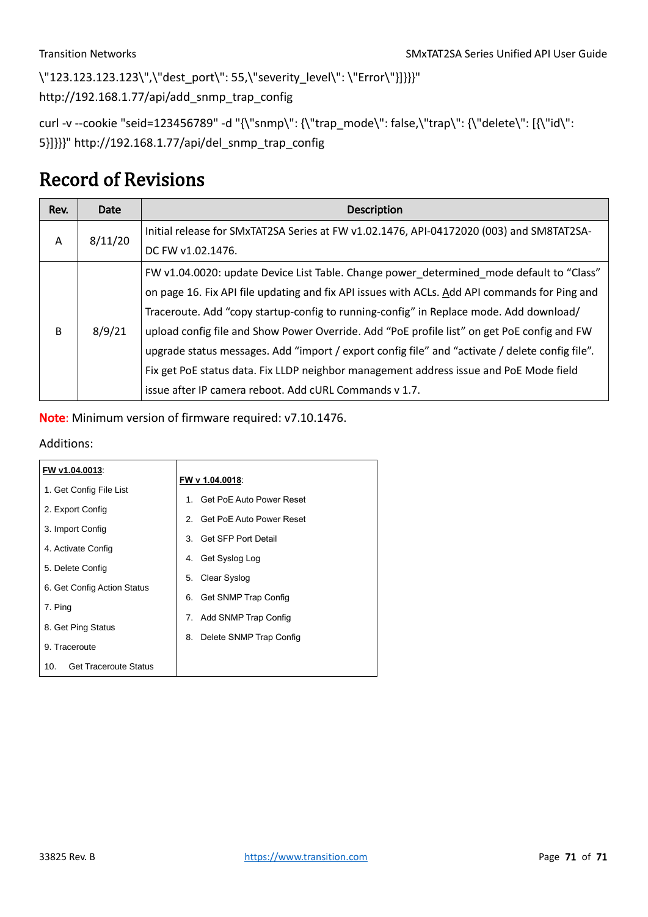\"123.123.123.123\",\"dest_port\": 55,\"severity_level\": \"Error\"}]}}}" http://192.168.1.77/api/add_snmp_trap_config

curl -v --cookie "seid=123456789" -d "{\"snmp\": {\"trap_mode\": false,\"trap\": {\"delete\": [{\"id\": 5}]}}}" http://192.168.1.77/api/del_snmp_trap_config

# Record of Revisions

| Rev. | Date | Description |
|---|---|---|
| A | 8/11/20 | Initial release for SMxTAT2SA Series at FW v1.02.1476, API-04172020 (003) and SM8TAT2SA-DC FW v1.02.1476. |
| B | 8/9/21 | FW v1.04.0020: update Device List Table. Change power_determined_mode default to "Class" on page 16. Fix API file updating and fix API issues with ACLs. Add API commands for Ping and Traceroute. Add "copy startup-config to running-config" in Replace mode. Add download/ upload config file and Show Power Override. Add "PoE profile list" on get PoE config and FW upgrade status messages. Add "import / export config file" and "activate / delete config file". Fix get PoE status data. Fix LLDP neighbor management address issue and PoE Mode field issue after IP camera reboot. Add cURL Commands v 1.7. |

**Note**: Minimum version of firmware required: v7.10.1476.

Additions:

| **FW v1.04.0013**: | **FW v 1.04.0018**: |
|---|---|
| 1. Get Config File List | 1. Get PoE Auto Power Reset |
| 2. Export Config | 2. Get PoE Auto Power Reset |
| 3. Import Config | 3. Get SFP Port Detail |
| 4. Activate Config | 4. Get Syslog Log |
| 5. Delete Config | 5. Clear Syslog |
| 6. Get Config Action Status | 6. Get SNMP Trap Config |
| 7. Ping | 7. Add SNMP Trap Config |
| 8. Get Ping Status | 8. Delete SNMP Trap Config |
| 9. Traceroute | |
| 10. Get Traceroute Status | |